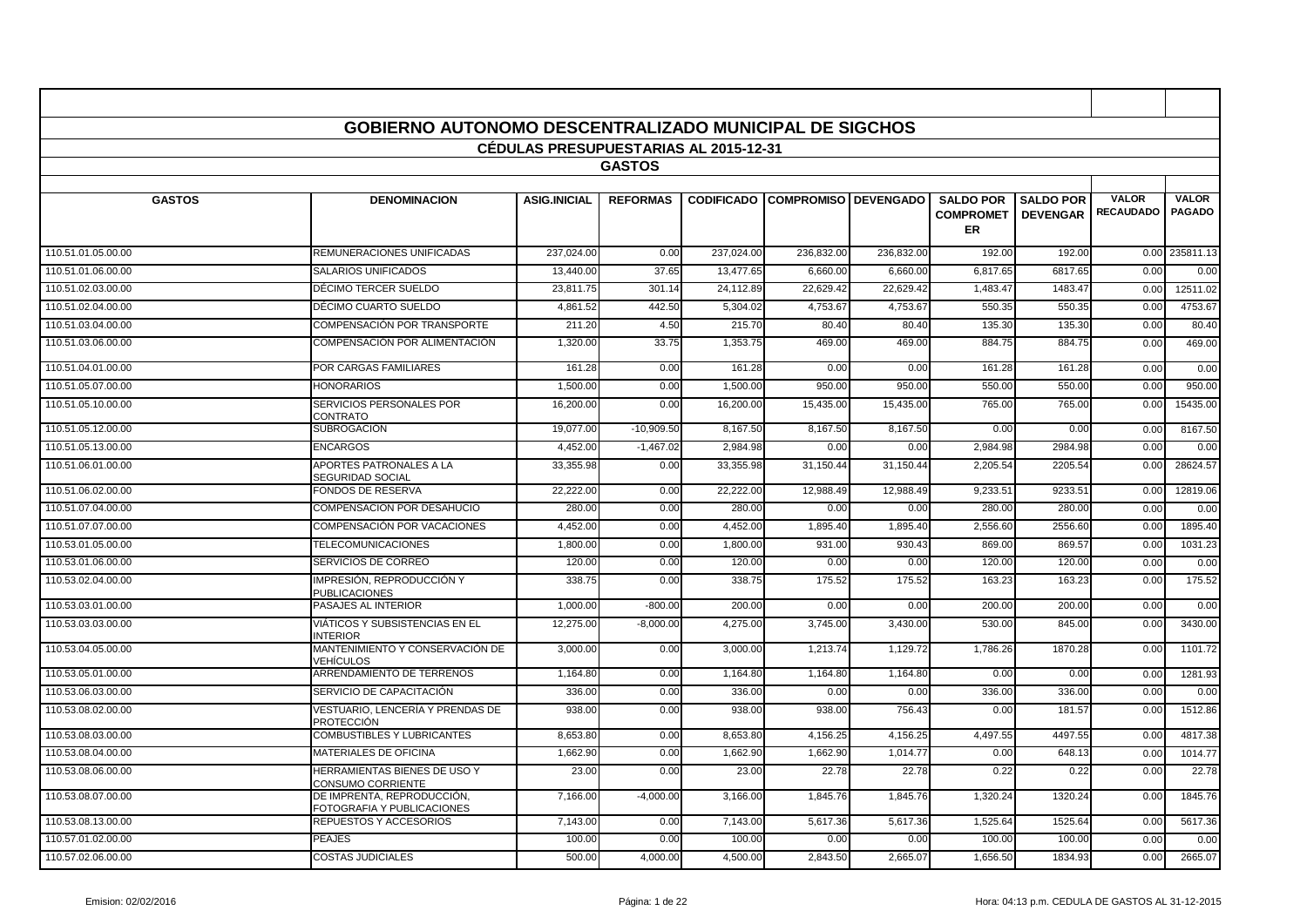# GOBIERNO AUTONOMO DESCENTRALIZADO MUNICIPAL DE SIGCHOS

## CÉDULAS PRESUPUESTARIAS AL 2015-12-31

### GASTOS

| GASTOS | DENOMINACION | ASIG.INICIAL | REFORMAS | CODIFICADO | COMPROMISO | DEVENGADO | SALDO POR COMPROMETER | SALDO POR DEVENGAR | VALOR RECAUDADO | VALOR PAGADO |
|---|---|---|---|---|---|---|---|---|---|---|
| 110.51.01.05.00.00 | REMUNERACIONES UNIFICADAS | 237,024.00 | 0.00 | 237,024.00 | 236,832.00 | 236,832.00 | 192.00 | 192.00 | 0.00 | 235811.13 |
| 110.51.01.06.00.00 | SALARIOS UNIFICADOS | 13,440.00 | 37.65 | 13,477.65 | 6,660.00 | 6,660.00 | 6,817.65 | 6817.65 | 0.00 | 0.00 |
| 110.51.02.03.00.00 | DÉCIMO TERCER SUELDO | 23,811.75 | 301.14 | 24,112.89 | 22,629.42 | 22,629.42 | 1,483.47 | 1483.47 | 0.00 | 12511.02 |
| 110.51.02.04.00.00 | DÉCIMO CUARTO SUELDO | 4,861.52 | 442.50 | 5,304.02 | 4,753.67 | 4,753.67 | 550.35 | 550.35 | 0.00 | 4753.67 |
| 110.51.03.04.00.00 | COMPENSACIÓN POR TRANSPORTE | 211.20 | 4.50 | 215.70 | 80.40 | 80.40 | 135.30 | 135.30 | 0.00 | 80.40 |
| 110.51.03.06.00.00 | COMPENSACIÓN POR ALIMENTACIÓN | 1,320.00 | 33.75 | 1,353.75 | 469.00 | 469.00 | 884.75 | 884.75 | 0.00 | 469.00 |
| 110.51.04.01.00.00 | POR CARGAS FAMILIARES | 161.28 | 0.00 | 161.28 | 0.00 | 0.00 | 161.28 | 161.28 | 0.00 | 0.00 |
| 110.51.05.07.00.00 | HONORARIOS | 1,500.00 | 0.00 | 1,500.00 | 950.00 | 950.00 | 550.00 | 550.00 | 0.00 | 950.00 |
| 110.51.05.10.00.00 | SERVICIOS PERSONALES POR CONTRATO | 16,200.00 | 0.00 | 16,200.00 | 15,435.00 | 15,435.00 | 765.00 | 765.00 | 0.00 | 15435.00 |
| 110.51.05.12.00.00 | SUBROGACIÓN | 19,077.00 | -10,909.50 | 8,167.50 | 8,167.50 | 8,167.50 | 0.00 | 0.00 | 0.00 | 8167.50 |
| 110.51.05.13.00.00 | ENCARGOS | 4,452.00 | -1,467.02 | 2,984.98 | 0.00 | 0.00 | 2,984.98 | 2984.98 | 0.00 | 0.00 |
| 110.51.06.01.00.00 | APORTES PATRONALES A LA SEGURIDAD SOCIAL | 33,355.98 | 0.00 | 33,355.98 | 31,150.44 | 31,150.44 | 2,205.54 | 2205.54 | 0.00 | 28624.57 |
| 110.51.06.02.00.00 | FONDOS DE RESERVA | 22,222.00 | 0.00 | 22,222.00 | 12,988.49 | 12,988.49 | 9,233.51 | 9233.51 | 0.00 | 12819.06 |
| 110.51.07.04.00.00 | COMPENSACIÓN POR DESAHUCIO | 280.00 | 0.00 | 280.00 | 0.00 | 0.00 | 280.00 | 280.00 | 0.00 | 0.00 |
| 110.51.07.07.00.00 | COMPENSACIÓN POR VACACIONES | 4,452.00 | 0.00 | 4,452.00 | 1,895.40 | 1,895.40 | 2,556.60 | 2556.60 | 0.00 | 1895.40 |
| 110.53.01.05.00.00 | TELECOMUNICACIONES | 1,800.00 | 0.00 | 1,800.00 | 931.00 | 930.43 | 869.00 | 869.57 | 0.00 | 1031.23 |
| 110.53.01.06.00.00 | SERVICIOS DE CORREO | 120.00 | 0.00 | 120.00 | 0.00 | 0.00 | 120.00 | 120.00 | 0.00 | 0.00 |
| 110.53.02.04.00.00 | IMPRESIÓN, REPRODUCCIÓN Y PUBLICACIONES | 338.75 | 0.00 | 338.75 | 175.52 | 175.52 | 163.23 | 163.23 | 0.00 | 175.52 |
| 110.53.03.01.00.00 | PASAJES AL INTERIOR | 1,000.00 | -800.00 | 200.00 | 0.00 | 0.00 | 200.00 | 200.00 | 0.00 | 0.00 |
| 110.53.03.03.00.00 | VIÁTICOS Y SUBSISTENCIAS EN EL INTERIOR | 12,275.00 | -8,000.00 | 4,275.00 | 3,745.00 | 3,430.00 | 530.00 | 845.00 | 0.00 | 3430.00 |
| 110.53.04.05.00.00 | MANTENIMIENTO Y CONSERVACIÓN DE VEHÍCULOS | 3,000.00 | 0.00 | 3,000.00 | 1,213.74 | 1,129.72 | 1,786.26 | 1870.28 | 0.00 | 1101.72 |
| 110.53.05.01.00.00 | ARRENDAMIENTO DE TERRENOS | 1,164.80 | 0.00 | 1,164.80 | 1,164.80 | 1,164.80 | 0.00 | 0.00 | 0.00 | 1281.93 |
| 110.53.06.03.00.00 | SERVICIO DE CAPACITACIÓN | 336.00 | 0.00 | 336.00 | 0.00 | 0.00 | 336.00 | 336.00 | 0.00 | 0.00 |
| 110.53.08.02.00.00 | VESTUARIO, LENCERÍA Y PRENDAS DE PROTECCIÓN | 938.00 | 0.00 | 938.00 | 938.00 | 756.43 | 0.00 | 181.57 | 0.00 | 1512.86 |
| 110.53.08.03.00.00 | COMBUSTIBLES Y LUBRICANTES | 8,653.80 | 0.00 | 8,653.80 | 4,156.25 | 4,156.25 | 4,497.55 | 4497.55 | 0.00 | 4817.38 |
| 110.53.08.04.00.00 | MATERIALES DE OFICINA | 1,662.90 | 0.00 | 1,662.90 | 1,662.90 | 1,014.77 | 0.00 | 648.13 | 0.00 | 1014.77 |
| 110.53.08.06.00.00 | HERRAMIENTAS BIENES DE USO Y CONSUMO CORRIENTE | 23.00 | 0.00 | 23.00 | 22.78 | 22.78 | 0.22 | 0.22 | 0.00 | 22.78 |
| 110.53.08.07.00.00 | DE IMPRENTA, REPRODUCCIÓN, FOTOGRAFIA Y PUBLICACIONES | 7,166.00 | -4,000.00 | 3,166.00 | 1,845.76 | 1,845.76 | 1,320.24 | 1320.24 | 0.00 | 1845.76 |
| 110.53.08.13.00.00 | REPUESTOS Y ACCESORIOS | 7,143.00 | 0.00 | 7,143.00 | 5,617.36 | 5,617.36 | 1,525.64 | 1525.64 | 0.00 | 5617.36 |
| 110.57.01.02.00.00 | PEAJES | 100.00 | 0.00 | 100.00 | 0.00 | 0.00 | 100.00 | 100.00 | 0.00 | 0.00 |
| 110.57.02.06.00.00 | COSTAS JUDICIALES | 500.00 | 4,000.00 | 4,500.00 | 2,843.50 | 2,665.07 | 1,656.50 | 1834.93 | 0.00 | 2665.07 |

Emision: 02/02/2016 Hora: 04:13 p.m. CEDULA DE GASTOS AL 31-12-2015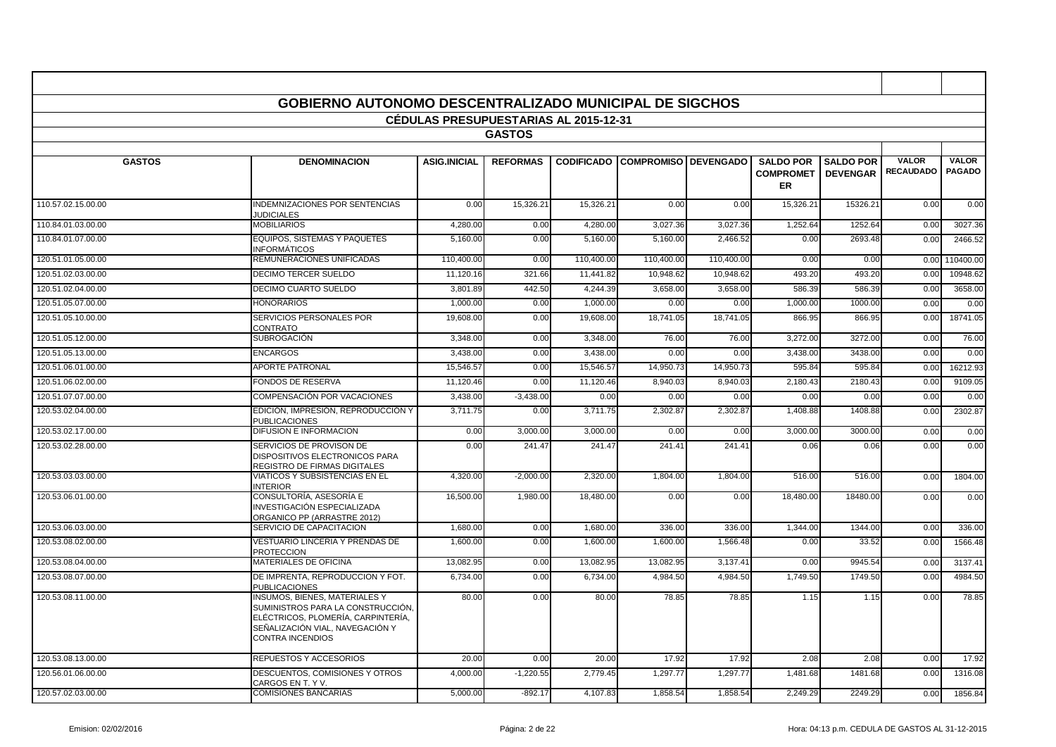# GOBIERNO AUTONOMO DESCENTRALIZADO MUNICIPAL DE SIGCHOS

## CÉDULAS PRESUPUESTARIAS AL 2015-12-31

### GASTOS

| GASTOS | DENOMINACION | ASIG.INICIAL | REFORMAS | CODIFICADO | COMPROMISO | DEVENGADO | SALDO POR COMPROMETER | SALDO POR DEVENGAR | VALOR RECAUDADO | VALOR PAGADO |
|---|---|---|---|---|---|---|---|---|---|---|
| 110.57.02.15.00.00 | INDEMNIZACIONES POR SENTENCIAS JUDICIALES | 0.00 | 15,326.21 | 15,326.21 | 0.00 | 0.00 | 15,326.21 | 15326.21 | 0.00 | 0.00 |
| 110.84.01.03.00.00 | MOBILIARIOS | 4,280.00 | 0.00 | 4,280.00 | 3,027.36 | 3,027.36 | 1,252.64 | 1252.64 | 0.00 | 3027.36 |
| 110.84.01.07.00.00 | EQUIPOS, SISTEMAS Y PAQUETES INFORMÁTICOS | 5,160.00 | 0.00 | 5,160.00 | 5,160.00 | 2,466.52 | 0.00 | 2693.48 | 0.00 | 2466.52 |
| 120.51.01.05.00.00 | REMUNERACIONES UNIFICADAS | 110,400.00 | 0.00 | 110,400.00 | 110,400.00 | 110,400.00 | 0.00 | 0.00 | 0.00 | 110400.00 |
| 120.51.02.03.00.00 | DECIMO TERCER SUELDO | 11,120.16 | 321.66 | 11,441.82 | 10,948.62 | 10,948.62 | 493.20 | 493.20 | 0.00 | 10948.62 |
| 120.51.02.04.00.00 | DECIMO CUARTO SUELDO | 3,801.89 | 442.50 | 4,244.39 | 3,658.00 | 3,658.00 | 586.39 | 586.39 | 0.00 | 3658.00 |
| 120.51.05.07.00.00 | HONORARIOS | 1,000.00 | 0.00 | 1,000.00 | 0.00 | 0.00 | 1,000.00 | 1000.00 | 0.00 | 0.00 |
| 120.51.05.10.00.00 | SERVICIOS PERSONALES POR CONTRATO | 19,608.00 | 0.00 | 19,608.00 | 18,741.05 | 18,741.05 | 866.95 | 866.95 | 0.00 | 18741.05 |
| 120.51.05.12.00.00 | SUBROGACIÓN | 3,348.00 | 0.00 | 3,348.00 | 76.00 | 76.00 | 3,272.00 | 3272.00 | 0.00 | 76.00 |
| 120.51.05.13.00.00 | ENCARGOS | 3,438.00 | 0.00 | 3,438.00 | 0.00 | 0.00 | 3,438.00 | 3438.00 | 0.00 | 0.00 |
| 120.51.06.01.00.00 | APORTE PATRONAL | 15,546.57 | 0.00 | 15,546.57 | 14,950.73 | 14,950.73 | 595.84 | 595.84 | 0.00 | 16212.93 |
| 120.51.06.02.00.00 | FONDOS DE RESERVA | 11,120.46 | 0.00 | 11,120.46 | 8,940.03 | 8,940.03 | 2,180.43 | 2180.43 | 0.00 | 9109.05 |
| 120.51.07.07.00.00 | COMPENSACIÓN POR VACACIONES | 3,438.00 | -3,438.00 | 0.00 | 0.00 | 0.00 | 0.00 | 0.00 | 0.00 | 0.00 |
| 120.53.02.04.00.00 | EDICIÓN, IMPRESIÓN, REPRODUCCIÓN Y PUBLICACIONES | 3,711.75 | 0.00 | 3,711.75 | 2,302.87 | 2,302.87 | 1,408.88 | 1408.88 | 0.00 | 2302.87 |
| 120.53.02.17.00.00 | DIFUSION E INFORMACION | 0.00 | 3,000.00 | 3,000.00 | 0.00 | 0.00 | 3,000.00 | 3000.00 | 0.00 | 0.00 |
| 120.53.02.28.00.00 | SERVICIOS DE PROVISON DE DISPOSITIVOS ELECTRONICOS PARA REGISTRO DE FIRMAS DIGITALES | 0.00 | 241.47 | 241.47 | 241.41 | 241.41 | 0.06 | 0.06 | 0.00 | 0.00 |
| 120.53.03.03.00.00 | VIÁTICOS Y SUBSISTENCIAS EN EL INTERIOR | 4,320.00 | -2,000.00 | 2,320.00 | 1,804.00 | 1,804.00 | 516.00 | 516.00 | 0.00 | 1804.00 |
| 120.53.06.01.00.00 | CONSULTORÍA, ASESORÍA E INVESTIGACIÓN ESPECIALIZADA ORGANICO PP (ARRASTRE 2012) | 16,500.00 | 1,980.00 | 18,480.00 | 0.00 | 0.00 | 18,480.00 | 18480.00 | 0.00 | 0.00 |
| 120.53.06.03.00.00 | SERVICIO DE CAPACITACION | 1,680.00 | 0.00 | 1,680.00 | 336.00 | 336.00 | 1,344.00 | 1344.00 | 0.00 | 336.00 |
| 120.53.08.02.00.00 | VESTUARIO LINCERIA Y PRENDAS DE PROTECCION | 1,600.00 | 0.00 | 1,600.00 | 1,600.00 | 1,566.48 | 0.00 | 33.52 | 0.00 | 1566.48 |
| 120.53.08.04.00.00 | MATERIALES DE OFICINA | 13,082.95 | 0.00 | 13,082.95 | 13,082.95 | 3,137.41 | 0.00 | 9945.54 | 0.00 | 3137.41 |
| 120.53.08.07.00.00 | DE IMPRENTA, REPRODUCCION Y FOT. PUBLICACIONES | 6,734.00 | 0.00 | 6,734.00 | 4,984.50 | 4,984.50 | 1,749.50 | 1749.50 | 0.00 | 4984.50 |
| 120.53.08.11.00.00 | INSUMOS, BIENES, MATERIALES Y SUMINISTROS PARA LA CONSTRUCCIÓN, ELÉCTRICOS, PLOMERÍA, CARPINTERÍA, SEÑALIZACIÓN VIAL, NAVEGACIÓN Y CONTRA INCENDIOS | 80.00 | 0.00 | 80.00 | 78.85 | 78.85 | 1.15 | 1.15 | 0.00 | 78.85 |
| 120.53.08.13.00.00 | REPUESTOS Y ACCESORIOS | 20.00 | 0.00 | 20.00 | 17.92 | 17.92 | 2.08 | 2.08 | 0.00 | 17.92 |
| 120.56.01.06.00.00 | DESCUENTOS, COMISIONES Y OTROS CARGOS EN T. Y V. | 4,000.00 | -1,220.55 | 2,779.45 | 1,297.77 | 1,297.77 | 1,481.68 | 1481.68 | 0.00 | 1316.08 |
| 120.57.02.03.00.00 | COMISIONES BANCARIAS | 5,000.00 | -892.17 | 4,107.83 | 1,858.54 | 1,858.54 | 2,249.29 | 2249.29 | 0.00 | 1856.84 |

Emision: 02/02/2016 | Hora: 04:13 p.m. CEDULA DE GASTOS AL 31-12-2015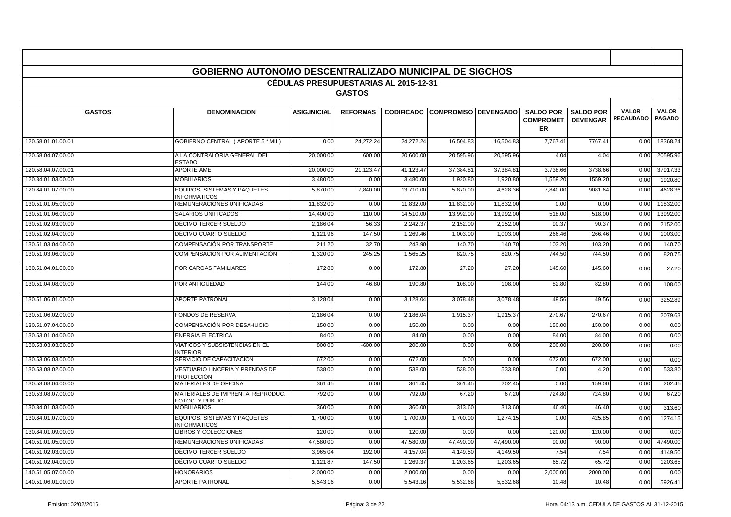## GOBIERNO AUTONOMO DESCENTRALIZADO MUNICIPAL DE SIGCHOS

### CÉDULAS PRESUPUESTARIAS AL 2015-12-31

### GASTOS

| GASTOS | DENOMINACION | ASIG.INICIAL | REFORMAS | CODIFICADO | COMPROMISO | DEVENGADO | SALDO POR COMPROMETER | SALDO POR DEVENGAR | VALOR RECAUDADO | VALOR PAGADO |
|---|---|---|---|---|---|---|---|---|---|---|
| 120.58.01.01.00.01 | GOBIERNO CENTRAL ( APORTE 5 * MIL) | 0.00 | 24,272.24 | 24,272.24 | 16,504.83 | 16,504.83 | 7,767.41 | 7767.41 | 0.00 | 18368.24 |
| 120.58.04.07.00.00 | A LA CONTRALORIA GENERAL DEL ESTADO | 20,000.00 | 600.00 | 20,600.00 | 20,595.96 | 20,595.96 | 4.04 | 4.04 | 0.00 | 20595.96 |
| 120.58.04.07.00.01 | APORTE AME | 20,000.00 | 21,123.47 | 41,123.47 | 37,384.81 | 37,384.81 | 3,738.66 | 3738.66 | 0.00 | 37917.33 |
| 120.84.01.03.00.00 | MOBILIARIOS | 3,480.00 | 0.00 | 3,480.00 | 1,920.80 | 1,920.80 | 1,559.20 | 1559.20 | 0.00 | 1920.80 |
| 120.84.01.07.00.00 | EQUIPOS, SISTEMAS Y PAQUETES INFORMATICOS | 5,870.00 | 7,840.00 | 13,710.00 | 5,870.00 | 4,628.36 | 7,840.00 | 9081.64 | 0.00 | 4628.36 |
| 130.51.01.05.00.00 | REMUNERACIONES UNIFICADAS | 11,832.00 | 0.00 | 11,832.00 | 11,832.00 | 11,832.00 | 0.00 | 0.00 | 0.00 | 11832.00 |
| 130.51.01.06.00.00 | SALARIOS UNIFICADOS | 14,400.00 | 110.00 | 14,510.00 | 13,992.00 | 13,992.00 | 518.00 | 518.00 | 0.00 | 13992.00 |
| 130.51.02.03.00.00 | DÉCIMO TERCER SUELDO | 2,186.04 | 56.33 | 2,242.37 | 2,152.00 | 2,152.00 | 90.37 | 90.37 | 0.00 | 2152.00 |
| 130.51.02.04.00.00 | DÉCIMO CUARTO SUELDO | 1,121.96 | 147.50 | 1,269.46 | 1,003.00 | 1,003.00 | 266.46 | 266.46 | 0.00 | 1003.00 |
| 130.51.03.04.00.00 | COMPENSACIÓN POR TRANSPORTE | 211.20 | 32.70 | 243.90 | 140.70 | 140.70 | 103.20 | 103.20 | 0.00 | 140.70 |
| 130.51.03.06.00.00 | COMPENSACIÓN POR ALIMENTACIÓN | 1,320.00 | 245.25 | 1,565.25 | 820.75 | 820.75 | 744.50 | 744.50 | 0.00 | 820.75 |
| 130.51.04.01.00.00 | POR CARGAS FAMILIARES | 172.80 | 0.00 | 172.80 | 27.20 | 27.20 | 145.60 | 145.60 | 0.00 | 27.20 |
| 130.51.04.08.00.00 | POR ANTIGÜEDAD | 144.00 | 46.80 | 190.80 | 108.00 | 108.00 | 82.80 | 82.80 | 0.00 | 108.00 |
| 130.51.06.01.00.00 | APORTE PATRONAL | 3,128.04 | 0.00 | 3,128.04 | 3,078.48 | 3,078.48 | 49.56 | 49.56 | 0.00 | 3252.89 |
| 130.51.06.02.00.00 | FONDOS DE RESERVA | 2,186.04 | 0.00 | 2,186.04 | 1,915.37 | 1,915.37 | 270.67 | 270.67 | 0.00 | 2079.63 |
| 130.51.07.04.00.00 | COMPENSACIÓN POR DESAHUCIO | 150.00 | 0.00 | 150.00 | 0.00 | 0.00 | 150.00 | 150.00 | 0.00 | 0.00 |
| 130.53.01.04.00.00 | ENERGIA ELECTRICA | 84.00 | 0.00 | 84.00 | 0.00 | 0.00 | 84.00 | 84.00 | 0.00 | 0.00 |
| 130.53.03.03.00.00 | VIÁTICOS Y SUBSISTENCIAS EN EL INTERIOR | 800.00 | -600.00 | 200.00 | 0.00 | 0.00 | 200.00 | 200.00 | 0.00 | 0.00 |
| 130.53.06.03.00.00 | SERVICIO DE CAPACITACIÓN | 672.00 | 0.00 | 672.00 | 0.00 | 0.00 | 672.00 | 672.00 | 0.00 | 0.00 |
| 130.53.08.02.00.00 | VESTUARIO LINCERIA Y PRENDAS DE PROTECCIÓN | 538.00 | 0.00 | 538.00 | 538.00 | 533.80 | 0.00 | 4.20 | 0.00 | 533.80 |
| 130.53.08.04.00.00 | MATERIALES DE OFICINA | 361.45 | 0.00 | 361.45 | 361.45 | 202.45 | 0.00 | 159.00 | 0.00 | 202.45 |
| 130.53.08.07.00.00 | MATERIALES DE IMPRENTA, REPRODUC. FOTOG. Y PUBLIC. | 792.00 | 0.00 | 792.00 | 67.20 | 67.20 | 724.80 | 724.80 | 0.00 | 67.20 |
| 130.84.01.03.00.00 | MOBILIARIOS | 360.00 | 0.00 | 360.00 | 313.60 | 313.60 | 46.40 | 46.40 | 0.00 | 313.60 |
| 130.84.01.07.00.00 | EQUIPOS, SISTEMAS Y PAQUETES INFORMATICOS | 1,700.00 | 0.00 | 1,700.00 | 1,700.00 | 1,274.15 | 0.00 | 425.85 | 0.00 | 1274.15 |
| 130.84.01.09.00.00 | LIBROS Y COLECCIONES | 120.00 | 0.00 | 120.00 | 0.00 | 0.00 | 120.00 | 120.00 | 0.00 | 0.00 |
| 140.51.01.05.00.00 | REMUNERACIONES UNIFICADAS | 47,580.00 | 0.00 | 47,580.00 | 47,490.00 | 47,490.00 | 90.00 | 90.00 | 0.00 | 47490.00 |
| 140.51.02.03.00.00 | DECIMO TERCER SUELDO | 3,965.04 | 192.00 | 4,157.04 | 4,149.50 | 4,149.50 | 7.54 | 7.54 | 0.00 | 4149.50 |
| 140.51.02.04.00.00 | DÉCIMO CUARTO SUELDO | 1,121.87 | 147.50 | 1,269.37 | 1,203.65 | 1,203.65 | 65.72 | 65.72 | 0.00 | 1203.65 |
| 140.51.05.07.00.00 | HONORARIOS | 2,000.00 | 0.00 | 2,000.00 | 0.00 | 0.00 | 2,000.00 | 2000.00 | 0.00 | 0.00 |
| 140.51.06.01.00.00 | APORTE PATRONAL | 5,543.16 | 0.00 | 5,543.16 | 5,532.68 | 5,532.68 | 10.48 | 10.48 | 0.00 | 5926.41 |

Emision: 02/02/2016 Hora: 04:13 p.m. CEDULA DE GASTOS AL 31-12-2015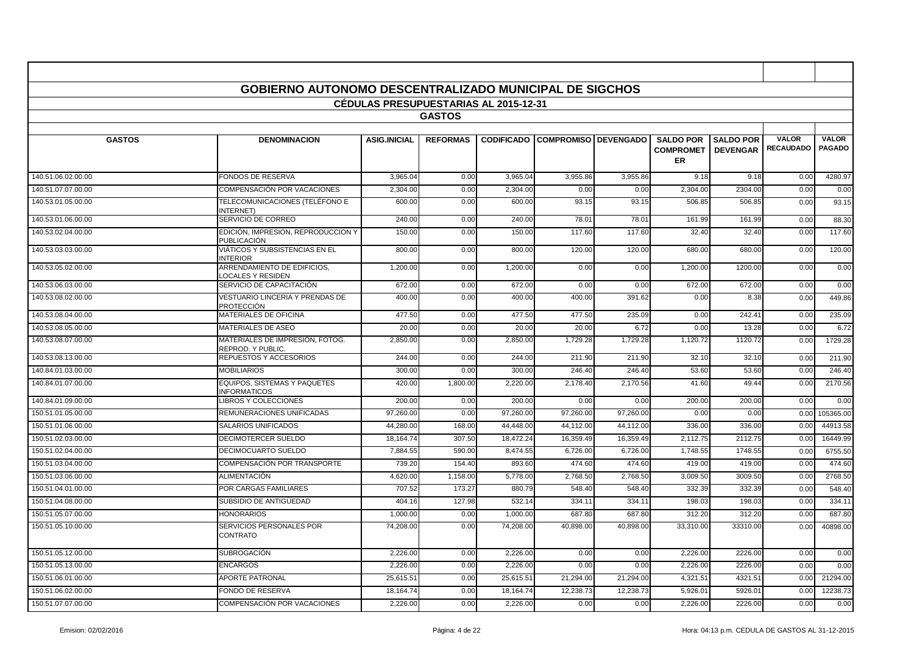## GOBIERNO AUTONOMO DESCENTRALIZADO MUNICIPAL DE SIGCHOS

### CÉDULAS PRESUPUESTARIAS AL 2015-12-31

### GASTOS

| GASTOS | DENOMINACION | ASIG.INICIAL | REFORMAS | CODIFICADO | COMPROMISO | DEVENGADO | SALDO POR COMPROMETER | SALDO POR DEVENGAR | VALOR RECAUDADO | VALOR PAGADO |
|---|---|---|---|---|---|---|---|---|---|---|
| 140.51.06.02.00.00 | FONDOS DE RESERVA | 3,965.04 | 0.00 | 3,965.04 | 3,955.86 | 3,955.86 | 9.18 | 9.18 | 0.00 | 4280.97 |
| 140.51.07.07.00.00 | COMPENSACIÓN POR VACACIONES | 2,304.00 | 0.00 | 2,304.00 | 0.00 | 0.00 | 2,304.00 | 2304.00 | 0.00 | 0.00 |
| 140.53.01.05.00.00 | TELECOMUNICACIONES (TELÉFONO E INTERNET) | 600.00 | 0.00 | 600.00 | 93.15 | 93.15 | 506.85 | 506.85 | 0.00 | 93.15 |
| 140.53.01.06.00.00 | SERVICIO DE CORREO | 240.00 | 0.00 | 240.00 | 78.01 | 78.01 | 161.99 | 161.99 | 0.00 | 88.30 |
| 140.53.02.04.00.00 | EDICIÓN, IMPRESION, REPRODUCCION Y PUBLICACIÓN | 150.00 | 0.00 | 150.00 | 117.60 | 117.60 | 32.40 | 32.40 | 0.00 | 117.60 |
| 140.53.03.03.00.00 | VIÁTICOS Y SUBSISTENCIAS EN EL INTERIOR | 800.00 | 0.00 | 800.00 | 120.00 | 120.00 | 680.00 | 680.00 | 0.00 | 120.00 |
| 140.53.05.02.00.00 | ARRENDAMIENTO DE EDIFICIOS, LOCALES Y RESIDEN | 1,200.00 | 0.00 | 1,200.00 | 0.00 | 0.00 | 1,200.00 | 1200.00 | 0.00 | 0.00 |
| 140.53.06.03.00.00 | SERVICIO DE CAPACITACIÓN | 672.00 | 0.00 | 672.00 | 0.00 | 0.00 | 672.00 | 672.00 | 0.00 | 0.00 |
| 140.53.08.02.00.00 | VESTUARIO LINCERIA Y PRENDAS DE PROTECCIÓN | 400.00 | 0.00 | 400.00 | 400.00 | 391.62 | 0.00 | 8.38 | 0.00 | 449.86 |
| 140.53.08.04.00.00 | MATERIALES DE OFICINA | 477.50 | 0.00 | 477.50 | 477.50 | 235.09 | 0.00 | 242.41 | 0.00 | 235.09 |
| 140.53.08.05.00.00 | MATERIALES DE ASEO | 20.00 | 0.00 | 20.00 | 20.00 | 6.72 | 0.00 | 13.28 | 0.00 | 6.72 |
| 140.53.08.07.00.00 | MATERIALES DE IMPRESIÓN, FOTOG. REPROD. Y PUBLIC. | 2,850.00 | 0.00 | 2,850.00 | 1,729.28 | 1,729.28 | 1,120.72 | 1120.72 | 0.00 | 1729.28 |
| 140.53.08.13.00.00 | REPUESTOS Y ACCESORIOS | 244.00 | 0.00 | 244.00 | 211.90 | 211.90 | 32.10 | 32.10 | 0.00 | 211.90 |
| 140.84.01.03.00.00 | MOBILIARIOS | 300.00 | 0.00 | 300.00 | 246.40 | 246.40 | 53.60 | 53.60 | 0.00 | 246.40 |
| 140.84.01.07.00.00 | EQUIPOS, SISTEMAS Y PAQUETES INFORMATICOS | 420.00 | 1,800.00 | 2,220.00 | 2,178.40 | 2,170.56 | 41.60 | 49.44 | 0.00 | 2170.56 |
| 140.84.01.09.00.00 | LIBROS Y COLECCIONES | 200.00 | 0.00 | 200.00 | 0.00 | 0.00 | 200.00 | 200.00 | 0.00 | 0.00 |
| 150.51.01.05.00.00 | REMUNERACIONES UNIFICADAS | 97,260.00 | 0.00 | 97,260.00 | 97,260.00 | 97,260.00 | 0.00 | 0.00 | 0.00 | 105365.00 |
| 150.51.01.06.00.00 | SALARIOS UNIFICADOS | 44,280.00 | 168.00 | 44,448.00 | 44,112.00 | 44,112.00 | 336.00 | 336.00 | 0.00 | 44913.58 |
| 150.51.02.03.00.00 | DECIMOTERCER SUELDO | 18,164.74 | 307.50 | 18,472.24 | 16,359.49 | 16,359.49 | 2,112.75 | 2112.75 | 0.00 | 16449.99 |
| 150.51.02.04.00.00 | DECIMOCUARTO SUELDO | 7,884.55 | 590.00 | 8,474.55 | 6,726.00 | 6,726.00 | 1,748.55 | 1748.55 | 0.00 | 6755.50 |
| 150.51.03.04.00.00 | COMPENSACIÓN POR TRANSPORTE | 739.20 | 154.40 | 893.60 | 474.60 | 474.60 | 419.00 | 419.00 | 0.00 | 474.60 |
| 150.51.03.06.00.00 | ALIMENTACIÓN | 4,620.00 | 1,158.00 | 5,778.00 | 2,768.50 | 2,768.50 | 3,009.50 | 3009.50 | 0.00 | 2768.50 |
| 150.51.04.01.00.00 | POR CARGAS FAMILIARES | 707.52 | 173.27 | 880.79 | 548.40 | 548.40 | 332.39 | 332.39 | 0.00 | 548.40 |
| 150.51.04.08.00.00 | SUBSIDIO DE ANTIGÜEDAD | 404.16 | 127.98 | 532.14 | 334.11 | 334.11 | 198.03 | 198.03 | 0.00 | 334.11 |
| 150.51.05.07.00.00 | HONORARIOS | 1,000.00 | 0.00 | 1,000.00 | 687.80 | 687.80 | 312.20 | 312.20 | 0.00 | 687.80 |
| 150.51.05.10.00.00 | SERVICIOS PERSONALES POR CONTRATO | 74,208.00 | 0.00 | 74,208.00 | 40,898.00 | 40,898.00 | 33,310.00 | 33310.00 | 0.00 | 40898.00 |
| 150.51.05.12.00.00 | SUBROGACIÓN | 2,226.00 | 0.00 | 2,226.00 | 0.00 | 0.00 | 2,226.00 | 2226.00 | 0.00 | 0.00 |
| 150.51.05.13.00.00 | ENCARGOS | 2,226.00 | 0.00 | 2,226.00 | 0.00 | 0.00 | 2,226.00 | 2226.00 | 0.00 | 0.00 |
| 150.51.06.01.00.00 | APORTE PATRONAL | 25,615.51 | 0.00 | 25,615.51 | 21,294.00 | 21,294.00 | 4,321.51 | 4321.51 | 0.00 | 21294.00 |
| 150.51.06.02.00.00 | FONDO DE RESERVA | 18,164.74 | 0.00 | 18,164.74 | 12,238.73 | 12,238.73 | 5,926.01 | 5926.01 | 0.00 | 12238.73 |
| 150.51.07.07.00.00 | COMPENSACIÓN POR VACACIONES | 2,226.00 | 0.00 | 2,226.00 | 0.00 | 0.00 | 2,226.00 | 2226.00 | 0.00 | 0.00 |

Emision: 02/02/2016 Hora: 04:13 p.m. CEDULA DE GASTOS AL 31-12-2015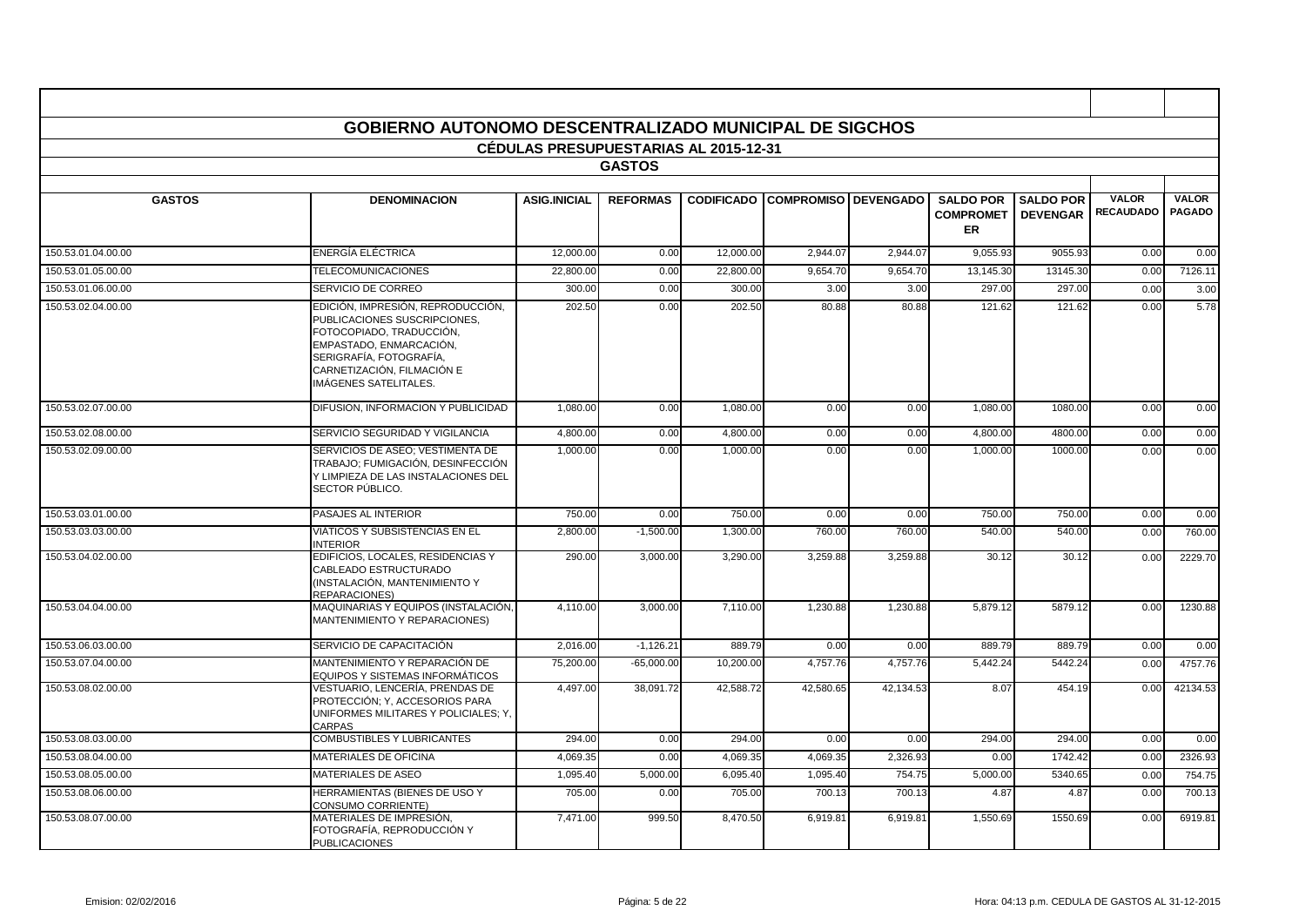# GOBIERNO AUTONOMO DESCENTRALIZADO MUNICIPAL DE SIGCHOS

## CÉDULAS PRESUPUESTARIAS AL 2015-12-31

### GASTOS

| GASTOS | DENOMINACION | ASIG.INICIAL | REFORMAS | CODIFICADO | COMPROMISO | DEVENGADO | SALDO POR COMPROMETER | SALDO POR DEVENGAR | VALOR RECAUDADO | VALOR PAGADO |
|---|---|---|---|---|---|---|---|---|---|---|
| 150.53.01.04.00.00 | ENERGÍA ELÉCTRICA | 12,000.00 | 0.00 | 12,000.00 | 2,944.07 | 2,944.07 | 9,055.93 | 9055.93 | 0.00 | 0.00 |
| 150.53.01.05.00.00 | TELECOMUNICACIONES | 22,800.00 | 0.00 | 22,800.00 | 9,654.70 | 9,654.70 | 13,145.30 | 13145.30 | 0.00 | 7126.11 |
| 150.53.01.06.00.00 | SERVICIO DE CORREO | 300.00 | 0.00 | 300.00 | 3.00 | 3.00 | 297.00 | 297.00 | 0.00 | 3.00 |
| 150.53.02.04.00.00 | EDICIÓN, IMPRESIÓN, REPRODUCCIÓN, PUBLICACIONES SUSCRIPCIONES, FOTOCOPIADO, TRADUCCIÓN, EMPASTADO, ENMARCACIÓN, SERIGRAFÍA, FOTOGRAFÍA, CARNETIZACIÓN, FILMACIÓN E IMÁGENES SATELITALES. | 202.50 | 0.00 | 202.50 | 80.88 | 80.88 | 121.62 | 121.62 | 0.00 | 5.78 |
| 150.53.02.07.00.00 | DIFUSION, INFORMACION Y PUBLICIDAD | 1,080.00 | 0.00 | 1,080.00 | 0.00 | 0.00 | 1,080.00 | 1080.00 | 0.00 | 0.00 |
| 150.53.02.08.00.00 | SERVICIO SEGURIDAD Y VIGILANCIA | 4,800.00 | 0.00 | 4,800.00 | 0.00 | 0.00 | 4,800.00 | 4800.00 | 0.00 | 0.00 |
| 150.53.02.09.00.00 | SERVICIOS DE ASEO; VESTIMENTA DE TRABAJO; FUMIGACIÓN, DESINFECCIÓN Y LIMPIEZA DE LAS INSTALACIONES DEL SECTOR PÚBLICO. | 1,000.00 | 0.00 | 1,000.00 | 0.00 | 0.00 | 1,000.00 | 1000.00 | 0.00 | 0.00 |
| 150.53.03.01.00.00 | PASAJES AL INTERIOR | 750.00 | 0.00 | 750.00 | 0.00 | 0.00 | 750.00 | 750.00 | 0.00 | 0.00 |
| 150.53.03.03.00.00 | VIÁTICOS Y SUBSISTENCIAS EN EL INTERIOR | 2,800.00 | -1,500.00 | 1,300.00 | 760.00 | 760.00 | 540.00 | 540.00 | 0.00 | 760.00 |
| 150.53.04.02.00.00 | EDIFICIOS, LOCALES, RESIDENCIAS Y CABLEADO ESTRUCTURADO (INSTALACIÓN, MANTENIMIENTO Y REPARACIONES) | 290.00 | 3,000.00 | 3,290.00 | 3,259.88 | 3,259.88 | 30.12 | 30.12 | 0.00 | 2229.70 |
| 150.53.04.04.00.00 | MAQUINARIAS Y EQUIPOS (INSTALACIÓN, MANTENIMIENTO Y REPARACIONES) | 4,110.00 | 3,000.00 | 7,110.00 | 1,230.88 | 1,230.88 | 5,879.12 | 5879.12 | 0.00 | 1230.88 |
| 150.53.06.03.00.00 | SERVICIO DE CAPACITACIÓN | 2,016.00 | -1,126.21 | 889.79 | 0.00 | 0.00 | 889.79 | 889.79 | 0.00 | 0.00 |
| 150.53.07.04.00.00 | MANTENIMIENTO Y REPARACIÓN DE EQUIPOS Y SISTEMAS INFORMÁTICOS | 75,200.00 | -65,000.00 | 10,200.00 | 4,757.76 | 4,757.76 | 5,442.24 | 5442.24 | 0.00 | 4757.76 |
| 150.53.08.02.00.00 | VESTUARIO, LENCERÍA, PRENDAS DE PROTECCIÓN; Y, ACCESORIOS PARA UNIFORMES MILITARES Y POLICIALES; Y, CARPAS | 4,497.00 | 38,091.72 | 42,588.72 | 42,580.65 | 42,134.53 | 8.07 | 454.19 | 0.00 | 42134.53 |
| 150.53.08.03.00.00 | COMBUSTIBLES Y LUBRICANTES | 294.00 | 0.00 | 294.00 | 0.00 | 0.00 | 294.00 | 294.00 | 0.00 | 0.00 |
| 150.53.08.04.00.00 | MATERIALES DE OFICINA | 4,069.35 | 0.00 | 4,069.35 | 4,069.35 | 2,326.93 | 0.00 | 1742.42 | 0.00 | 2326.93 |
| 150.53.08.05.00.00 | MATERIALES DE ASEO | 1,095.40 | 5,000.00 | 6,095.40 | 1,095.40 | 754.75 | 5,000.00 | 5340.65 | 0.00 | 754.75 |
| 150.53.08.06.00.00 | HERRAMIENTAS (BIENES DE USO Y CONSUMO CORRIENTE) | 705.00 | 0.00 | 705.00 | 700.13 | 700.13 | 4.87 | 4.87 | 0.00 | 700.13 |
| 150.53.08.07.00.00 | MATERIALES DE IMPRESIÓN, FOTOGRAFÍA, REPRODUCCIÓN Y PUBLICACIONES | 7,471.00 | 999.50 | 8,470.50 | 6,919.81 | 6,919.81 | 1,550.69 | 1550.69 | 0.00 | 6919.81 |

Emision: 02/02/2016 Hora: 04:13 p.m. CEDULA DE GASTOS AL 31-12-2015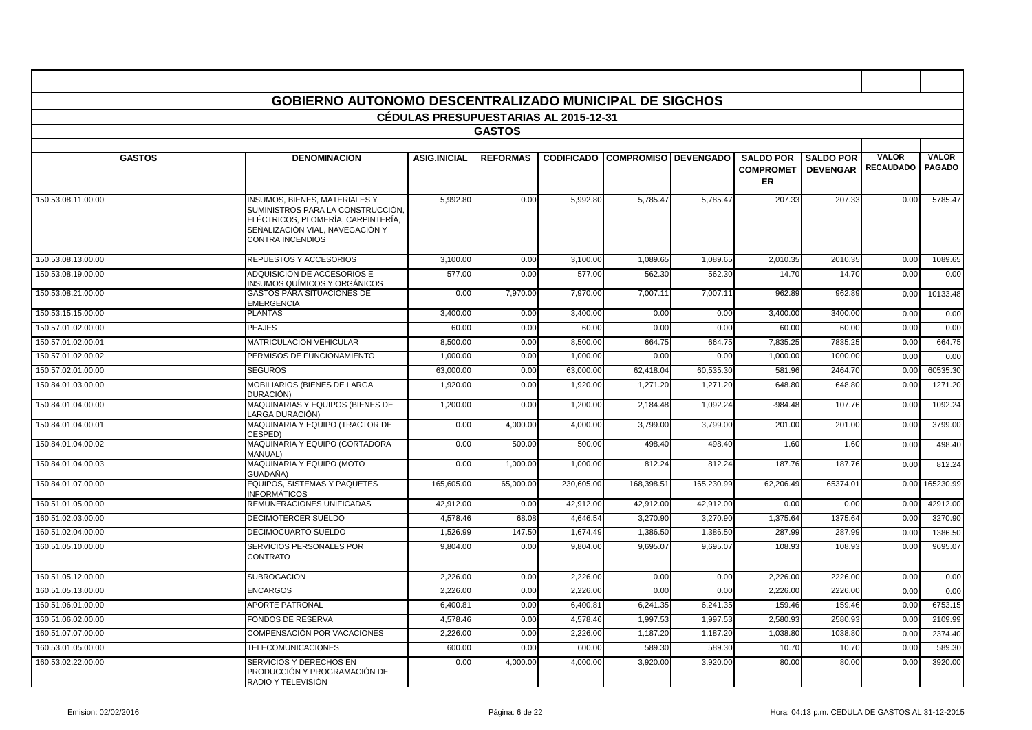# GOBIERNO AUTONOMO DESCENTRALIZADO MUNICIPAL DE SIGCHOS

## CÉDULAS PRESUPUESTARIAS AL 2015-12-31

### GASTOS

| GASTOS | DENOMINACION | ASIG.INICIAL | REFORMAS | CODIFICADO | COMPROMISO | DEVENGADO | SALDO POR COMPROMETER | SALDO POR DEVENGAR | VALOR RECAUDADO | VALOR PAGADO |
|---|---|---|---|---|---|---|---|---|---|---|
| 150.53.08.11.00.00 | INSUMOS, BIENES, MATERIALES Y SUMINISTROS PARA LA CONSTRUCCIÓN, ELÉCTRICOS, PLOMERÍA, CARPINTERÍA, SEÑALIZACIÓN VIAL, NAVEGACIÓN Y CONTRA INCENDIOS | 5,992.80 | 0.00 | 5,992.80 | 5,785.47 | 5,785.47 | 207.33 | 207.33 | 0.00 | 5785.47 |
| 150.53.08.13.00.00 | REPUESTOS Y ACCESORIOS | 3,100.00 | 0.00 | 3,100.00 | 1,089.65 | 1,089.65 | 2,010.35 | 2010.35 | 0.00 | 1089.65 |
| 150.53.08.19.00.00 | ADQUISICIÓN DE ACCESORIOS E INSUMOS QUÍMICOS Y ORGÁNICOS | 577.00 | 0.00 | 577.00 | 562.30 | 562.30 | 14.70 | 14.70 | 0.00 | 0.00 |
| 150.53.08.21.00.00 | GASTOS PARA SITUACIONES DE EMERGENCIA | 0.00 | 7,970.00 | 7,970.00 | 7,007.11 | 7,007.11 | 962.89 | 962.89 | 0.00 | 10133.48 |
| 150.53.15.15.00.00 | PLANTAS | 3,400.00 | 0.00 | 3,400.00 | 0.00 | 0.00 | 3,400.00 | 3400.00 | 0.00 | 0.00 |
| 150.57.01.02.00.00 | PEAJES | 60.00 | 0.00 | 60.00 | 0.00 | 0.00 | 60.00 | 60.00 | 0.00 | 0.00 |
| 150.57.01.02.00.01 | MATRICULACION VEHICULAR | 8,500.00 | 0.00 | 8,500.00 | 664.75 | 664.75 | 7,835.25 | 7835.25 | 0.00 | 664.75 |
| 150.57.01.02.00.02 | PERMISOS DE FUNCIONAMIENTO | 1,000.00 | 0.00 | 1,000.00 | 0.00 | 0.00 | 1,000.00 | 1000.00 | 0.00 | 0.00 |
| 150.57.02.01.00.00 | SEGUROS | 63,000.00 | 0.00 | 63,000.00 | 62,418.04 | 60,535.30 | 581.96 | 2464.70 | 0.00 | 60535.30 |
| 150.84.01.03.00.00 | MOBILIARIOS (BIENES DE LARGA DURACIÓN) | 1,920.00 | 0.00 | 1,920.00 | 1,271.20 | 1,271.20 | 648.80 | 648.80 | 0.00 | 1271.20 |
| 150.84.01.04.00.00 | MAQUINARIAS Y EQUIPOS (BIENES DE LARGA DURACIÓN) | 1,200.00 | 0.00 | 1,200.00 | 2,184.48 | 1,092.24 | -984.48 | 107.76 | 0.00 | 1092.24 |
| 150.84.01.04.00.01 | MAQUINARIA Y EQUIPO (TRACTOR DE CESPED) | 0.00 | 4,000.00 | 4,000.00 | 3,799.00 | 3,799.00 | 201.00 | 201.00 | 0.00 | 3799.00 |
| 150.84.01.04.00.02 | MAQUINARIA Y EQUIPO (CORTADORA MANUAL) | 0.00 | 500.00 | 500.00 | 498.40 | 498.40 | 1.60 | 1.60 | 0.00 | 498.40 |
| 150.84.01.04.00.03 | MAQUINARIA Y EQUIPO (MOTO GUADAÑA) | 0.00 | 1,000.00 | 1,000.00 | 812.24 | 812.24 | 187.76 | 187.76 | 0.00 | 812.24 |
| 150.84.01.07.00.00 | EQUIPOS, SISTEMAS Y PAQUETES INFORMÁTICOS | 165,605.00 | 65,000.00 | 230,605.00 | 168,398.51 | 165,230.99 | 62,206.49 | 65374.01 | 0.00 | 165230.99 |
| 160.51.01.05.00.00 | REMUNERACIONES UNIFICADAS | 42,912.00 | 0.00 | 42,912.00 | 42,912.00 | 42,912.00 | 0.00 | 0.00 | 0.00 | 42912.00 |
| 160.51.02.03.00.00 | DECIMOTERCER SUELDO | 4,578.46 | 68.08 | 4,646.54 | 3,270.90 | 3,270.90 | 1,375.64 | 1375.64 | 0.00 | 3270.90 |
| 160.51.02.04.00.00 | DECIMOCUARTO SUELDO | 1,526.99 | 147.50 | 1,674.49 | 1,386.50 | 1,386.50 | 287.99 | 287.99 | 0.00 | 1386.50 |
| 160.51.05.10.00.00 | SERVICIOS PERSONALES POR CONTRATO | 9,804.00 | 0.00 | 9,804.00 | 9,695.07 | 9,695.07 | 108.93 | 108.93 | 0.00 | 9695.07 |
| 160.51.05.12.00.00 | SUBROGACION | 2,226.00 | 0.00 | 2,226.00 | 0.00 | 0.00 | 2,226.00 | 2226.00 | 0.00 | 0.00 |
| 160.51.05.13.00.00 | ENCARGOS | 2,226.00 | 0.00 | 2,226.00 | 0.00 | 0.00 | 2,226.00 | 2226.00 | 0.00 | 0.00 |
| 160.51.06.01.00.00 | APORTE PATRONAL | 6,400.81 | 0.00 | 6,400.81 | 6,241.35 | 6,241.35 | 159.46 | 159.46 | 0.00 | 6753.15 |
| 160.51.06.02.00.00 | FONDOS DE RESERVA | 4,578.46 | 0.00 | 4,578.46 | 1,997.53 | 1,997.53 | 2,580.93 | 2580.93 | 0.00 | 2109.99 |
| 160.51.07.07.00.00 | COMPENSACIÓN POR VACACIONES | 2,226.00 | 0.00 | 2,226.00 | 1,187.20 | 1,187.20 | 1,038.80 | 1038.80 | 0.00 | 2374.40 |
| 160.53.01.05.00.00 | TELECOMUNICACIONES | 600.00 | 0.00 | 600.00 | 589.30 | 589.30 | 10.70 | 10.70 | 0.00 | 589.30 |
| 160.53.02.22.00.00 | SERVICIOS Y DERECHOS EN PRODUCCIÓN Y PROGRAMACIÓN DE RADIO Y TELEVISIÓN | 0.00 | 4,000.00 | 4,000.00 | 3,920.00 | 3,920.00 | 80.00 | 80.00 | 0.00 | 3920.00 |

Emision: 02/02/2016 Hora: 04:13 p.m. CEDULA DE GASTOS AL 31-12-2015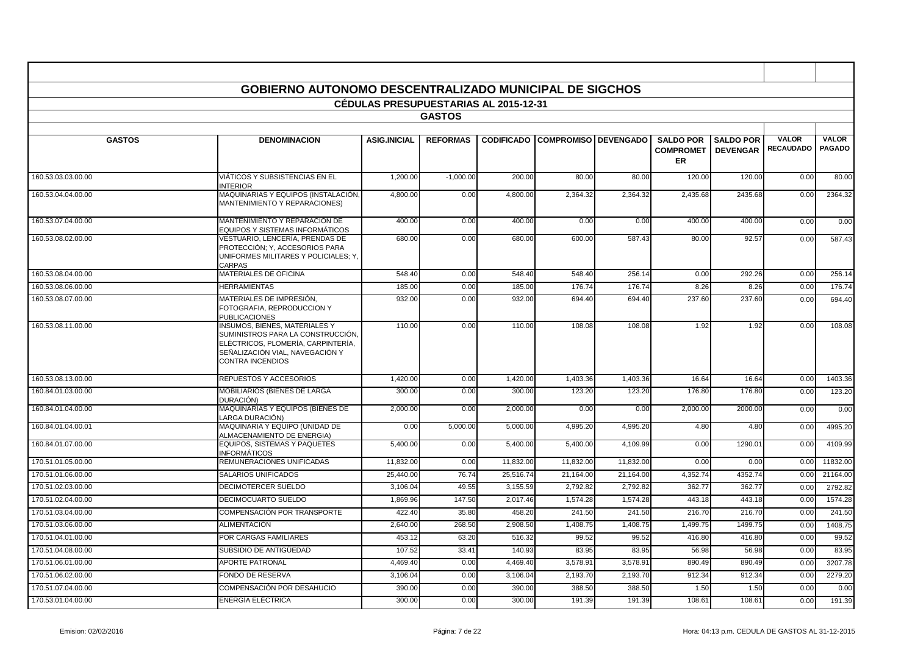## GOBIERNO AUTONOMO DESCENTRALIZADO MUNICIPAL DE SIGCHOS

### CÉDULAS PRESUPUESTARIAS AL 2015-12-31

### GASTOS

| GASTOS | DENOMINACION | ASIG.INICIAL | REFORMAS | CODIFICADO | COMPROMISO | DEVENGADO | SALDO POR COMPROMETER | SALDO POR DEVENGAR | VALOR RECAUDADO | VALOR PAGADO |
|---|---|---|---|---|---|---|---|---|---|---|
| 160.53.03.03.00.00 | VIÁTICOS Y SUBSISTENCIAS EN EL INTERIOR | 1,200.00 | -1,000.00 | 200.00 | 80.00 | 80.00 | 120.00 | 120.00 | 0.00 | 80.00 |
| 160.53.04.04.00.00 | MAQUINARIAS Y EQUIPOS (INSTALACIÓN, MANTENIMIENTO Y REPARACIONES) | 4,800.00 | 0.00 | 4,800.00 | 2,364.32 | 2,364.32 | 2,435.68 | 2435.68 | 0.00 | 2364.32 |
| 160.53.07.04.00.00 | MANTENIMIENTO Y REPARACIÓN DE EQUIPOS Y SISTEMAS INFORMÁTICOS | 400.00 | 0.00 | 400.00 | 0.00 | 0.00 | 400.00 | 400.00 | 0.00 | 0.00 |
| 160.53.08.02.00.00 | VESTUARIO, LENCERÍA, PRENDAS DE PROTECCIÓN; Y, ACCESORIOS PARA UNIFORMES MILITARES Y POLICIALES; Y, CARPAS | 680.00 | 0.00 | 680.00 | 600.00 | 587.43 | 80.00 | 92.57 | 0.00 | 587.43 |
| 160.53.08.04.00.00 | MATERIALES DE OFICINA | 548.40 | 0.00 | 548.40 | 548.40 | 256.14 | 0.00 | 292.26 | 0.00 | 256.14 |
| 160.53.08.06.00.00 | HERRAMIENTAS | 185.00 | 0.00 | 185.00 | 176.74 | 176.74 | 8.26 | 8.26 | 0.00 | 176.74 |
| 160.53.08.07.00.00 | MATERIALES DE IMPRESIÓN, FOTOGRAFIA, REPRODUCCION Y PUBLICACIONES | 932.00 | 0.00 | 932.00 | 694.40 | 694.40 | 237.60 | 237.60 | 0.00 | 694.40 |
| 160.53.08.11.00.00 | INSUMOS, BIENES, MATERIALES Y SUMINISTROS PARA LA CONSTRUCCIÓN, ELÉCTRICOS, PLOMERÍA, CARPINTERÍA, SEÑALIZACIÓN VIAL, NAVEGACIÓN Y CONTRA INCENDIOS | 110.00 | 0.00 | 110.00 | 108.08 | 108.08 | 1.92 | 1.92 | 0.00 | 108.08 |
| 160.53.08.13.00.00 | REPUESTOS Y ACCESORIOS | 1,420.00 | 0.00 | 1,420.00 | 1,403.36 | 1,403.36 | 16.64 | 16.64 | 0.00 | 1403.36 |
| 160.84.01.03.00.00 | MOBILIARIOS (BIENES DE LARGA DURACIÓN) | 300.00 | 0.00 | 300.00 | 123.20 | 123.20 | 176.80 | 176.80 | 0.00 | 123.20 |
| 160.84.01.04.00.00 | MAQUINARIAS Y EQUIPOS (BIENES DE LARGA DURACIÓN) | 2,000.00 | 0.00 | 2,000.00 | 0.00 | 0.00 | 2,000.00 | 2000.00 | 0.00 | 0.00 |
| 160.84.01.04.00.01 | MAQUINARIA Y EQUIPO (UNIDAD DE ALMACENAMIENTO DE ENERGIA) | 0.00 | 5,000.00 | 5,000.00 | 4,995.20 | 4,995.20 | 4.80 | 4.80 | 0.00 | 4995.20 |
| 160.84.01.07.00.00 | EQUIPOS, SISTEMAS Y PAQUETES INFORMÁTICOS | 5,400.00 | 0.00 | 5,400.00 | 5,400.00 | 4,109.99 | 0.00 | 1290.01 | 0.00 | 4109.99 |
| 170.51.01.05.00.00 | REMUNERACIONES UNIFICADAS | 11,832.00 | 0.00 | 11,832.00 | 11,832.00 | 11,832.00 | 0.00 | 0.00 | 0.00 | 11832.00 |
| 170.51.01.06.00.00 | SALARIOS UNIFICADOS | 25,440.00 | 76.74 | 25,516.74 | 21,164.00 | 21,164.00 | 4,352.74 | 4352.74 | 0.00 | 21164.00 |
| 170.51.02.03.00.00 | DECIMOTERCER SUELDO | 3,106.04 | 49.55 | 3,155.59 | 2,792.82 | 2,792.82 | 362.77 | 362.77 | 0.00 | 2792.82 |
| 170.51.02.04.00.00 | DECIMOCUARTO SUELDO | 1,869.96 | 147.50 | 2,017.46 | 1,574.28 | 1,574.28 | 443.18 | 443.18 | 0.00 | 1574.28 |
| 170.51.03.04.00.00 | COMPENSACIÓN POR TRANSPORTE | 422.40 | 35.80 | 458.20 | 241.50 | 241.50 | 216.70 | 216.70 | 0.00 | 241.50 |
| 170.51.03.06.00.00 | ALIMENTACIÓN | 2,640.00 | 268.50 | 2,908.50 | 1,408.75 | 1,408.75 | 1,499.75 | 1499.75 | 0.00 | 1408.75 |
| 170.51.04.01.00.00 | POR CARGAS FAMILIARES | 453.12 | 63.20 | 516.32 | 99.52 | 99.52 | 416.80 | 416.80 | 0.00 | 99.52 |
| 170.51.04.08.00.00 | SUBSIDIO DE ANTIGÜEDAD | 107.52 | 33.41 | 140.93 | 83.95 | 83.95 | 56.98 | 56.98 | 0.00 | 83.95 |
| 170.51.06.01.00.00 | APORTE PATRONAL | 4,469.40 | 0.00 | 4,469.40 | 3,578.91 | 3,578.91 | 890.49 | 890.49 | 0.00 | 3207.78 |
| 170.51.06.02.00.00 | FONDO DE RESERVA | 3,106.04 | 0.00 | 3,106.04 | 2,193.70 | 2,193.70 | 912.34 | 912.34 | 0.00 | 2279.20 |
| 170.51.07.04.00.00 | COMPENSACIÓN POR DESAHUCIO | 390.00 | 0.00 | 390.00 | 388.50 | 388.50 | 1.50 | 1.50 | 0.00 | 0.00 |
| 170.53.01.04.00.00 | ENERGÍA ELÉCTRICA | 300.00 | 0.00 | 300.00 | 191.39 | 191.39 | 108.61 | 108.61 | 0.00 | 191.39 |

Emision: 02/02/2016 — Hora: 04:13 p.m. CEDULA DE GASTOS AL 31-12-2015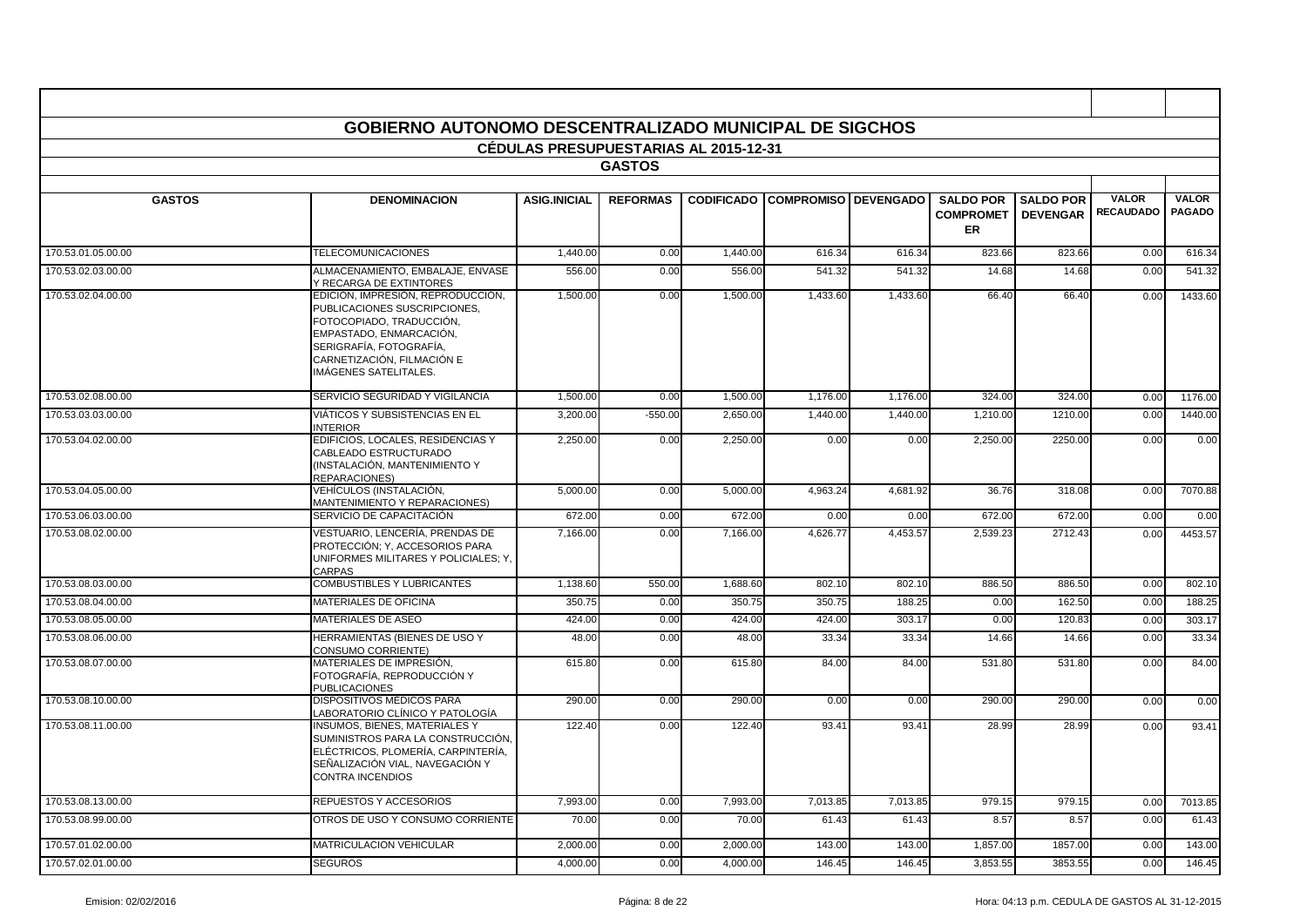## GOBIERNO AUTONOMO DESCENTRALIZADO MUNICIPAL DE SIGCHOS

### CÉDULAS PRESUPUESTARIAS AL 2015-12-31

### GASTOS

| GASTOS | DENOMINACION | ASIG.INICIAL | REFORMAS | CODIFICADO | COMPROMISO | DEVENGADO | SALDO POR COMPROMETER | SALDO POR DEVENGAR | VALOR RECAUDADO | VALOR PAGADO |
|---|---|---|---|---|---|---|---|---|---|---|
| 170.53.01.05.00.00 | TELECOMUNICACIONES | 1,440.00 | 0.00 | 1,440.00 | 616.34 | 616.34 | 823.66 | 823.66 | 0.00 | 616.34 |
| 170.53.02.03.00.00 | ALMACENAMIENTO, EMBALAJE, ENVASE Y RECARGA DE EXTINTORES | 556.00 | 0.00 | 556.00 | 541.32 | 541.32 | 14.68 | 14.68 | 0.00 | 541.32 |
| 170.53.02.04.00.00 | EDICIÓN, IMPRESIÓN, REPRODUCCIÓN, PUBLICACIONES SUSCRIPCIONES, FOTOCOPIADO, TRADUCCIÓN, EMPASTADO, ENMARCACIÓN, SERIGRAFÍA, FOTOGRAFÍA, CARNETIZACIÓN, FILMACIÓN E IMÁGENES SATELITALES. | 1,500.00 | 0.00 | 1,500.00 | 1,433.60 | 1,433.60 | 66.40 | 66.40 | 0.00 | 1433.60 |
| 170.53.02.08.00.00 | SERVICIO SEGURIDAD Y VIGILANCIA | 1,500.00 | 0.00 | 1,500.00 | 1,176.00 | 1,176.00 | 324.00 | 324.00 | 0.00 | 1176.00 |
| 170.53.03.03.00.00 | VIÁTICOS Y SUBSISTENCIAS EN EL INTERIOR | 3,200.00 | -550.00 | 2,650.00 | 1,440.00 | 1,440.00 | 1,210.00 | 1210.00 | 0.00 | 1440.00 |
| 170.53.04.02.00.00 | EDIFICIOS, LOCALES, RESIDENCIAS Y CABLEADO ESTRUCTURADO (INSTALACIÓN, MANTENIMIENTO Y REPARACIONES) | 2,250.00 | 0.00 | 2,250.00 | 0.00 | 0.00 | 2,250.00 | 2250.00 | 0.00 | 0.00 |
| 170.53.04.05.00.00 | VEHÍCULOS (INSTALACIÓN, MANTENIMIENTO Y REPARACIONES) | 5,000.00 | 0.00 | 5,000.00 | 4,963.24 | 4,681.92 | 36.76 | 318.08 | 0.00 | 7070.88 |
| 170.53.06.03.00.00 | SERVICIO DE CAPACITACIÓN | 672.00 | 0.00 | 672.00 | 0.00 | 0.00 | 672.00 | 672.00 | 0.00 | 0.00 |
| 170.53.08.02.00.00 | VESTUARIO, LENCERÍA, PRENDAS DE PROTECCIÓN; Y, ACCESORIOS PARA UNIFORMES MILITARES Y POLICIALES; Y, CARPAS | 7,166.00 | 0.00 | 7,166.00 | 4,626.77 | 4,453.57 | 2,539.23 | 2712.43 | 0.00 | 4453.57 |
| 170.53.08.03.00.00 | COMBUSTIBLES Y LUBRICANTES | 1,138.60 | 550.00 | 1,688.60 | 802.10 | 802.10 | 886.50 | 886.50 | 0.00 | 802.10 |
| 170.53.08.04.00.00 | MATERIALES DE OFICINA | 350.75 | 0.00 | 350.75 | 350.75 | 188.25 | 0.00 | 162.50 | 0.00 | 188.25 |
| 170.53.08.05.00.00 | MATERIALES DE ASEO | 424.00 | 0.00 | 424.00 | 424.00 | 303.17 | 0.00 | 120.83 | 0.00 | 303.17 |
| 170.53.08.06.00.00 | HERRAMIENTAS (BIENES DE USO Y CONSUMO CORRIENTE) | 48.00 | 0.00 | 48.00 | 33.34 | 33.34 | 14.66 | 14.66 | 0.00 | 33.34 |
| 170.53.08.07.00.00 | MATERIALES DE IMPRESIÓN, FOTOGRAFÍA, REPRODUCCIÓN Y PUBLICACIONES | 615.80 | 0.00 | 615.80 | 84.00 | 84.00 | 531.80 | 531.80 | 0.00 | 84.00 |
| 170.53.08.10.00.00 | DISPOSITIVOS MÉDICOS PARA LABORATORIO CLÍNICO Y PATOLOGÍA | 290.00 | 0.00 | 290.00 | 0.00 | 0.00 | 290.00 | 290.00 | 0.00 | 0.00 |
| 170.53.08.11.00.00 | INSUMOS, BIENES, MATERIALES Y SUMINISTROS PARA LA CONSTRUCCIÓN, ELÉCTRICOS, PLOMERÍA, CARPINTERÍA, SEÑALIZACIÓN VIAL, NAVEGACIÓN Y CONTRA INCENDIOS | 122.40 | 0.00 | 122.40 | 93.41 | 93.41 | 28.99 | 28.99 | 0.00 | 93.41 |
| 170.53.08.13.00.00 | REPUESTOS Y ACCESORIOS | 7,993.00 | 0.00 | 7,993.00 | 7,013.85 | 7,013.85 | 979.15 | 979.15 | 0.00 | 7013.85 |
| 170.53.08.99.00.00 | OTROS DE USO Y CONSUMO CORRIENTE | 70.00 | 0.00 | 70.00 | 61.43 | 61.43 | 8.57 | 8.57 | 0.00 | 61.43 |
| 170.57.01.02.00.00 | MATRICULACION VEHICULAR | 2,000.00 | 0.00 | 2,000.00 | 143.00 | 143.00 | 1,857.00 | 1857.00 | 0.00 | 143.00 |
| 170.57.02.01.00.00 | SEGUROS | 4,000.00 | 0.00 | 4,000.00 | 146.45 | 146.45 | 3,853.55 | 3853.55 | 0.00 | 146.45 |

Emision: 02/02/2016 Hora: 04:13 p.m. CEDULA DE GASTOS AL 31-12-2015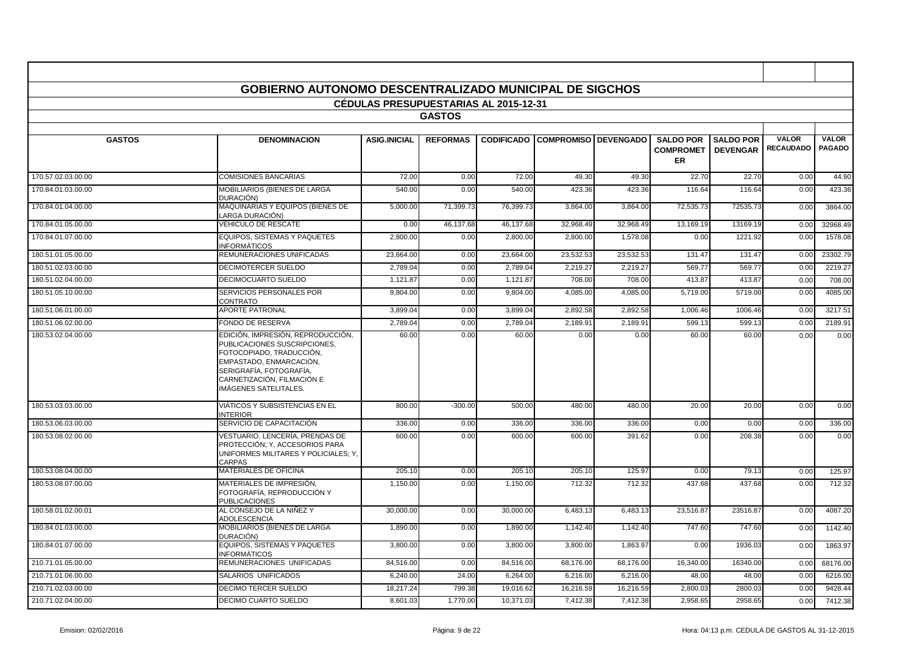# GOBIERNO AUTONOMO DESCENTRALIZADO MUNICIPAL DE SIGCHOS

## CÉDULAS PRESUPUESTARIAS AL 2015-12-31

### GASTOS

| GASTOS | DENOMINACION | ASIG.INICIAL | REFORMAS | CODIFICADO | COMPROMISO | DEVENGADO | SALDO POR COMPROMETER | SALDO POR DEVENGAR | VALOR RECAUDADO | VALOR PAGADO |
|---|---|---|---|---|---|---|---|---|---|---|
| 170.57.02.03.00.00 | COMISIONES BANCARIAS | 72.00 | 0.00 | 72.00 | 49.30 | 49.30 | 22.70 | 22.70 | 0.00 | 44.90 |
| 170.84.01.03.00.00 | MOBILIARIOS (BIENES DE LARGA DURACIÓN) | 540.00 | 0.00 | 540.00 | 423.36 | 423.36 | 116.64 | 116.64 | 0.00 | 423.36 |
| 170.84.01.04.00.00 | MAQUINARIAS Y EQUIPOS (BIENES DE LARGA DURACIÓN) | 5,000.00 | 71,399.73 | 76,399.73 | 3,864.00 | 3,864.00 | 72,535.73 | 72535.73 | 0.00 | 3864.00 |
| 170.84.01.05.00.00 | VEHÍCULO DE RESCATE | 0.00 | 46,137.68 | 46,137.68 | 32,968.49 | 32,968.49 | 13,169.19 | 13169.19 | 0.00 | 32968.49 |
| 170.84.01.07.00.00 | EQUIPOS, SISTEMAS Y PAQUETES INFORMÁTICOS | 2,800.00 | 0.00 | 2,800.00 | 2,800.00 | 1,578.08 | 0.00 | 1221.92 | 0.00 | 1578.08 |
| 180.51.01.05.00.00 | REMUNERACIONES UNIFICADAS | 23,664.00 | 0.00 | 23,664.00 | 23,532.53 | 23,532.53 | 131.47 | 131.47 | 0.00 | 23302.79 |
| 180.51.02.03.00.00 | DECIMOTERCER SUELDO | 2,789.04 | 0.00 | 2,789.04 | 2,219.27 | 2,219.27 | 569.77 | 569.77 | 0.00 | 2219.27 |
| 180.51.02.04.00.00 | DECIMOCUARTO SUELDO | 1,121.87 | 0.00 | 1,121.87 | 708.00 | 708.00 | 413.87 | 413.87 | 0.00 | 708.00 |
| 180.51.05.10.00.00 | SERVICIOS PERSONALES POR CONTRATO | 9,804.00 | 0.00 | 9,804.00 | 4,085.00 | 4,085.00 | 5,719.00 | 5719.00 | 0.00 | 4085.00 |
| 180.51.06.01.00.00 | APORTE PATRONAL | 3,899.04 | 0.00 | 3,899.04 | 2,892.58 | 2,892.58 | 1,006.46 | 1006.46 | 0.00 | 3217.51 |
| 180.51.06.02.00.00 | FONDO DE RESERVA | 2,789.04 | 0.00 | 2,789.04 | 2,189.91 | 2,189.91 | 599.13 | 599.13 | 0.00 | 2189.91 |
| 180.53.02.04.00.00 | EDICIÓN, IMPRESIÓN, REPRODUCCIÓN, PUBLICACIONES SUSCRIPCIONES, FOTOCOPIADO, TRADUCCIÓN, EMPASTADO, ENMARCACIÓN, SERIGRAFÍA, FOTOGRAFÍA, CARNETIZACIÓN, FILMACIÓN E IMÁGENES SATELITALES. | 60.00 | 0.00 | 60.00 | 0.00 | 0.00 | 60.00 | 60.00 | 0.00 | 0.00 |
| 180.53.03.03.00.00 | VIÁTICOS Y SUBSISTENCIAS EN EL INTERIOR | 800.00 | -300.00 | 500.00 | 480.00 | 480.00 | 20.00 | 20.00 | 0.00 | 0.00 |
| 180.53.06.03.00.00 | SERVICIO DE CAPACITACIÓN | 336.00 | 0.00 | 336.00 | 336.00 | 336.00 | 0.00 | 0.00 | 0.00 | 336.00 |
| 180.53.08.02.00.00 | VESTUARIO, LENCERÍA, PRENDAS DE PROTECCIÓN; Y, ACCESORIOS PARA UNIFORMES MILITARES Y POLICIALES; Y, CARPAS | 600.00 | 0.00 | 600.00 | 600.00 | 391.62 | 0.00 | 208.38 | 0.00 | 0.00 |
| 180.53.08.04.00.00 | MATERIALES DE OFICINA | 205.10 | 0.00 | 205.10 | 205.10 | 125.97 | 0.00 | 79.13 | 0.00 | 125.97 |
| 180.53.08.07.00.00 | MATERIALES DE IMPRESIÓN, FOTOGRAFÍA, REPRODUCCIÓN Y PUBLICACIONES | 1,150.00 | 0.00 | 1,150.00 | 712.32 | 712.32 | 437.68 | 437.68 | 0.00 | 712.32 |
| 180.58.01.02.00.01 | AL CONSEJO DE LA NIÑEZ Y ADOLESCENCIA | 30,000.00 | 0.00 | 30,000.00 | 6,483.13 | 6,483.13 | 23,516.87 | 23516.87 | 0.00 | 4087.20 |
| 180.84.01.03.00.00 | MOBILIARIOS (BIENES DE LARGA DURACIÓN) | 1,890.00 | 0.00 | 1,890.00 | 1,142.40 | 1,142.40 | 747.60 | 747.60 | 0.00 | 1142.40 |
| 180.84.01.07.00.00 | EQUIPOS, SISTEMAS Y PAQUETES INFORMÁTICOS | 3,800.00 | 0.00 | 3,800.00 | 3,800.00 | 1,863.97 | 0.00 | 1936.03 | 0.00 | 1863.97 |
| 210.71.01.05.00.00 | REMUNERACIONES UNIFICADAS | 84,516.00 | 0.00 | 84,516.00 | 68,176.00 | 68,176.00 | 16,340.00 | 16340.00 | 0.00 | 68176.00 |
| 210.71.01.06.00.00 | SALARIOS UNIFICADOS | 6,240.00 | 24.00 | 6,264.00 | 6,216.00 | 6,216.00 | 48.00 | 48.00 | 0.00 | 6216.00 |
| 210.71.02.03.00.00 | DECIMO TERCER SUELDO | 18,217.24 | 799.38 | 19,016.62 | 16,216.59 | 16,216.59 | 2,800.03 | 2800.03 | 0.00 | 9428.44 |
| 210.71.02.04.00.00 | DECIMO CUARTO SUELDO | 8,601.03 | 1,770.00 | 10,371.03 | 7,412.38 | 7,412.38 | 2,958.65 | 2958.65 | 0.00 | 7412.38 |

Emision: 02/02/2016 Hora: 04:13 p.m. CEDULA DE GASTOS AL 31-12-2015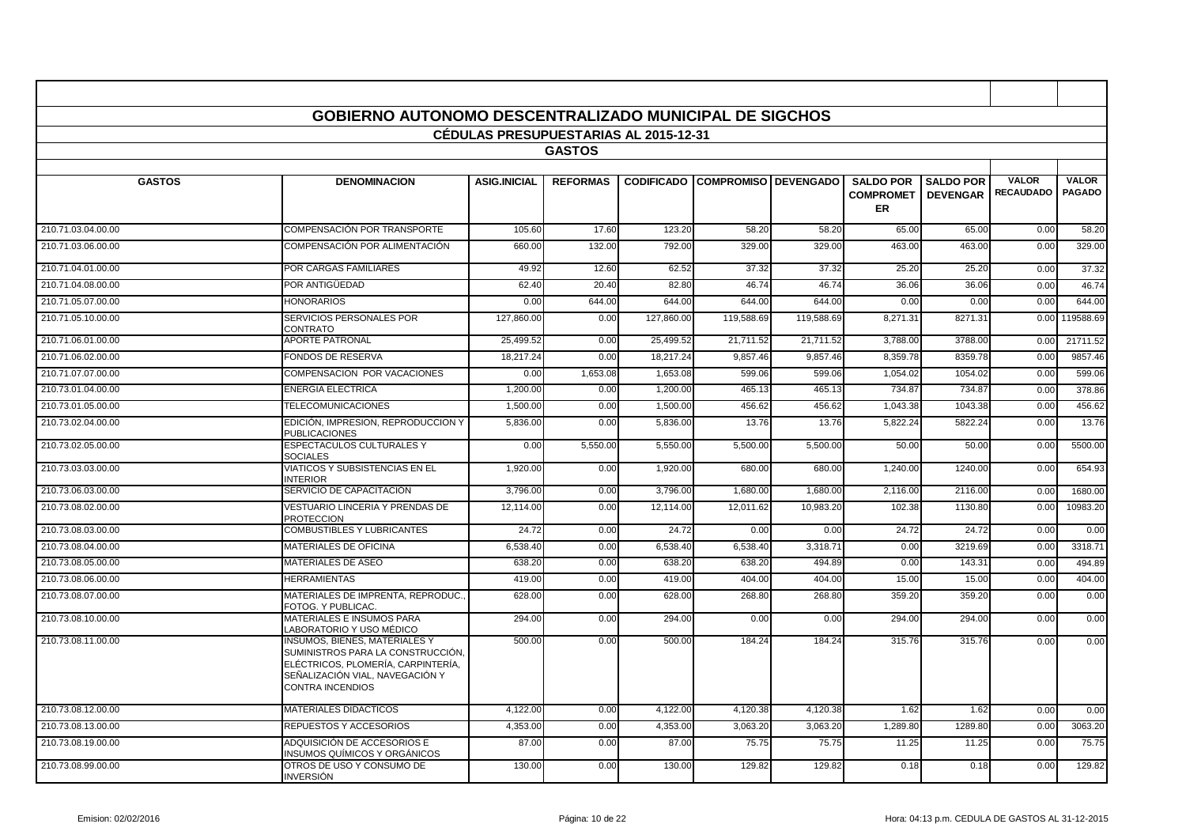# GOBIERNO AUTONOMO DESCENTRALIZADO MUNICIPAL DE SIGCHOS

## CÉDULAS PRESUPUESTARIAS AL 2015-12-31

### GASTOS

| GASTOS | DENOMINACION | ASIG.INICIAL | REFORMAS | CODIFICADO | COMPROMISO | DEVENGADO | SALDO POR COMPROMETER | SALDO POR DEVENGAR | VALOR RECAUDADO | VALOR PAGADO |
|---|---|---|---|---|---|---|---|---|---|---|
| 210.71.03.04.00.00 | COMPENSACIÓN POR TRANSPORTE | 105.60 | 17.60 | 123.20 | 58.20 | 58.20 | 65.00 | 65.00 | 0.00 | 58.20 |
| 210.71.03.06.00.00 | COMPENSACIÓN POR ALIMENTACIÓN | 660.00 | 132.00 | 792.00 | 329.00 | 329.00 | 463.00 | 463.00 | 0.00 | 329.00 |
| 210.71.04.01.00.00 | POR CARGAS FAMILIARES | 49.92 | 12.60 | 62.52 | 37.32 | 37.32 | 25.20 | 25.20 | 0.00 | 37.32 |
| 210.71.04.08.00.00 | POR ANTIGÜEDAD | 62.40 | 20.40 | 82.80 | 46.74 | 46.74 | 36.06 | 36.06 | 0.00 | 46.74 |
| 210.71.05.07.00.00 | HONORARIOS | 0.00 | 644.00 | 644.00 | 644.00 | 644.00 | 0.00 | 0.00 | 0.00 | 644.00 |
| 210.71.05.10.00.00 | SERVICIOS PERSONALES POR CONTRATO | 127,860.00 | 0.00 | 127,860.00 | 119,588.69 | 119,588.69 | 8,271.31 | 8271.31 | 0.00 | 119588.69 |
| 210.71.06.01.00.00 | APORTE PATRONAL | 25,499.52 | 0.00 | 25,499.52 | 21,711.52 | 21,711.52 | 3,788.00 | 3788.00 | 0.00 | 21711.52 |
| 210.71.06.02.00.00 | FONDOS DE RESERVA | 18,217.24 | 0.00 | 18,217.24 | 9,857.46 | 9,857.46 | 8,359.78 | 8359.78 | 0.00 | 9857.46 |
| 210.71.07.07.00.00 | COMPENSACION POR VACACIONES | 0.00 | 1,653.08 | 1,653.08 | 599.06 | 599.06 | 1,054.02 | 1054.02 | 0.00 | 599.06 |
| 210.73.01.04.00.00 | ENERGIA ELECTRICA | 1,200.00 | 0.00 | 1,200.00 | 465.13 | 465.13 | 734.87 | 734.87 | 0.00 | 378.86 |
| 210.73.01.05.00.00 | TELECOMUNICACIONES | 1,500.00 | 0.00 | 1,500.00 | 456.62 | 456.62 | 1,043.38 | 1043.38 | 0.00 | 456.62 |
| 210.73.02.04.00.00 | EDICIÓN, IMPRESION, REPRODUCCION Y PUBLICACIONES | 5,836.00 | 0.00 | 5,836.00 | 13.76 | 13.76 | 5,822.24 | 5822.24 | 0.00 | 13.76 |
| 210.73.02.05.00.00 | ESPECTACULOS CULTURALES Y SOCIALES | 0.00 | 5,550.00 | 5,550.00 | 5,500.00 | 5,500.00 | 50.00 | 50.00 | 0.00 | 5500.00 |
| 210.73.03.03.00.00 | VIATICOS Y SUBSISTENCIAS EN EL INTERIOR | 1,920.00 | 0.00 | 1,920.00 | 680.00 | 680.00 | 1,240.00 | 1240.00 | 0.00 | 654.93 |
| 210.73.06.03.00.00 | SERVICIO DE CAPACITACIÓN | 3,796.00 | 0.00 | 3,796.00 | 1,680.00 | 1,680.00 | 2,116.00 | 2116.00 | 0.00 | 1680.00 |
| 210.73.08.02.00.00 | VESTUARIO LINCERIA Y PRENDAS DE PROTECCION | 12,114.00 | 0.00 | 12,114.00 | 12,011.62 | 10,983.20 | 102.38 | 1130.80 | 0.00 | 10983.20 |
| 210.73.08.03.00.00 | COMBUSTIBLES Y LUBRICANTES | 24.72 | 0.00 | 24.72 | 0.00 | 0.00 | 24.72 | 24.72 | 0.00 | 0.00 |
| 210.73.08.04.00.00 | MATERIALES DE OFICINA | 6,538.40 | 0.00 | 6,538.40 | 6,538.40 | 3,318.71 | 0.00 | 3219.69 | 0.00 | 3318.71 |
| 210.73.08.05.00.00 | MATERIALES DE ASEO | 638.20 | 0.00 | 638.20 | 638.20 | 494.89 | 0.00 | 143.31 | 0.00 | 494.89 |
| 210.73.08.06.00.00 | HERRAMIENTAS | 419.00 | 0.00 | 419.00 | 404.00 | 404.00 | 15.00 | 15.00 | 0.00 | 404.00 |
| 210.73.08.07.00.00 | MATERIALES DE IMPRENTA, REPRODUC., FOTOG. Y PUBLICAC. | 628.00 | 0.00 | 628.00 | 268.80 | 268.80 | 359.20 | 359.20 | 0.00 | 0.00 |
| 210.73.08.10.00.00 | MATERIALES E INSUMOS PARA LABORATORIO Y USO MÉDICO | 294.00 | 0.00 | 294.00 | 0.00 | 0.00 | 294.00 | 294.00 | 0.00 | 0.00 |
| 210.73.08.11.00.00 | INSUMOS, BIENES, MATERIALES Y SUMINISTROS PARA LA CONSTRUCCIÓN, ELÉCTRICOS, PLOMERÍA, CARPINTERÍA, SEÑALIZACIÓN VIAL, NAVEGACIÓN Y CONTRA INCENDIOS | 500.00 | 0.00 | 500.00 | 184.24 | 184.24 | 315.76 | 315.76 | 0.00 | 0.00 |
| 210.73.08.12.00.00 | MATERIALES DIDACTICOS | 4,122.00 | 0.00 | 4,122.00 | 4,120.38 | 4,120.38 | 1.62 | 1.62 | 0.00 | 0.00 |
| 210.73.08.13.00.00 | REPUESTOS Y ACCESORIOS | 4,353.00 | 0.00 | 4,353.00 | 3,063.20 | 3,063.20 | 1,289.80 | 1289.80 | 0.00 | 3063.20 |
| 210.73.08.19.00.00 | ADQUISICIÓN DE ACCESORIOS E INSUMOS QUÍMICOS Y ORGÁNICOS | 87.00 | 0.00 | 87.00 | 75.75 | 75.75 | 11.25 | 11.25 | 0.00 | 75.75 |
| 210.73.08.99.00.00 | OTROS DE USO Y CONSUMO DE INVERSIÓN | 130.00 | 0.00 | 130.00 | 129.82 | 129.82 | 0.18 | 0.18 | 0.00 | 129.82 |

Emision: 02/02/2016 — Hora: 04:13 p.m. CEDULA DE GASTOS AL 31-12-2015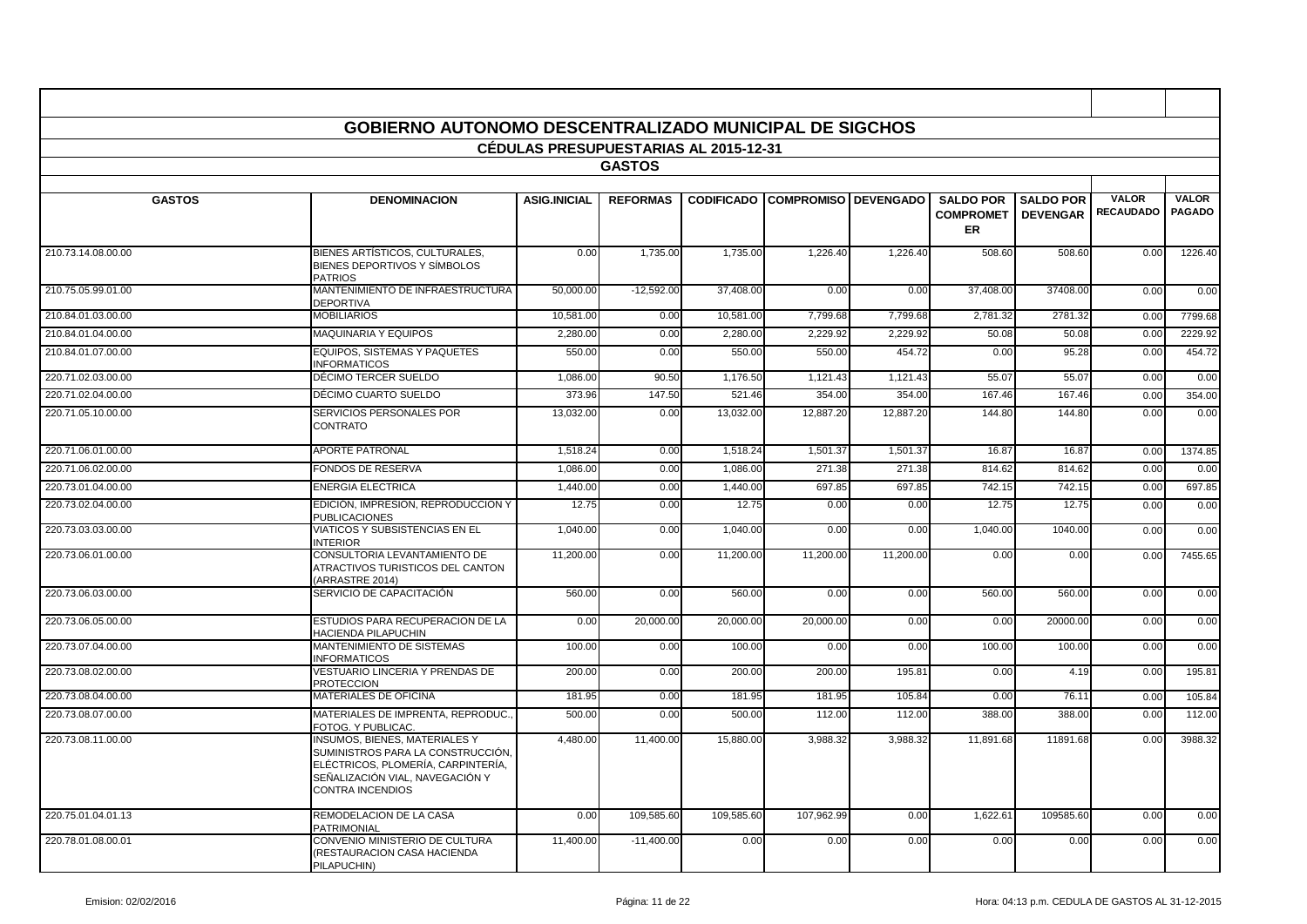# GOBIERNO AUTONOMO DESCENTRALIZADO MUNICIPAL DE SIGCHOS

## CÉDULAS PRESUPUESTARIAS AL 2015-12-31

### GASTOS

| GASTOS | DENOMINACION | ASIG.INICIAL | REFORMAS | CODIFICADO | COMPROMISO | DEVENGADO | SALDO POR COMPROMETER | SALDO POR DEVENGAR | VALOR RECAUDADO | VALOR PAGADO |
|---|---|---|---|---|---|---|---|---|---|---|
| 210.73.14.08.00.00 | BIENES ARTÍSTICOS, CULTURALES, BIENES DEPORTIVOS Y SÍMBOLOS PATRIOS | 0.00 | 1,735.00 | 1,735.00 | 1,226.40 | 1,226.40 | 508.60 | 508.60 | 0.00 | 1226.40 |
| 210.75.05.99.01.00 | MANTENIMIENTO DE INFRAESTRUCTURA DEPORTIVA | 50,000.00 | -12,592.00 | 37,408.00 | 0.00 | 0.00 | 37,408.00 | 37408.00 | 0.00 | 0.00 |
| 210.84.01.03.00.00 | MOBILIARIOS | 10,581.00 | 0.00 | 10,581.00 | 7,799.68 | 7,799.68 | 2,781.32 | 2781.32 | 0.00 | 7799.68 |
| 210.84.01.04.00.00 | MAQUINARIA Y EQUIPOS | 2,280.00 | 0.00 | 2,280.00 | 2,229.92 | 2,229.92 | 50.08 | 50.08 | 0.00 | 2229.92 |
| 210.84.01.07.00.00 | EQUIPOS, SISTEMAS Y PAQUETES INFORMATICOS | 550.00 | 0.00 | 550.00 | 550.00 | 454.72 | 0.00 | 95.28 | 0.00 | 454.72 |
| 220.71.02.03.00.00 | DÉCIMO TERCER SUELDO | 1,086.00 | 90.50 | 1,176.50 | 1,121.43 | 1,121.43 | 55.07 | 55.07 | 0.00 | 0.00 |
| 220.71.02.04.00.00 | DÉCIMO CUARTO SUELDO | 373.96 | 147.50 | 521.46 | 354.00 | 354.00 | 167.46 | 167.46 | 0.00 | 354.00 |
| 220.71.05.10.00.00 | SERVICIOS PERSONALES POR CONTRATO | 13,032.00 | 0.00 | 13,032.00 | 12,887.20 | 12,887.20 | 144.80 | 144.80 | 0.00 | 0.00 |
| 220.71.06.01.00.00 | APORTE PATRONAL | 1,518.24 | 0.00 | 1,518.24 | 1,501.37 | 1,501.37 | 16.87 | 16.87 | 0.00 | 1374.85 |
| 220.71.06.02.00.00 | FONDOS DE RESERVA | 1,086.00 | 0.00 | 1,086.00 | 271.38 | 271.38 | 814.62 | 814.62 | 0.00 | 0.00 |
| 220.73.01.04.00.00 | ENERGIA ELECTRICA | 1,440.00 | 0.00 | 1,440.00 | 697.85 | 697.85 | 742.15 | 742.15 | 0.00 | 697.85 |
| 220.73.02.04.00.00 | EDICION, IMPRESION, REPRODUCCION Y PUBLICACIONES | 12.75 | 0.00 | 12.75 | 0.00 | 0.00 | 12.75 | 12.75 | 0.00 | 0.00 |
| 220.73.03.03.00.00 | VIATICOS Y SUBSISTENCIAS EN EL INTERIOR | 1,040.00 | 0.00 | 1,040.00 | 0.00 | 0.00 | 1,040.00 | 1040.00 | 0.00 | 0.00 |
| 220.73.06.01.00.00 | CONSULTORIA LEVANTAMIENTO DE ATRACTIVOS TURISTICOS DEL CANTON (ARRASTRE 2014) | 11,200.00 | 0.00 | 11,200.00 | 11,200.00 | 11,200.00 | 0.00 | 0.00 | 0.00 | 7455.65 |
| 220.73.06.03.00.00 | SERVICIO DE CAPACITACIÓN | 560.00 | 0.00 | 560.00 | 0.00 | 0.00 | 560.00 | 560.00 | 0.00 | 0.00 |
| 220.73.06.05.00.00 | ESTUDIOS PARA RECUPERACION DE LA HACIENDA PILAPUCHIN | 0.00 | 20,000.00 | 20,000.00 | 20,000.00 | 0.00 | 0.00 | 20000.00 | 0.00 | 0.00 |
| 220.73.07.04.00.00 | MANTENIMIENTO DE SISTEMAS INFORMATICOS | 100.00 | 0.00 | 100.00 | 0.00 | 0.00 | 100.00 | 100.00 | 0.00 | 0.00 |
| 220.73.08.02.00.00 | VESTUARIO LINCERIA Y PRENDAS DE PROTECCION | 200.00 | 0.00 | 200.00 | 200.00 | 195.81 | 0.00 | 4.19 | 0.00 | 195.81 |
| 220.73.08.04.00.00 | MATERIALES DE OFICINA | 181.95 | 0.00 | 181.95 | 181.95 | 105.84 | 0.00 | 76.11 | 0.00 | 105.84 |
| 220.73.08.07.00.00 | MATERIALES DE IMPRENTA, REPRODUC., FOTOG. Y PUBLICAC. | 500.00 | 0.00 | 500.00 | 112.00 | 112.00 | 388.00 | 388.00 | 0.00 | 112.00 |
| 220.73.08.11.00.00 | INSUMOS, BIENES, MATERIALES Y SUMINISTROS PARA LA CONSTRUCCIÓN, ELÉCTRICOS, PLOMERÍA, CARPINTERÍA, SEÑALIZACIÓN VIAL, NAVEGACIÓN Y CONTRA INCENDIOS | 4,480.00 | 11,400.00 | 15,880.00 | 3,988.32 | 3,988.32 | 11,891.68 | 11891.68 | 0.00 | 3988.32 |
| 220.75.01.04.01.13 | REMODELACION DE LA CASA PATRIMONIAL | 0.00 | 109,585.60 | 109,585.60 | 107,962.99 | 0.00 | 1,622.61 | 109585.60 | 0.00 | 0.00 |
| 220.78.01.08.00.01 | CONVENIO MINISTERIO DE CULTURA (RESTAURACION CASA HACIENDA PILAPUCHIN) | 11,400.00 | -11,400.00 | 0.00 | 0.00 | 0.00 | 0.00 | 0.00 | 0.00 | 0.00 |

Emision: 02/02/2016

Hora: 04:13 p.m. CEDULA DE GASTOS AL 31-12-2015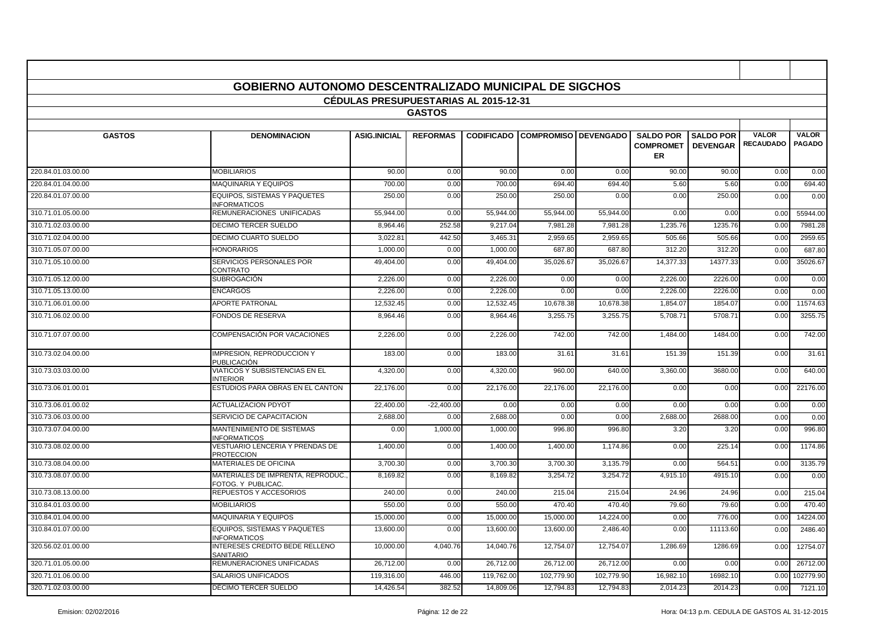# GOBIERNO AUTONOMO DESCENTRALIZADO MUNICIPAL DE SIGCHOS

## CÉDULAS PRESUPUESTARIAS AL 2015-12-31

### GASTOS

| GASTOS | DENOMINACION | ASIG.INICIAL | REFORMAS | CODIFICADO | COMPROMISO | DEVENGADO | SALDO POR COMPROMETER | SALDO POR DEVENGAR | VALOR RECAUDADO | VALOR PAGADO |
|---|---|---|---|---|---|---|---|---|---|---|
| 220.84.01.03.00.00 | MOBILIARIOS | 90.00 | 0.00 | 90.00 | 0.00 | 0.00 | 90.00 | 90.00 | 0.00 | 0.00 |
| 220.84.01.04.00.00 | MAQUINARIA Y EQUIPOS | 700.00 | 0.00 | 700.00 | 694.40 | 694.40 | 5.60 | 5.60 | 0.00 | 694.40 |
| 220.84.01.07.00.00 | EQUIPOS, SISTEMAS Y PAQUETES INFORMATICOS | 250.00 | 0.00 | 250.00 | 250.00 | 0.00 | 0.00 | 250.00 | 0.00 | 0.00 |
| 310.71.01.05.00.00 | REMUNERACIONES UNIFICADAS | 55,944.00 | 0.00 | 55,944.00 | 55,944.00 | 55,944.00 | 0.00 | 0.00 | 0.00 | 55944.00 |
| 310.71.02.03.00.00 | DECIMO TERCER SUELDO | 8,964.46 | 252.58 | 9,217.04 | 7,981.28 | 7,981.28 | 1,235.76 | 1235.76 | 0.00 | 7981.28 |
| 310.71.02.04.00.00 | DECIMO CUARTO SUELDO | 3,022.81 | 442.50 | 3,465.31 | 2,959.65 | 2,959.65 | 505.66 | 505.66 | 0.00 | 2959.65 |
| 310.71.05.07.00.00 | HONORARIOS | 1,000.00 | 0.00 | 1,000.00 | 687.80 | 687.80 | 312.20 | 312.20 | 0.00 | 687.80 |
| 310.71.05.10.00.00 | SERVICIOS PERSONALES POR CONTRATO | 49,404.00 | 0.00 | 49,404.00 | 35,026.67 | 35,026.67 | 14,377.33 | 14377.33 | 0.00 | 35026.67 |
| 310.71.05.12.00.00 | SUBROGACIÓN | 2,226.00 | 0.00 | 2,226.00 | 0.00 | 0.00 | 2,226.00 | 2226.00 | 0.00 | 0.00 |
| 310.71.05.13.00.00 | ENCARGOS | 2,226.00 | 0.00 | 2,226.00 | 0.00 | 0.00 | 2,226.00 | 2226.00 | 0.00 | 0.00 |
| 310.71.06.01.00.00 | APORTE PATRONAL | 12,532.45 | 0.00 | 12,532.45 | 10,678.38 | 10,678.38 | 1,854.07 | 1854.07 | 0.00 | 11574.63 |
| 310.71.06.02.00.00 | FONDOS DE RESERVA | 8,964.46 | 0.00 | 8,964.46 | 3,255.75 | 3,255.75 | 5,708.71 | 5708.71 | 0.00 | 3255.75 |
| 310.71.07.07.00.00 | COMPENSACIÓN POR VACACIONES | 2,226.00 | 0.00 | 2,226.00 | 742.00 | 742.00 | 1,484.00 | 1484.00 | 0.00 | 742.00 |
| 310.73.02.04.00.00 | IMPRESION, REPRODUCCION Y PUBLICACIÓN | 183.00 | 0.00 | 183.00 | 31.61 | 31.61 | 151.39 | 151.39 | 0.00 | 31.61 |
| 310.73.03.03.00.00 | VIATICOS Y SUBSISTENCIAS EN EL INTERIOR | 4,320.00 | 0.00 | 4,320.00 | 960.00 | 640.00 | 3,360.00 | 3680.00 | 0.00 | 640.00 |
| 310.73.06.01.00.01 | ESTUDIOS PARA OBRAS EN EL CANTON | 22,176.00 | 0.00 | 22,176.00 | 22,176.00 | 22,176.00 | 0.00 | 0.00 | 0.00 | 22176.00 |
| 310.73.06.01.00.02 | ACTUALIZACION PDYOT | 22,400.00 | -22,400.00 | 0.00 | 0.00 | 0.00 | 0.00 | 0.00 | 0.00 | 0.00 |
| 310.73.06.03.00.00 | SERVICIO DE CAPACITACION | 2,688.00 | 0.00 | 2,688.00 | 0.00 | 0.00 | 2,688.00 | 2688.00 | 0.00 | 0.00 |
| 310.73.07.04.00.00 | MANTENIMIENTO DE SISTEMAS INFORMATICOS | 0.00 | 1,000.00 | 1,000.00 | 996.80 | 996.80 | 3.20 | 3.20 | 0.00 | 996.80 |
| 310.73.08.02.00.00 | VESTUARIO LENCERIA Y PRENDAS DE PROTECCION | 1,400.00 | 0.00 | 1,400.00 | 1,400.00 | 1,174.86 | 0.00 | 225.14 | 0.00 | 1174.86 |
| 310.73.08.04.00.00 | MATERIALES DE OFICINA | 3,700.30 | 0.00 | 3,700.30 | 3,700.30 | 3,135.79 | 0.00 | 564.51 | 0.00 | 3135.79 |
| 310.73.08.07.00.00 | MATERIALES DE IMPRENTA, REPRODUC., FOTOG. Y PUBLICAC. | 8,169.82 | 0.00 | 8,169.82 | 3,254.72 | 3,254.72 | 4,915.10 | 4915.10 | 0.00 | 0.00 |
| 310.73.08.13.00.00 | REPUESTOS Y ACCESORIOS | 240.00 | 0.00 | 240.00 | 215.04 | 215.04 | 24.96 | 24.96 | 0.00 | 215.04 |
| 310.84.01.03.00.00 | MOBILIARIOS | 550.00 | 0.00 | 550.00 | 470.40 | 470.40 | 79.60 | 79.60 | 0.00 | 470.40 |
| 310.84.01.04.00.00 | MAQUINARIA Y EQUIPOS | 15,000.00 | 0.00 | 15,000.00 | 15,000.00 | 14,224.00 | 0.00 | 776.00 | 0.00 | 14224.00 |
| 310.84.01.07.00.00 | EQUIPOS, SISTEMAS Y PAQUETES INFORMATICOS | 13,600.00 | 0.00 | 13,600.00 | 13,600.00 | 2,486.40 | 0.00 | 11113.60 | 0.00 | 2486.40 |
| 320.56.02.01.00.00 | INTERESES CREDITO BEDE RELLENO SANITARIO | 10,000.00 | 4,040.76 | 14,040.76 | 12,754.07 | 12,754.07 | 1,286.69 | 1286.69 | 0.00 | 12754.07 |
| 320.71.01.05.00.00 | REMUNERACIONES UNIFICADAS | 26,712.00 | 0.00 | 26,712.00 | 26,712.00 | 26,712.00 | 0.00 | 0.00 | 0.00 | 26712.00 |
| 320.71.01.06.00.00 | SALARIOS UNIFICADOS | 119,316.00 | 446.00 | 119,762.00 | 102,779.90 | 102,779.90 | 16,982.10 | 16982.10 | 0.00 | 102779.90 |
| 320.71.02.03.00.00 | DECIMO TERCER SUELDO | 14,426.54 | 382.52 | 14,809.06 | 12,794.83 | 12,794.83 | 2,014.23 | 2014.23 | 0.00 | 7121.10 |

Emision: 02/02/2016 — Hora: 04:13 p.m. CEDULA DE GASTOS AL 31-12-2015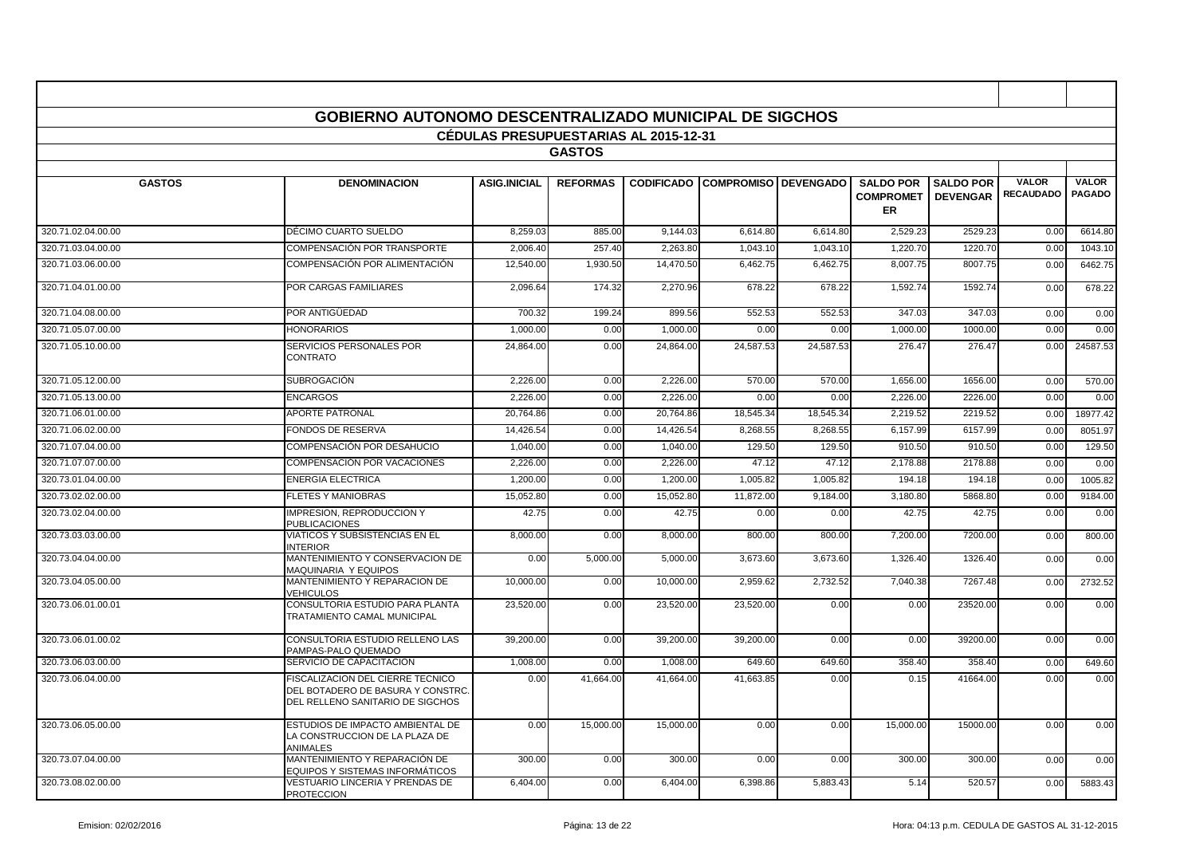## GOBIERNO AUTONOMO DESCENTRALIZADO MUNICIPAL DE SIGCHOS

### CÉDULAS PRESUPUESTARIAS AL 2015-12-31

### GASTOS

| GASTOS | DENOMINACION | ASIG.INICIAL | REFORMAS | CODIFICADO | COMPROMISO | DEVENGADO | SALDO POR COMPROMETER | SALDO POR DEVENGAR | VALOR RECAUDADO | VALOR PAGADO |
|---|---|---|---|---|---|---|---|---|---|---|
| 320.71.02.04.00.00 | DÉCIMO CUARTO SUELDO | 8,259.03 | 885.00 | 9,144.03 | 6,614.80 | 6,614.80 | 2,529.23 | 2529.23 | 0.00 | 6614.80 |
| 320.71.03.04.00.00 | COMPENSACIÓN POR TRANSPORTE | 2,006.40 | 257.40 | 2,263.80 | 1,043.10 | 1,043.10 | 1,220.70 | 1220.70 | 0.00 | 1043.10 |
| 320.71.03.06.00.00 | COMPENSACIÓN POR ALIMENTACIÓN | 12,540.00 | 1,930.50 | 14,470.50 | 6,462.75 | 6,462.75 | 8,007.75 | 8007.75 | 0.00 | 6462.75 |
| 320.71.04.01.00.00 | POR CARGAS FAMILIARES | 2,096.64 | 174.32 | 2,270.96 | 678.22 | 678.22 | 1,592.74 | 1592.74 | 0.00 | 678.22 |
| 320.71.04.08.00.00 | POR ANTIGÜEDAD | 700.32 | 199.24 | 899.56 | 552.53 | 552.53 | 347.03 | 347.03 | 0.00 | 0.00 |
| 320.71.05.07.00.00 | HONORARIOS | 1,000.00 | 0.00 | 1,000.00 | 0.00 | 0.00 | 1,000.00 | 1000.00 | 0.00 | 0.00 |
| 320.71.05.10.00.00 | SERVICIOS PERSONALES POR CONTRATO | 24,864.00 | 0.00 | 24,864.00 | 24,587.53 | 24,587.53 | 276.47 | 276.47 | 0.00 | 24587.53 |
| 320.71.05.12.00.00 | SUBROGACIÓN | 2,226.00 | 0.00 | 2,226.00 | 570.00 | 570.00 | 1,656.00 | 1656.00 | 0.00 | 570.00 |
| 320.71.05.13.00.00 | ENCARGOS | 2,226.00 | 0.00 | 2,226.00 | 0.00 | 0.00 | 2,226.00 | 2226.00 | 0.00 | 0.00 |
| 320.71.06.01.00.00 | APORTE PATRONAL | 20,764.86 | 0.00 | 20,764.86 | 18,545.34 | 18,545.34 | 2,219.52 | 2219.52 | 0.00 | 18977.42 |
| 320.71.06.02.00.00 | FONDOS DE RESERVA | 14,426.54 | 0.00 | 14,426.54 | 8,268.55 | 8,268.55 | 6,157.99 | 6157.99 | 0.00 | 8051.97 |
| 320.71.07.04.00.00 | COMPENSACIÓN POR DESAHUCIO | 1,040.00 | 0.00 | 1,040.00 | 129.50 | 129.50 | 910.50 | 910.50 | 0.00 | 129.50 |
| 320.71.07.07.00.00 | COMPENSACIÓN POR VACACIONES | 2,226.00 | 0.00 | 2,226.00 | 47.12 | 47.12 | 2,178.88 | 2178.88 | 0.00 | 0.00 |
| 320.73.01.04.00.00 | ENERGIA ELECTRICA | 1,200.00 | 0.00 | 1,200.00 | 1,005.82 | 1,005.82 | 194.18 | 194.18 | 0.00 | 1005.82 |
| 320.73.02.02.00.00 | FLETES Y MANIOBRAS | 15,052.80 | 0.00 | 15,052.80 | 11,872.00 | 9,184.00 | 3,180.80 | 5868.80 | 0.00 | 9184.00 |
| 320.73.02.04.00.00 | IMPRESION, REPRODUCCION Y PUBLICACIONES | 42.75 | 0.00 | 42.75 | 0.00 | 0.00 | 42.75 | 42.75 | 0.00 | 0.00 |
| 320.73.03.03.00.00 | VIATICOS Y SUBSISTENCIAS EN EL INTERIOR | 8,000.00 | 0.00 | 8,000.00 | 800.00 | 800.00 | 7,200.00 | 7200.00 | 0.00 | 800.00 |
| 320.73.04.04.00.00 | MANTENIMIENTO Y CONSERVACION DE MAQUINARIA Y EQUIPOS | 0.00 | 5,000.00 | 5,000.00 | 3,673.60 | 3,673.60 | 1,326.40 | 1326.40 | 0.00 | 0.00 |
| 320.73.04.05.00.00 | MANTENIMIENTO Y REPARACION DE VEHICULOS | 10,000.00 | 0.00 | 10,000.00 | 2,959.62 | 2,732.52 | 7,040.38 | 7267.48 | 0.00 | 2732.52 |
| 320.73.06.01.00.01 | CONSULTORIA ESTUDIO PARA PLANTA TRATAMIENTO CAMAL MUNICIPAL | 23,520.00 | 0.00 | 23,520.00 | 23,520.00 | 0.00 | 0.00 | 23520.00 | 0.00 | 0.00 |
| 320.73.06.01.00.02 | CONSULTORIA ESTUDIO RELLENO LAS PAMPAS-PALO QUEMADO | 39,200.00 | 0.00 | 39,200.00 | 39,200.00 | 0.00 | 0.00 | 39200.00 | 0.00 | 0.00 |
| 320.73.06.03.00.00 | SERVICIO DE CAPACITACION | 1,008.00 | 0.00 | 1,008.00 | 649.60 | 649.60 | 358.40 | 358.40 | 0.00 | 649.60 |
| 320.73.06.04.00.00 | FISCALIZACION DEL CIERRE TECNICO DEL BOTADERO DE BASURA Y CONSTRC. DEL RELLENO SANITARIO DE SIGCHOS | 0.00 | 41,664.00 | 41,664.00 | 41,663.85 | 0.00 | 0.15 | 41664.00 | 0.00 | 0.00 |
| 320.73.06.05.00.00 | ESTUDIOS DE IMPACTO AMBIENTAL DE LA CONSTRUCCION DE LA PLAZA DE ANIMALES | 0.00 | 15,000.00 | 15,000.00 | 0.00 | 0.00 | 15,000.00 | 15000.00 | 0.00 | 0.00 |
| 320.73.07.04.00.00 | MANTENIMIENTO Y REPARACIÓN DE EQUIPOS Y SISTEMAS INFORMÁTICOS | 300.00 | 0.00 | 300.00 | 0.00 | 0.00 | 300.00 | 300.00 | 0.00 | 0.00 |
| 320.73.08.02.00.00 | VESTUARIO LINCERIA Y PRENDAS DE PROTECCION | 6,404.00 | 0.00 | 6,404.00 | 6,398.86 | 5,883.43 | 5.14 | 520.57 | 0.00 | 5883.43 |

Emision: 02/02/2016 — Hora: 04:13 p.m. CEDULA DE GASTOS AL 31-12-2015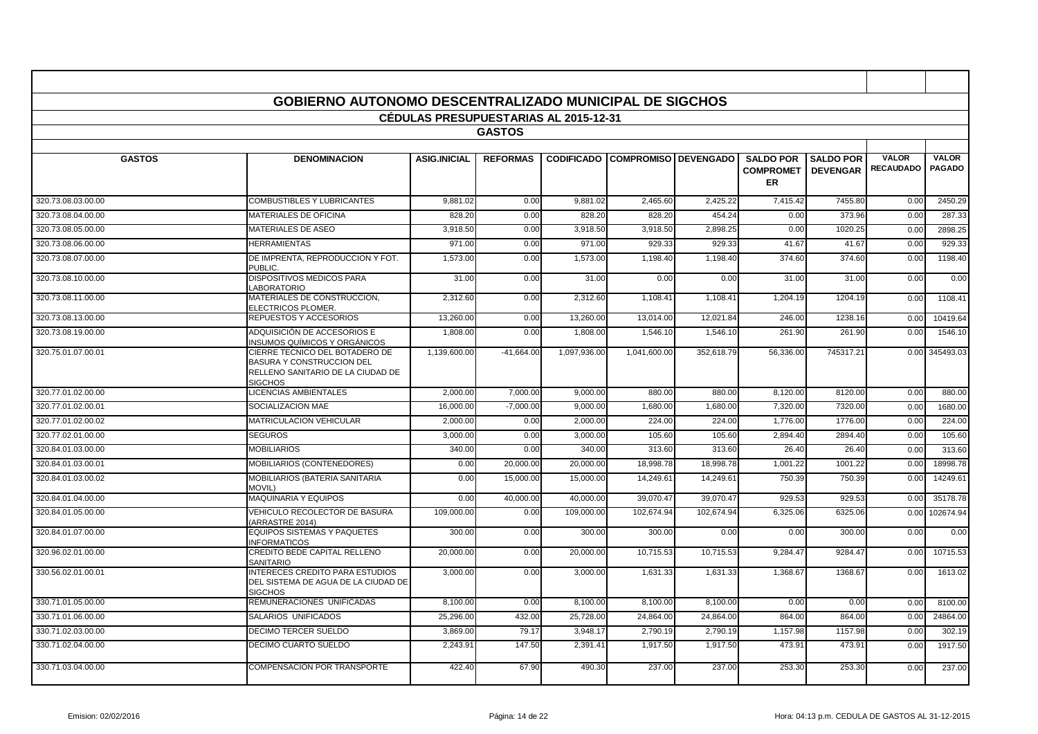# GOBIERNO AUTONOMO DESCENTRALIZADO MUNICIPAL DE SIGCHOS

## CÉDULAS PRESUPUESTARIAS AL 2015-12-31

### GASTOS

| GASTOS | DENOMINACION | ASIG.INICIAL | REFORMAS | CODIFICADO | COMPROMISO | DEVENGADO | SALDO POR COMPROMETER | SALDO POR DEVENGAR | VALOR RECAUDADO | VALOR PAGADO |
|---|---|---|---|---|---|---|---|---|---|---|
| 320.73.08.03.00.00 | COMBUSTIBLES Y LUBRICANTES | 9,881.02 | 0.00 | 9,881.02 | 2,465.60 | 2,425.22 | 7,415.42 | 7455.80 | 0.00 | 2450.29 |
| 320.73.08.04.00.00 | MATERIALES DE OFICINA | 828.20 | 0.00 | 828.20 | 828.20 | 454.24 | 0.00 | 373.96 | 0.00 | 287.33 |
| 320.73.08.05.00.00 | MATERIALES DE ASEO | 3,918.50 | 0.00 | 3,918.50 | 3,918.50 | 2,898.25 | 0.00 | 1020.25 | 0.00 | 2898.25 |
| 320.73.08.06.00.00 | HERRAMIENTAS | 971.00 | 0.00 | 971.00 | 929.33 | 929.33 | 41.67 | 41.67 | 0.00 | 929.33 |
| 320.73.08.07.00.00 | DE IMPRENTA, REPRODUCCION Y FOT. PUBLIC. | 1,573.00 | 0.00 | 1,573.00 | 1,198.40 | 1,198.40 | 374.60 | 374.60 | 0.00 | 1198.40 |
| 320.73.08.10.00.00 | DISPOSITIVOS MEDICOS PARA LABORATORIO | 31.00 | 0.00 | 31.00 | 0.00 | 0.00 | 31.00 | 31.00 | 0.00 | 0.00 |
| 320.73.08.11.00.00 | MATERIALES DE CONSTRUCCION, ELECTRICOS PLOMER. | 2,312.60 | 0.00 | 2,312.60 | 1,108.41 | 1,108.41 | 1,204.19 | 1204.19 | 0.00 | 1108.41 |
| 320.73.08.13.00.00 | REPUESTOS Y ACCESORIOS | 13,260.00 | 0.00 | 13,260.00 | 13,014.00 | 12,021.84 | 246.00 | 1238.16 | 0.00 | 10419.64 |
| 320.73.08.19.00.00 | ADQUISICIÓN DE ACCESORIOS E INSUMOS QUÍMICOS Y ORGÁNICOS | 1,808.00 | 0.00 | 1,808.00 | 1,546.10 | 1,546.10 | 261.90 | 261.90 | 0.00 | 1546.10 |
| 320.75.01.07.00.01 | CIERRE TECNICO DEL BOTADERO DE BASURA Y CONSTRUCCION DEL RELLENO SANITARIO DE LA CIUDAD DE SIGCHOS | 1,139,600.00 | -41,664.00 | 1,097,936.00 | 1,041,600.00 | 352,618.79 | 56,336.00 | 745317.21 | 0.00 | 345493.03 |
| 320.77.01.02.00.00 | LICENCIAS AMBIENTALES | 2,000.00 | 7,000.00 | 9,000.00 | 880.00 | 880.00 | 8,120.00 | 8120.00 | 0.00 | 880.00 |
| 320.77.01.02.00.01 | SOCIALIZACION MAE | 16,000.00 | -7,000.00 | 9,000.00 | 1,680.00 | 1,680.00 | 7,320.00 | 7320.00 | 0.00 | 1680.00 |
| 320.77.01.02.00.02 | MATRICULACION VEHICULAR | 2,000.00 | 0.00 | 2,000.00 | 224.00 | 224.00 | 1,776.00 | 1776.00 | 0.00 | 224.00 |
| 320.77.02.01.00.00 | SEGUROS | 3,000.00 | 0.00 | 3,000.00 | 105.60 | 105.60 | 2,894.40 | 2894.40 | 0.00 | 105.60 |
| 320.84.01.03.00.00 | MOBILIARIOS | 340.00 | 0.00 | 340.00 | 313.60 | 313.60 | 26.40 | 26.40 | 0.00 | 313.60 |
| 320.84.01.03.00.01 | MOBILIARIOS (CONTENEDORES) | 0.00 | 20,000.00 | 20,000.00 | 18,998.78 | 18,998.78 | 1,001.22 | 1001.22 | 0.00 | 18998.78 |
| 320.84.01.03.00.02 | MOBILIARIOS (BATERIA SANITARIA MOVIL) | 0.00 | 15,000.00 | 15,000.00 | 14,249.61 | 14,249.61 | 750.39 | 750.39 | 0.00 | 14249.61 |
| 320.84.01.04.00.00 | MAQUINARIA Y EQUIPOS | 0.00 | 40,000.00 | 40,000.00 | 39,070.47 | 39,070.47 | 929.53 | 929.53 | 0.00 | 35178.78 |
| 320.84.01.05.00.00 | VEHICULO RECOLECTOR DE BASURA (ARRASTRE 2014) | 109,000.00 | 0.00 | 109,000.00 | 102,674.94 | 102,674.94 | 6,325.06 | 6325.06 | 0.00 | 102674.94 |
| 320.84.01.07.00.00 | EQUIPOS SISTEMAS Y PAQUETES INFORMATICOS | 300.00 | 0.00 | 300.00 | 300.00 | 0.00 | 0.00 | 300.00 | 0.00 | 0.00 |
| 320.96.02.01.00.00 | CREDITO BEDE CAPITAL RELLENO SANITARIO | 20,000.00 | 0.00 | 20,000.00 | 10,715.53 | 10,715.53 | 9,284.47 | 9284.47 | 0.00 | 10715.53 |
| 330.56.02.01.00.01 | INTERECES CREDITO PARA ESTUDIOS DEL SISTEMA DE AGUA DE LA CIUDAD DE SIGCHOS | 3,000.00 | 0.00 | 3,000.00 | 1,631.33 | 1,631.33 | 1,368.67 | 1368.67 | 0.00 | 1613.02 |
| 330.71.01.05.00.00 | REMUNERACIONES UNIFICADAS | 8,100.00 | 0.00 | 8,100.00 | 8,100.00 | 8,100.00 | 0.00 | 0.00 | 0.00 | 8100.00 |
| 330.71.01.06.00.00 | SALARIOS UNIFICADOS | 25,296.00 | 432.00 | 25,728.00 | 24,864.00 | 24,864.00 | 864.00 | 864.00 | 0.00 | 24864.00 |
| 330.71.02.03.00.00 | DECIMO TERCER SUELDO | 3,869.00 | 79.17 | 3,948.17 | 2,790.19 | 2,790.19 | 1,157.98 | 1157.98 | 0.00 | 302.19 |
| 330.71.02.04.00.00 | DECIMO CUARTO SUELDO | 2,243.91 | 147.50 | 2,391.41 | 1,917.50 | 1,917.50 | 473.91 | 473.91 | 0.00 | 1917.50 |
| 330.71.03.04.00.00 | COMPENSACION POR TRANSPORTE | 422.40 | 67.90 | 490.30 | 237.00 | 237.00 | 253.30 | 253.30 | 0.00 | 237.00 |

Emision: 02/02/2016 — Hora: 04:13 p.m. CEDULA DE GASTOS AL 31-12-2015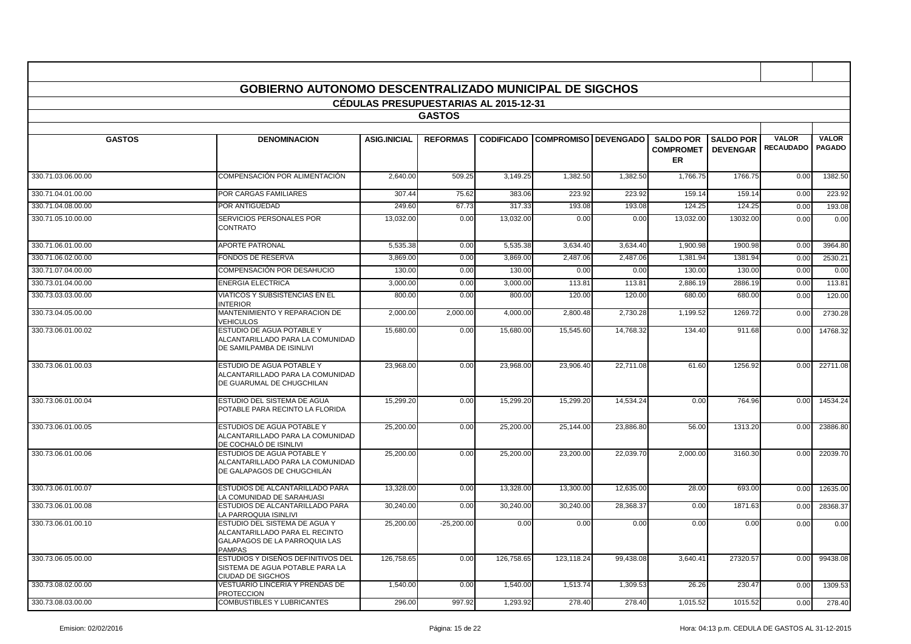# GOBIERNO AUTONOMO DESCENTRALIZADO MUNICIPAL DE SIGCHOS

## CÉDULAS PRESUPUESTARIAS AL 2015-12-31

### GASTOS

| GASTOS | DENOMINACION | ASIG.INICIAL | REFORMAS | CODIFICADO | COMPROMISO | DEVENGADO | SALDO POR COMPROMETER | SALDO POR DEVENGAR | VALOR RECAUDADO | VALOR PAGADO |
|---|---|---|---|---|---|---|---|---|---|---|
| 330.71.03.06.00.00 | COMPENSACIÓN POR ALIMENTACIÓN | 2,640.00 | 509.25 | 3,149.25 | 1,382.50 | 1,382.50 | 1,766.75 | 1766.75 | 0.00 | 1382.50 |
| 330.71.04.01.00.00 | POR CARGAS FAMILIARES | 307.44 | 75.62 | 383.06 | 223.92 | 223.92 | 159.14 | 159.14 | 0.00 | 223.92 |
| 330.71.04.08.00.00 | POR ANTIGUEDAD | 249.60 | 67.73 | 317.33 | 193.08 | 193.08 | 124.25 | 124.25 | 0.00 | 193.08 |
| 330.71.05.10.00.00 | SERVICIOS PERSONALES POR CONTRATO | 13,032.00 | 0.00 | 13,032.00 | 0.00 | 0.00 | 13,032.00 | 13032.00 | 0.00 | 0.00 |
| 330.71.06.01.00.00 | APORTE PATRONAL | 5,535.38 | 0.00 | 5,535.38 | 3,634.40 | 3,634.40 | 1,900.98 | 1900.98 | 0.00 | 3964.80 |
| 330.71.06.02.00.00 | FONDOS DE RESERVA | 3,869.00 | 0.00 | 3,869.00 | 2,487.06 | 2,487.06 | 1,381.94 | 1381.94 | 0.00 | 2530.21 |
| 330.71.07.04.00.00 | COMPENSACIÓN POR DESAHUCIO | 130.00 | 0.00 | 130.00 | 0.00 | 0.00 | 130.00 | 130.00 | 0.00 | 0.00 |
| 330.73.01.04.00.00 | ENERGIA ELECTRICA | 3,000.00 | 0.00 | 3,000.00 | 113.81 | 113.81 | 2,886.19 | 2886.19 | 0.00 | 113.81 |
| 330.73.03.03.00.00 | VIATICOS Y SUBSISTENCIAS EN EL INTERIOR | 800.00 | 0.00 | 800.00 | 120.00 | 120.00 | 680.00 | 680.00 | 0.00 | 120.00 |
| 330.73.04.05.00.00 | MANTENIMIENTO Y REPARACION DE VEHICULOS | 2,000.00 | 2,000.00 | 4,000.00 | 2,800.48 | 2,730.28 | 1,199.52 | 1269.72 | 0.00 | 2730.28 |
| 330.73.06.01.00.02 | ESTUDIO DE AGUA POTABLE Y ALCANTARILLADO PARA LA COMUNIDAD DE SAMILPAMBA DE ISINLIVI | 15,680.00 | 0.00 | 15,680.00 | 15,545.60 | 14,768.32 | 134.40 | 911.68 | 0.00 | 14768.32 |
| 330.73.06.01.00.03 | ESTUDIO DE AGUA POTABLE Y ALCANTARILLADO PARA LA COMUNIDAD DE GUARUMAL DE CHUGCHILAN | 23,968.00 | 0.00 | 23,968.00 | 23,906.40 | 22,711.08 | 61.60 | 1256.92 | 0.00 | 22711.08 |
| 330.73.06.01.00.04 | ESTUDIO DEL SISTEMA DE AGUA POTABLE PARA RECINTO LA FLORIDA | 15,299.20 | 0.00 | 15,299.20 | 15,299.20 | 14,534.24 | 0.00 | 764.96 | 0.00 | 14534.24 |
| 330.73.06.01.00.05 | ESTUDIOS DE AGUA POTABLE Y ALCANTARILLADO PARA LA COMUNIDAD DE COCHALÓ DE ISINLIVI | 25,200.00 | 0.00 | 25,200.00 | 25,144.00 | 23,886.80 | 56.00 | 1313.20 | 0.00 | 23886.80 |
| 330.73.06.01.00.06 | ESTUDIOS DE AGUA POTABLE Y ALCANTARILLADO PARA LA COMUNIDAD DE GALAPAGOS DE CHUGCHILÁN | 25,200.00 | 0.00 | 25,200.00 | 23,200.00 | 22,039.70 | 2,000.00 | 3160.30 | 0.00 | 22039.70 |
| 330.73.06.01.00.07 | ESTUDIOS DE ALCANTARILLADO PARA LA COMUNIDAD DE SARAHUASI | 13,328.00 | 0.00 | 13,328.00 | 13,300.00 | 12,635.00 | 28.00 | 693.00 | 0.00 | 12635.00 |
| 330.73.06.01.00.08 | ESTUDIOS DE ALCANTARILLADO PARA LA PARROQUIA ISINLIVI | 30,240.00 | 0.00 | 30,240.00 | 30,240.00 | 28,368.37 | 0.00 | 1871.63 | 0.00 | 28368.37 |
| 330.73.06.01.00.10 | ESTUDIO DEL SISTEMA DE AGUA Y ALCANTARILLADO PARA EL RECINTO GALAPAGOS DE LA PARROQUIA LAS PAMPAS | 25,200.00 | -25,200.00 | 0.00 | 0.00 | 0.00 | 0.00 | 0.00 | 0.00 | 0.00 |
| 330.73.06.05.00.00 | ESTUDIOS Y DISEÑOS DEFINITIVOS DEL SISTEMA DE AGUA POTABLE PARA LA CIUDAD DE SIGCHOS | 126,758.65 | 0.00 | 126,758.65 | 123,118.24 | 99,438.08 | 3,640.41 | 27320.57 | 0.00 | 99438.08 |
| 330.73.08.02.00.00 | VESTUARIO LINCERIA Y PRENDAS DE PROTECCION | 1,540.00 | 0.00 | 1,540.00 | 1,513.74 | 1,309.53 | 26.26 | 230.47 | 0.00 | 1309.53 |
| 330.73.08.03.00.00 | COMBUSTIBLES Y LUBRICANTES | 296.00 | 997.92 | 1,293.92 | 278.40 | 278.40 | 1,015.52 | 1015.52 | 0.00 | 278.40 |

Emision: 02/02/2016 — Hora: 04:13 p.m. CEDULA DE GASTOS AL 31-12-2015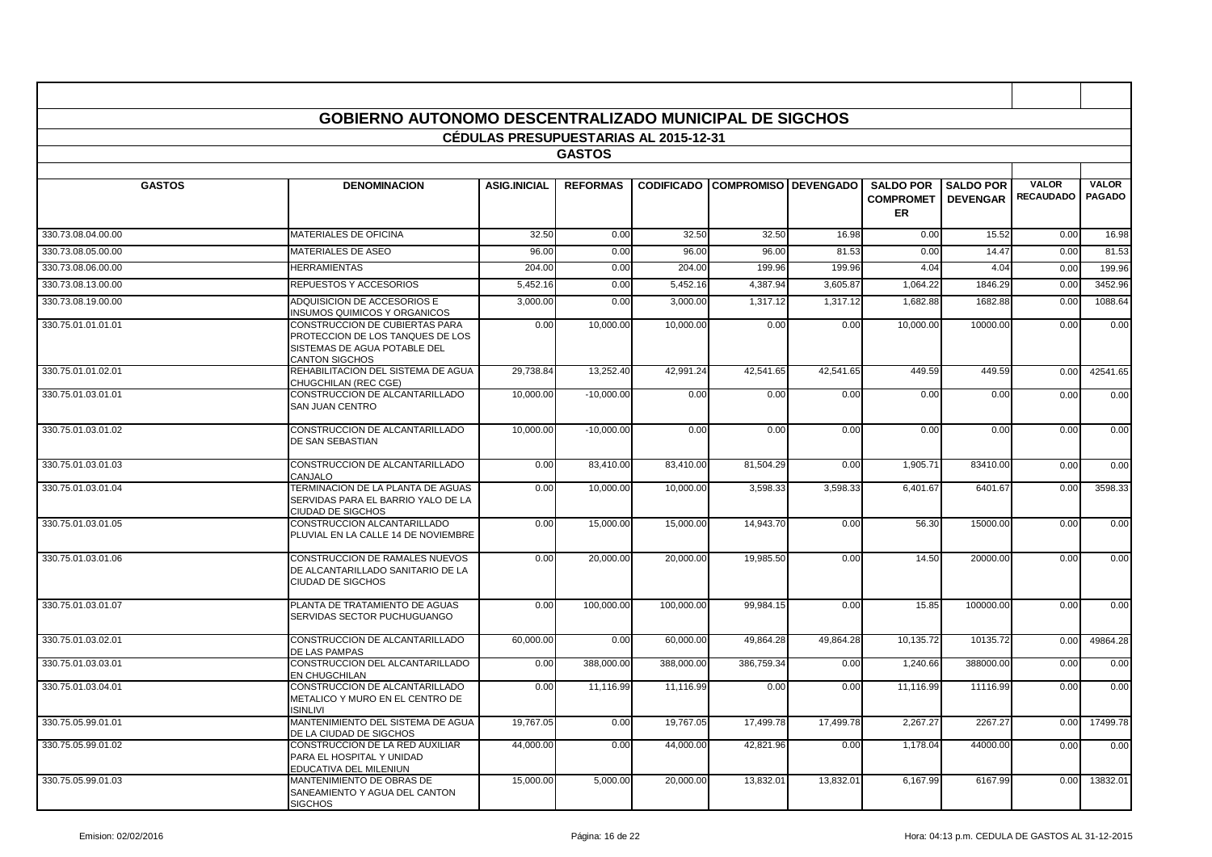## GOBIERNO AUTONOMO DESCENTRALIZADO MUNICIPAL DE SIGCHOS

### CÉDULAS PRESUPUESTARIAS AL 2015-12-31

### GASTOS

| GASTOS | DENOMINACION | ASIG.INICIAL | REFORMAS | CODIFICADO | COMPROMISO | DEVENGADO | SALDO POR COMPROMETER | SALDO POR DEVENGAR | VALOR RECAUDADO | VALOR PAGADO |
|---|---|---|---|---|---|---|---|---|---|---|
| 330.73.08.04.00.00 | MATERIALES DE OFICINA | 32.50 | 0.00 | 32.50 | 32.50 | 16.98 | 0.00 | 15.52 | 0.00 | 16.98 |
| 330.73.08.05.00.00 | MATERIALES DE ASEO | 96.00 | 0.00 | 96.00 | 96.00 | 81.53 | 0.00 | 14.47 | 0.00 | 81.53 |
| 330.73.08.06.00.00 | HERRAMIENTAS | 204.00 | 0.00 | 204.00 | 199.96 | 199.96 | 4.04 | 4.04 | 0.00 | 199.96 |
| 330.73.08.13.00.00 | REPUESTOS Y ACCESORIOS | 5,452.16 | 0.00 | 5,452.16 | 4,387.94 | 3,605.87 | 1,064.22 | 1846.29 | 0.00 | 3452.96 |
| 330.73.08.19.00.00 | ADQUISICION DE ACCESORIOS E INSUMOS QUIMICOS Y ORGANICOS | 3,000.00 | 0.00 | 3,000.00 | 1,317.12 | 1,317.12 | 1,682.88 | 1682.88 | 0.00 | 1088.64 |
| 330.75.01.01.01.01 | CONSTRUCCION DE CUBIERTAS PARA PROTECCION DE LOS TANQUES DE LOS SISTEMAS DE AGUA POTABLE DEL CANTON SIGCHOS | 0.00 | 10,000.00 | 10,000.00 | 0.00 | 0.00 | 10,000.00 | 10000.00 | 0.00 | 0.00 |
| 330.75.01.01.02.01 | REHABILITACION DEL SISTEMA DE AGUA CHUGCHILAN (REC CGE) | 29,738.84 | 13,252.40 | 42,991.24 | 42,541.65 | 42,541.65 | 449.59 | 449.59 | 0.00 | 42541.65 |
| 330.75.01.03.01.01 | CONSTRUCCION DE ALCANTARILLADO SAN JUAN CENTRO | 10,000.00 | -10,000.00 | 0.00 | 0.00 | 0.00 | 0.00 | 0.00 | 0.00 | 0.00 |
| 330.75.01.03.01.02 | CONSTRUCCION DE ALCANTARILLADO DE SAN SEBASTIAN | 10,000.00 | -10,000.00 | 0.00 | 0.00 | 0.00 | 0.00 | 0.00 | 0.00 | 0.00 |
| 330.75.01.03.01.03 | CONSTRUCCION DE ALCANTARILLADO CANJALO | 0.00 | 83,410.00 | 83,410.00 | 81,504.29 | 0.00 | 1,905.71 | 83410.00 | 0.00 | 0.00 |
| 330.75.01.03.01.04 | TERMINACION DE LA PLANTA DE AGUAS SERVIDAS PARA EL BARRIO YALO DE LA CIUDAD DE SIGCHOS | 0.00 | 10,000.00 | 10,000.00 | 3,598.33 | 3,598.33 | 6,401.67 | 6401.67 | 0.00 | 3598.33 |
| 330.75.01.03.01.05 | CONSTRUCCION ALCANTARILLADO PLUVIAL EN LA CALLE 14 DE NOVIEMBRE | 0.00 | 15,000.00 | 15,000.00 | 14,943.70 | 0.00 | 56.30 | 15000.00 | 0.00 | 0.00 |
| 330.75.01.03.01.06 | CONSTRUCCION DE RAMALES NUEVOS DE ALCANTARILLADO SANITARIO DE LA CIUDAD DE SIGCHOS | 0.00 | 20,000.00 | 20,000.00 | 19,985.50 | 0.00 | 14.50 | 20000.00 | 0.00 | 0.00 |
| 330.75.01.03.01.07 | PLANTA DE TRATAMIENTO DE AGUAS SERVIDAS SECTOR PUCHUGUANGO | 0.00 | 100,000.00 | 100,000.00 | 99,984.15 | 0.00 | 15.85 | 100000.00 | 0.00 | 0.00 |
| 330.75.01.03.02.01 | CONSTRUCCION DE ALCANTARILLADO DE LAS PAMPAS | 60,000.00 | 0.00 | 60,000.00 | 49,864.28 | 49,864.28 | 10,135.72 | 10135.72 | 0.00 | 49864.28 |
| 330.75.01.03.03.01 | CONSTRUCCION DEL ALCANTARILLADO EN CHUGCHILAN | 0.00 | 388,000.00 | 388,000.00 | 386,759.34 | 0.00 | 1,240.66 | 388000.00 | 0.00 | 0.00 |
| 330.75.01.03.04.01 | CONSTRUCCION DE ALCANTARILLADO METALICO Y MURO EN EL CENTRO DE ISINLIVI | 0.00 | 11,116.99 | 11,116.99 | 0.00 | 0.00 | 11,116.99 | 11116.99 | 0.00 | 0.00 |
| 330.75.05.99.01.01 | MANTENIMIENTO DEL SISTEMA DE AGUA DE LA CIUDAD DE SIGCHOS | 19,767.05 | 0.00 | 19,767.05 | 17,499.78 | 17,499.78 | 2,267.27 | 2267.27 | 0.00 | 17499.78 |
| 330.75.05.99.01.02 | CONSTRUCCION DE LA RED AUXILIAR PARA EL HOSPITAL Y UNIDAD EDUCATIVA DEL MILENIUN | 44,000.00 | 0.00 | 44,000.00 | 42,821.96 | 0.00 | 1,178.04 | 44000.00 | 0.00 | 0.00 |
| 330.75.05.99.01.03 | MANTENIMIENTO DE OBRAS DE SANEAMIENTO Y AGUA DEL CANTON SIGCHOS | 15,000.00 | 5,000.00 | 20,000.00 | 13,832.01 | 13,832.01 | 6,167.99 | 6167.99 | 0.00 | 13832.01 |

Emision: 02/02/2016 | Hora: 04:13 p.m. CEDULA DE GASTOS AL 31-12-2015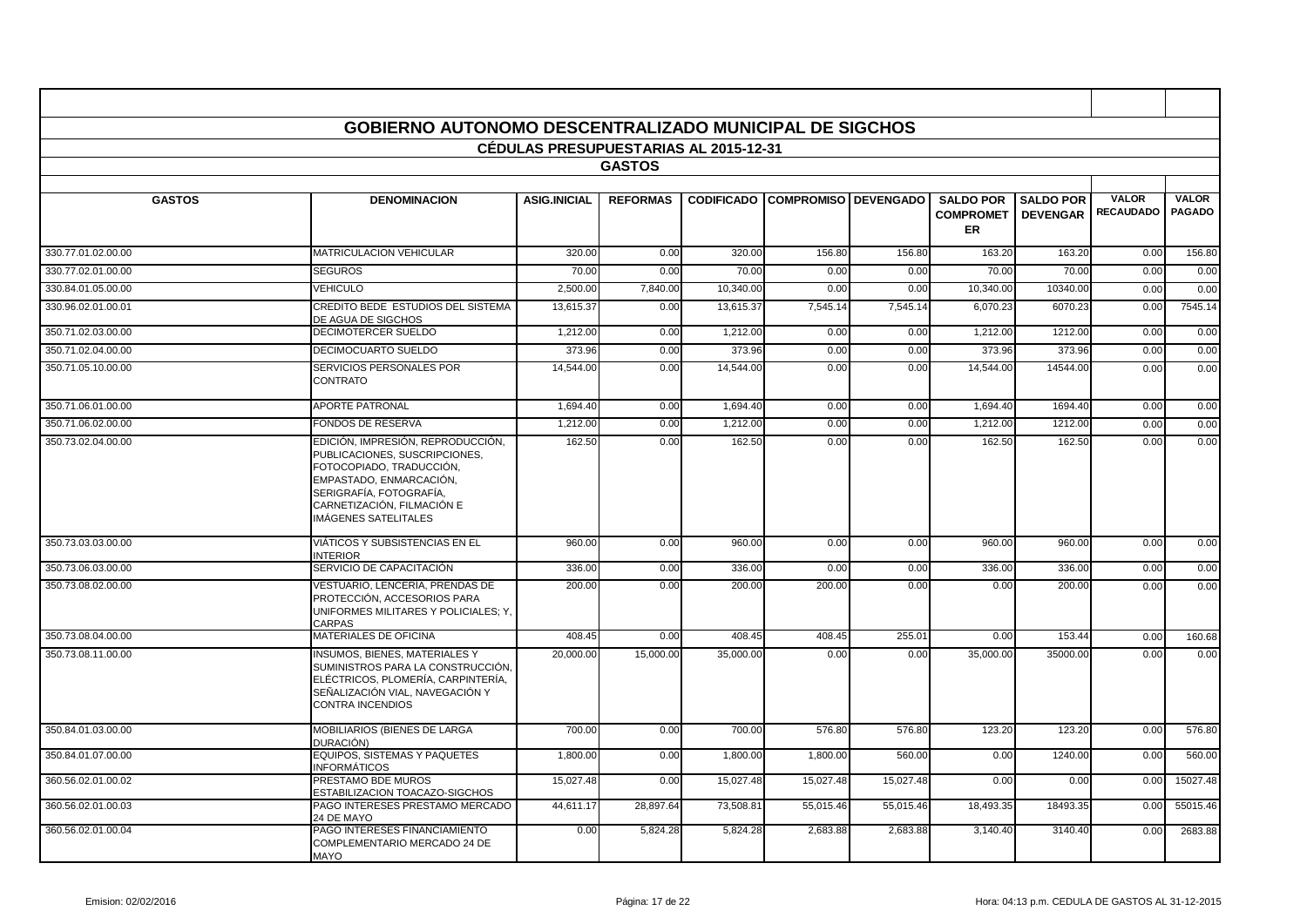# GOBIERNO AUTONOMO DESCENTRALIZADO MUNICIPAL DE SIGCHOS

## CÉDULAS PRESUPUESTARIAS AL 2015-12-31

### GASTOS

| GASTOS | DENOMINACION | ASIG.INICIAL | REFORMAS | CODIFICADO | COMPROMISO | DEVENGADO | SALDO POR COMPROMETER | SALDO POR DEVENGAR | VALOR RECAUDADO | VALOR PAGADO |
|---|---|---|---|---|---|---|---|---|---|---|
| 330.77.01.02.00.00 | MATRICULACION VEHICULAR | 320.00 | 0.00 | 320.00 | 156.80 | 156.80 | 163.20 | 163.20 | 0.00 | 156.80 |
| 330.77.02.01.00.00 | SEGUROS | 70.00 | 0.00 | 70.00 | 0.00 | 0.00 | 70.00 | 70.00 | 0.00 | 0.00 |
| 330.84.01.05.00.00 | VEHICULO | 2,500.00 | 7,840.00 | 10,340.00 | 0.00 | 0.00 | 10,340.00 | 10340.00 | 0.00 | 0.00 |
| 330.96.02.01.00.01 | CREDITO BEDE ESTUDIOS DEL SISTEMA DE AGUA DE SIGCHOS | 13,615.37 | 0.00 | 13,615.37 | 7,545.14 | 7,545.14 | 6,070.23 | 6070.23 | 0.00 | 7545.14 |
| 350.71.02.03.00.00 | DECIMOTERCER SUELDO | 1,212.00 | 0.00 | 1,212.00 | 0.00 | 0.00 | 1,212.00 | 1212.00 | 0.00 | 0.00 |
| 350.71.02.04.00.00 | DECIMOCUARTO SUELDO | 373.96 | 0.00 | 373.96 | 0.00 | 0.00 | 373.96 | 373.96 | 0.00 | 0.00 |
| 350.71.05.10.00.00 | SERVICIOS PERSONALES POR CONTRATO | 14,544.00 | 0.00 | 14,544.00 | 0.00 | 0.00 | 14,544.00 | 14544.00 | 0.00 | 0.00 |
| 350.71.06.01.00.00 | APORTE PATRONAL | 1,694.40 | 0.00 | 1,694.40 | 0.00 | 0.00 | 1,694.40 | 1694.40 | 0.00 | 0.00 |
| 350.71.06.02.00.00 | FONDOS DE RESERVA | 1,212.00 | 0.00 | 1,212.00 | 0.00 | 0.00 | 1,212.00 | 1212.00 | 0.00 | 0.00 |
| 350.73.02.04.00.00 | EDICIÓN, IMPRESIÓN, REPRODUCCIÓN, PUBLICACIONES, SUSCRIPCIONES, FOTOCOPIADO, TRADUCCIÓN, EMPASTADO, ENMARCACIÓN, SERIGRAFÍA, FOTOGRAFÍA, CARNETIZACIÓN, FILMACIÓN E IMÁGENES SATELITALES | 162.50 | 0.00 | 162.50 | 0.00 | 0.00 | 162.50 | 162.50 | 0.00 | 0.00 |
| 350.73.03.03.00.00 | VIÁTICOS Y SUBSISTENCIAS EN EL INTERIOR | 960.00 | 0.00 | 960.00 | 0.00 | 0.00 | 960.00 | 960.00 | 0.00 | 0.00 |
| 350.73.06.03.00.00 | SERVICIO DE CAPACITACIÓN | 336.00 | 0.00 | 336.00 | 0.00 | 0.00 | 336.00 | 336.00 | 0.00 | 0.00 |
| 350.73.08.02.00.00 | VESTUARIO, LENCERÍA, PRENDAS DE PROTECCIÓN, ACCESORIOS PARA UNIFORMES MILITARES Y POLICIALES; Y, CARPAS | 200.00 | 0.00 | 200.00 | 200.00 | 0.00 | 0.00 | 200.00 | 0.00 | 0.00 |
| 350.73.08.04.00.00 | MATERIALES DE OFICINA | 408.45 | 0.00 | 408.45 | 408.45 | 255.01 | 0.00 | 153.44 | 0.00 | 160.68 |
| 350.73.08.11.00.00 | INSUMOS, BIENES, MATERIALES Y SUMINISTROS PARA LA CONSTRUCCIÓN, ELÉCTRICOS, PLOMERÍA, CARPINTERÍA, SEÑALIZACIÓN VIAL, NAVEGACIÓN Y CONTRA INCENDIOS | 20,000.00 | 15,000.00 | 35,000.00 | 0.00 | 0.00 | 35,000.00 | 35000.00 | 0.00 | 0.00 |
| 350.84.01.03.00.00 | MOBILIARIOS (BIENES DE LARGA DURACIÓN) | 700.00 | 0.00 | 700.00 | 576.80 | 576.80 | 123.20 | 123.20 | 0.00 | 576.80 |
| 350.84.01.07.00.00 | EQUIPOS, SISTEMAS Y PAQUETES INFORMÁTICOS | 1,800.00 | 0.00 | 1,800.00 | 1,800.00 | 560.00 | 0.00 | 1240.00 | 0.00 | 560.00 |
| 360.56.02.01.00.02 | PRESTAMO BDE MUROS ESTABILIZACION TOACAZO-SIGCHOS | 15,027.48 | 0.00 | 15,027.48 | 15,027.48 | 15,027.48 | 0.00 | 0.00 | 0.00 | 15027.48 |
| 360.56.02.01.00.03 | PAGO INTERESES PRESTAMO MERCADO 24 DE MAYO | 44,611.17 | 28,897.64 | 73,508.81 | 55,015.46 | 55,015.46 | 18,493.35 | 18493.35 | 0.00 | 55015.46 |
| 360.56.02.01.00.04 | PAGO INTERESES FINANCIAMIENTO COMPLEMENTARIO MERCADO 24 DE MAYO | 0.00 | 5,824.28 | 5,824.28 | 2,683.88 | 2,683.88 | 3,140.40 | 3140.40 | 0.00 | 2683.88 |

Emision: 02/02/2016 Hora: 04:13 p.m. CEDULA DE GASTOS AL 31-12-2015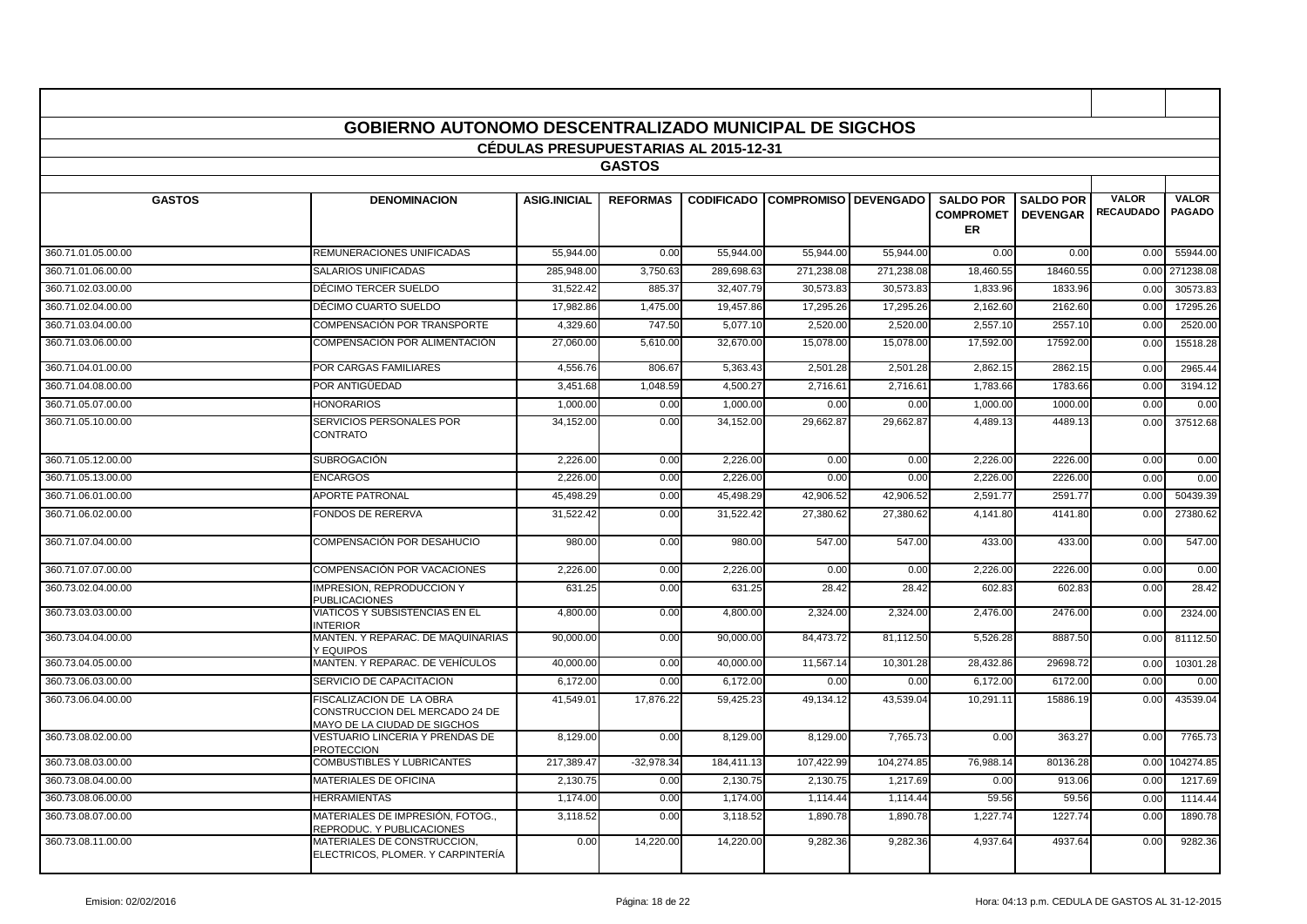# GOBIERNO AUTONOMO DESCENTRALIZADO MUNICIPAL DE SIGCHOS

## CÉDULAS PRESUPUESTARIAS AL 2015-12-31

### GASTOS

| GASTOS | DENOMINACION | ASIG.INICIAL | REFORMAS | CODIFICADO | COMPROMISO | DEVENGADO | SALDO POR COMPROMETER | SALDO POR DEVENGAR | VALOR RECAUDADO | VALOR PAGADO |
|---|---|---|---|---|---|---|---|---|---|---|
| 360.71.01.05.00.00 | REMUNERACIONES UNIFICADAS | 55,944.00 | 0.00 | 55,944.00 | 55,944.00 | 55,944.00 | 0.00 | 0.00 | 0.00 | 55944.00 |
| 360.71.01.06.00.00 | SALARIOS UNIFICADAS | 285,948.00 | 3,750.63 | 289,698.63 | 271,238.08 | 271,238.08 | 18,460.55 | 18460.55 | 0.00 | 271238.08 |
| 360.71.02.03.00.00 | DÉCIMO TERCER SUELDO | 31,522.42 | 885.37 | 32,407.79 | 30,573.83 | 30,573.83 | 1,833.96 | 1833.96 | 0.00 | 30573.83 |
| 360.71.02.04.00.00 | DÉCIMO CUARTO SUELDO | 17,982.86 | 1,475.00 | 19,457.86 | 17,295.26 | 17,295.26 | 2,162.60 | 2162.60 | 0.00 | 17295.26 |
| 360.71.03.04.00.00 | COMPENSACIÓN POR TRANSPORTE | 4,329.60 | 747.50 | 5,077.10 | 2,520.00 | 2,520.00 | 2,557.10 | 2557.10 | 0.00 | 2520.00 |
| 360.71.03.06.00.00 | COMPENSACION POR ALIMENTACION | 27,060.00 | 5,610.00 | 32,670.00 | 15,078.00 | 15,078.00 | 17,592.00 | 17592.00 | 0.00 | 15518.28 |
| 360.71.04.01.00.00 | POR CARGAS FAMILIARES | 4,556.76 | 806.67 | 5,363.43 | 2,501.28 | 2,501.28 | 2,862.15 | 2862.15 | 0.00 | 2965.44 |
| 360.71.04.08.00.00 | POR ANTIGÜEDAD | 3,451.68 | 1,048.59 | 4,500.27 | 2,716.61 | 2,716.61 | 1,783.66 | 1783.66 | 0.00 | 3194.12 |
| 360.71.05.07.00.00 | HONORARIOS | 1,000.00 | 0.00 | 1,000.00 | 0.00 | 0.00 | 1,000.00 | 1000.00 | 0.00 | 0.00 |
| 360.71.05.10.00.00 | SERVICIOS PERSONALES POR CONTRATO | 34,152.00 | 0.00 | 34,152.00 | 29,662.87 | 29,662.87 | 4,489.13 | 4489.13 | 0.00 | 37512.68 |
| 360.71.05.12.00.00 | SUBROGACIÓN | 2,226.00 | 0.00 | 2,226.00 | 0.00 | 0.00 | 2,226.00 | 2226.00 | 0.00 | 0.00 |
| 360.71.05.13.00.00 | ENCARGOS | 2,226.00 | 0.00 | 2,226.00 | 0.00 | 0.00 | 2,226.00 | 2226.00 | 0.00 | 0.00 |
| 360.71.06.01.00.00 | APORTE PATRONAL | 45,498.29 | 0.00 | 45,498.29 | 42,906.52 | 42,906.52 | 2,591.77 | 2591.77 | 0.00 | 50439.39 |
| 360.71.06.02.00.00 | FONDOS DE RERERVA | 31,522.42 | 0.00 | 31,522.42 | 27,380.62 | 27,380.62 | 4,141.80 | 4141.80 | 0.00 | 27380.62 |
| 360.71.07.04.00.00 | COMPENSACIÓN POR DESAHUCIO | 980.00 | 0.00 | 980.00 | 547.00 | 547.00 | 433.00 | 433.00 | 0.00 | 547.00 |
| 360.71.07.07.00.00 | COMPENSACIÓN POR VACACIONES | 2,226.00 | 0.00 | 2,226.00 | 0.00 | 0.00 | 2,226.00 | 2226.00 | 0.00 | 0.00 |
| 360.73.02.04.00.00 | IMPRESION, REPRODUCCION Y PUBLICACIONES | 631.25 | 0.00 | 631.25 | 28.42 | 28.42 | 602.83 | 602.83 | 0.00 | 28.42 |
| 360.73.03.03.00.00 | VIATICOS Y SUBSISTENCIAS EN EL INTERIOR | 4,800.00 | 0.00 | 4,800.00 | 2,324.00 | 2,324.00 | 2,476.00 | 2476.00 | 0.00 | 2324.00 |
| 360.73.04.04.00.00 | MANTEN. Y REPARAC. DE MAQUINARIAS Y EQUIPOS | 90,000.00 | 0.00 | 90,000.00 | 84,473.72 | 81,112.50 | 5,526.28 | 8887.50 | 0.00 | 81112.50 |
| 360.73.04.05.00.00 | MANTEN. Y REPARAC. DE VEHÍCULOS | 40,000.00 | 0.00 | 40,000.00 | 11,567.14 | 10,301.28 | 28,432.86 | 29698.72 | 0.00 | 10301.28 |
| 360.73.06.03.00.00 | SERVICIO DE CAPACITACION | 6,172.00 | 0.00 | 6,172.00 | 0.00 | 0.00 | 6,172.00 | 6172.00 | 0.00 | 0.00 |
| 360.73.06.04.00.00 | FISCALIZACION DE LA OBRA CONSTRUCCION DEL MERCADO 24 DE MAYO DE LA CIUDAD DE SIGCHOS | 41,549.01 | 17,876.22 | 59,425.23 | 49,134.12 | 43,539.04 | 10,291.11 | 15886.19 | 0.00 | 43539.04 |
| 360.73.08.02.00.00 | VESTUARIO LINCERIA Y PRENDAS DE PROTECCION | 8,129.00 | 0.00 | 8,129.00 | 8,129.00 | 7,765.73 | 0.00 | 363.27 | 0.00 | 7765.73 |
| 360.73.08.03.00.00 | COMBUSTIBLES Y LUBRICANTES | 217,389.47 | -32,978.34 | 184,411.13 | 107,422.99 | 104,274.85 | 76,988.14 | 80136.28 | 0.00 | 104274.85 |
| 360.73.08.04.00.00 | MATERIALES DE OFICINA | 2,130.75 | 0.00 | 2,130.75 | 2,130.75 | 1,217.69 | 0.00 | 913.06 | 0.00 | 1217.69 |
| 360.73.08.06.00.00 | HERRAMIENTAS | 1,174.00 | 0.00 | 1,174.00 | 1,114.44 | 1,114.44 | 59.56 | 59.56 | 0.00 | 1114.44 |
| 360.73.08.07.00.00 | MATERIALES DE IMPRESIÓN, FOTOG., REPRODUC. Y PUBLICACIONES | 3,118.52 | 0.00 | 3,118.52 | 1,890.78 | 1,890.78 | 1,227.74 | 1227.74 | 0.00 | 1890.78 |
| 360.73.08.11.00.00 | MATERIALES DE CONSTRUCCION, ELECTRICOS, PLOMER. Y CARPINTERÍA | 0.00 | 14,220.00 | 14,220.00 | 9,282.36 | 9,282.36 | 4,937.64 | 4937.64 | 0.00 | 9282.36 |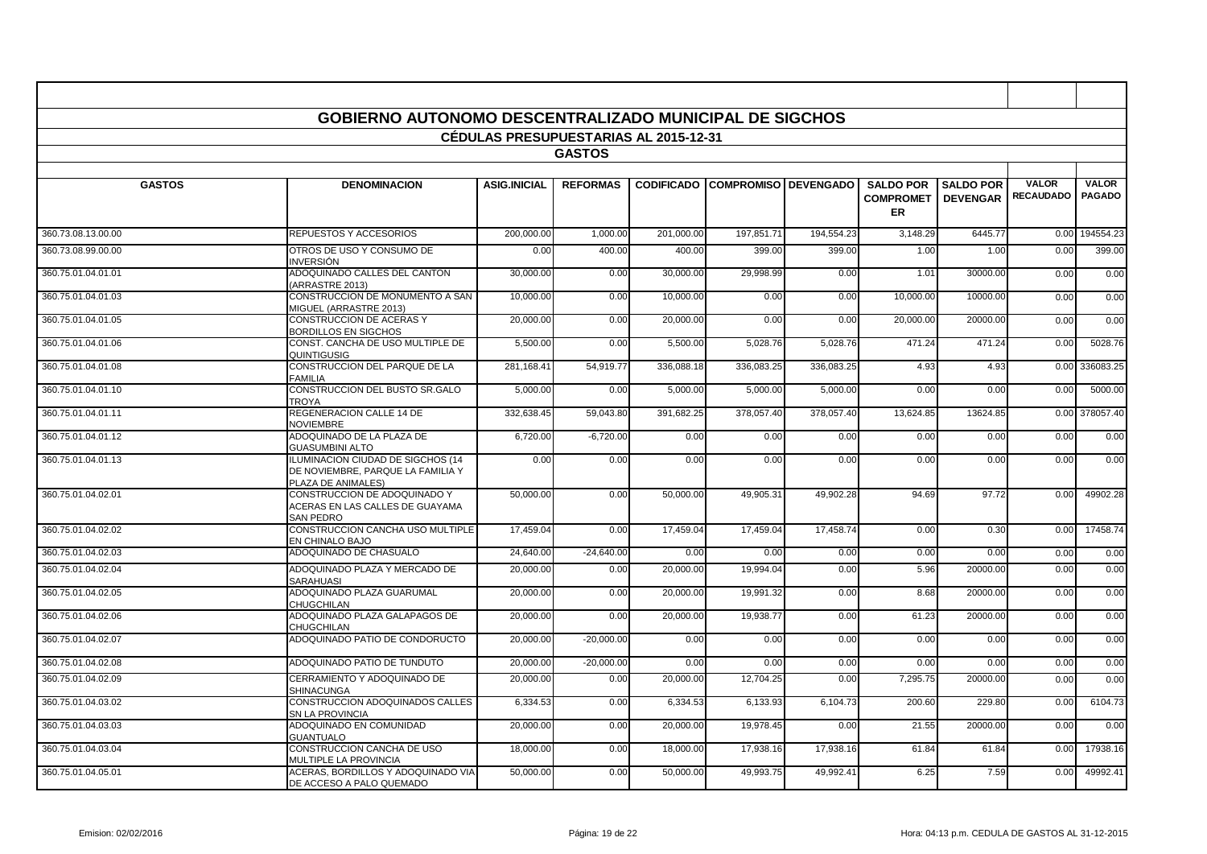# GOBIERNO AUTONOMO DESCENTRALIZADO MUNICIPAL DE SIGCHOS

## CÉDULAS PRESUPUESTARIAS AL 2015-12-31

### GASTOS

| GASTOS | DENOMINACION | ASIG.INICIAL | REFORMAS | CODIFICADO | COMPROMISO | DEVENGADO | SALDO POR COMPROMETER | SALDO POR DEVENGAR | VALOR RECAUDADO | VALOR PAGADO |
|---|---|---|---|---|---|---|---|---|---|---|
| 360.73.08.13.00.00 | REPUESTOS Y ACCESORIOS | 200,000.00 | 1,000.00 | 201,000.00 | 197,851.71 | 194,554.23 | 3,148.29 | 6445.77 | 0.00 | 194554.23 |
| 360.73.08.99.00.00 | OTROS DE USO Y CONSUMO DE INVERSIÓN | 0.00 | 400.00 | 400.00 | 399.00 | 399.00 | 1.00 | 1.00 | 0.00 | 399.00 |
| 360.75.01.04.01.01 | ADOQUINADO CALLES DEL CANTON (ARRASTRE 2013) | 30,000.00 | 0.00 | 30,000.00 | 29,998.99 | 0.00 | 1.01 | 30000.00 | 0.00 | 0.00 |
| 360.75.01.04.01.03 | CONSTRUCCION DE MONUMENTO A SAN MIGUEL (ARRASTRE 2013) | 10,000.00 | 0.00 | 10,000.00 | 0.00 | 0.00 | 10,000.00 | 10000.00 | 0.00 | 0.00 |
| 360.75.01.04.01.05 | CONSTRUCCION DE ACERAS Y BORDILLOS EN SIGCHOS | 20,000.00 | 0.00 | 20,000.00 | 0.00 | 0.00 | 20,000.00 | 20000.00 | 0.00 | 0.00 |
| 360.75.01.04.01.06 | CONST. CANCHA DE USO MULTIPLE DE QUINTIGUSIG | 5,500.00 | 0.00 | 5,500.00 | 5,028.76 | 5,028.76 | 471.24 | 471.24 | 0.00 | 5028.76 |
| 360.75.01.04.01.08 | CONSTRUCCION DEL PARQUE DE LA FAMILIA | 281,168.41 | 54,919.77 | 336,088.18 | 336,083.25 | 336,083.25 | 4.93 | 4.93 | 0.00 | 336083.25 |
| 360.75.01.04.01.10 | CONSTRUCCION DEL BUSTO SR.GALO TROYA | 5,000.00 | 0.00 | 5,000.00 | 5,000.00 | 5,000.00 | 0.00 | 0.00 | 0.00 | 5000.00 |
| 360.75.01.04.01.11 | REGENERACION CALLE 14 DE NOVIEMBRE | 332,638.45 | 59,043.80 | 391,682.25 | 378,057.40 | 378,057.40 | 13,624.85 | 13624.85 | 0.00 | 378057.40 |
| 360.75.01.04.01.12 | ADOQUINADO DE LA PLAZA DE GUASUMBINI ALTO | 6,720.00 | -6,720.00 | 0.00 | 0.00 | 0.00 | 0.00 | 0.00 | 0.00 | 0.00 |
| 360.75.01.04.01.13 | ILUMINACION CIUDAD DE SIGCHOS (14 DE NOVIEMBRE, PARQUE LA FAMILIA Y PLAZA DE ANIMALES) | 0.00 | 0.00 | 0.00 | 0.00 | 0.00 | 0.00 | 0.00 | 0.00 | 0.00 |
| 360.75.01.04.02.01 | CONSTRUCCION DE ADOQUINADO Y ACERAS EN LAS CALLES DE GUAYAMA SAN PEDRO | 50,000.00 | 0.00 | 50,000.00 | 49,905.31 | 49,902.28 | 94.69 | 97.72 | 0.00 | 49902.28 |
| 360.75.01.04.02.02 | CONSTRUCCION CANCHA USO MULTIPLE EN CHINALO BAJO | 17,459.04 | 0.00 | 17,459.04 | 17,459.04 | 17,458.74 | 0.00 | 0.30 | 0.00 | 17458.74 |
| 360.75.01.04.02.03 | ADOQUINADO DE CHASUALO | 24,640.00 | -24,640.00 | 0.00 | 0.00 | 0.00 | 0.00 | 0.00 | 0.00 | 0.00 |
| 360.75.01.04.02.04 | ADOQUINADO PLAZA Y MERCADO DE SARAHUASI | 20,000.00 | 0.00 | 20,000.00 | 19,994.04 | 0.00 | 5.96 | 20000.00 | 0.00 | 0.00 |
| 360.75.01.04.02.05 | ADOQUINADO PLAZA GUARUMAL CHUGCHILAN | 20,000.00 | 0.00 | 20,000.00 | 19,991.32 | 0.00 | 8.68 | 20000.00 | 0.00 | 0.00 |
| 360.75.01.04.02.06 | ADOQUINADO PLAZA GALAPAGOS DE CHUGCHILAN | 20,000.00 | 0.00 | 20,000.00 | 19,938.77 | 0.00 | 61.23 | 20000.00 | 0.00 | 0.00 |
| 360.75.01.04.02.07 | ADOQUINADO PATIO DE CONDORUCTO | 20,000.00 | -20,000.00 | 0.00 | 0.00 | 0.00 | 0.00 | 0.00 | 0.00 | 0.00 |
| 360.75.01.04.02.08 | ADOQUINADO PATIO DE TUNDUTO | 20,000.00 | -20,000.00 | 0.00 | 0.00 | 0.00 | 0.00 | 0.00 | 0.00 | 0.00 |
| 360.75.01.04.02.09 | CERRAMIENTO Y ADOQUINADO DE SHINACUNGA | 20,000.00 | 0.00 | 20,000.00 | 12,704.25 | 0.00 | 7,295.75 | 20000.00 | 0.00 | 0.00 |
| 360.75.01.04.03.02 | CONSTRUCCION ADOQUINADOS CALLES SN LA PROVINCIA | 6,334.53 | 0.00 | 6,334.53 | 6,133.93 | 6,104.73 | 200.60 | 229.80 | 0.00 | 6104.73 |
| 360.75.01.04.03.03 | ADOQUINADO EN COMUNIDAD GUANTUALO | 20,000.00 | 0.00 | 20,000.00 | 19,978.45 | 0.00 | 21.55 | 20000.00 | 0.00 | 0.00 |
| 360.75.01.04.03.04 | CONSTRUCCION CANCHA DE USO MULTIPLE LA PROVINCIA | 18,000.00 | 0.00 | 18,000.00 | 17,938.16 | 17,938.16 | 61.84 | 61.84 | 0.00 | 17938.16 |
| 360.75.01.04.05.01 | ACERAS, BORDILLOS Y ADOQUINADO VIA DE ACCESO A PALO QUEMADO | 50,000.00 | 0.00 | 50,000.00 | 49,993.75 | 49,992.41 | 6.25 | 7.59 | 0.00 | 49992.41 |

Emision: 02/02/2016 — Hora: 04:13 p.m. CEDULA DE GASTOS AL 31-12-2015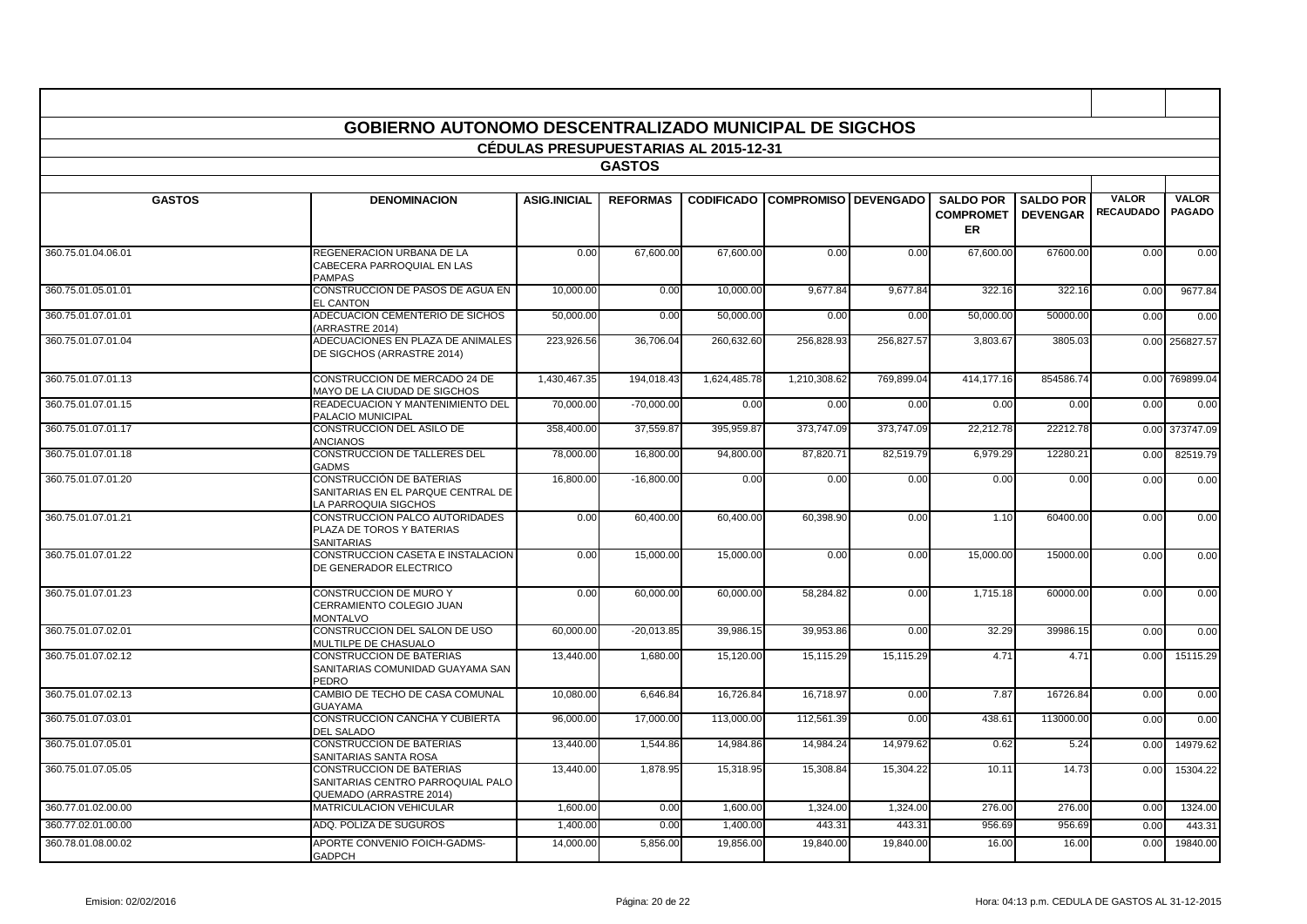# GOBIERNO AUTONOMO DESCENTRALIZADO MUNICIPAL DE SIGCHOS

## CÉDULAS PRESUPUESTARIAS AL 2015-12-31

### GASTOS

| GASTOS | DENOMINACION | ASIG.INICIAL | REFORMAS | CODIFICADO | COMPROMISO | DEVENGADO | SALDO POR COMPROMETER | SALDO POR DEVENGAR | VALOR RECAUDADO | VALOR PAGADO |
|---|---|---|---|---|---|---|---|---|---|---|
| 360.75.01.04.06.01 | REGENERACION URBANA DE LA CABECERA PARROQUIAL EN LAS PAMPAS | 0.00 | 67,600.00 | 67,600.00 | 0.00 | 0.00 | 67,600.00 | 67600.00 | 0.00 | 0.00 |
| 360.75.01.05.01.01 | CONSTRUCCION DE PASOS DE AGUA EN EL CANTON | 10,000.00 | 0.00 | 10,000.00 | 9,677.84 | 9,677.84 | 322.16 | 322.16 | 0.00 | 9677.84 |
| 360.75.01.07.01.01 | ADECUACION CEMENTERIO DE SICHOS (ARRASTRE 2014) | 50,000.00 | 0.00 | 50,000.00 | 0.00 | 0.00 | 50,000.00 | 50000.00 | 0.00 | 0.00 |
| 360.75.01.07.01.04 | ADECUACIONES EN PLAZA DE ANIMALES DE SIGCHOS (ARRASTRE 2014) | 223,926.56 | 36,706.04 | 260,632.60 | 256,828.93 | 256,827.57 | 3,803.67 | 3805.03 | 0.00 | 256827.57 |
| 360.75.01.07.01.13 | CONSTRUCCION DE MERCADO 24 DE MAYO DE LA CIUDAD DE SIGCHOS | 1,430,467.35 | 194,018.43 | 1,624,485.78 | 1,210,308.62 | 769,899.04 | 414,177.16 | 854586.74 | 0.00 | 769899.04 |
| 360.75.01.07.01.15 | READECUACION Y MANTENIMIENTO DEL PALACIO MUNICIPAL | 70,000.00 | -70,000.00 | 0.00 | 0.00 | 0.00 | 0.00 | 0.00 | 0.00 | 0.00 |
| 360.75.01.07.01.17 | CONSTRUCCION DEL ASILO DE ANCIANOS | 358,400.00 | 37,559.87 | 395,959.87 | 373,747.09 | 373,747.09 | 22,212.78 | 22212.78 | 0.00 | 373747.09 |
| 360.75.01.07.01.18 | CONSTRUCCION DE TALLERES DEL GADMS | 78,000.00 | 16,800.00 | 94,800.00 | 87,820.71 | 82,519.79 | 6,979.29 | 12280.21 | 0.00 | 82519.79 |
| 360.75.01.07.01.20 | CONSTRUCCIÓN DE BATERIAS SANITARIAS EN EL PARQUE CENTRAL DE LA PARROQUIA SIGCHOS | 16,800.00 | -16,800.00 | 0.00 | 0.00 | 0.00 | 0.00 | 0.00 | 0.00 | 0.00 |
| 360.75.01.07.01.21 | CONSTRUCCION PALCO AUTORIDADES PLAZA DE TOROS Y BATERIAS SANITARIAS | 0.00 | 60,400.00 | 60,400.00 | 60,398.90 | 0.00 | 1.10 | 60400.00 | 0.00 | 0.00 |
| 360.75.01.07.01.22 | CONSTRUCCION CASETA E INSTALACION DE GENERADOR ELECTRICO | 0.00 | 15,000.00 | 15,000.00 | 0.00 | 0.00 | 15,000.00 | 15000.00 | 0.00 | 0.00 |
| 360.75.01.07.01.23 | CONSTRUCCION DE MURO Y CERRAMIENTO COLEGIO JUAN MONTALVO | 0.00 | 60,000.00 | 60,000.00 | 58,284.82 | 0.00 | 1,715.18 | 60000.00 | 0.00 | 0.00 |
| 360.75.01.07.02.01 | CONSTRUCCION DEL SALON DE USO MULTILPE DE CHASUALO | 60,000.00 | -20,013.85 | 39,986.15 | 39,953.86 | 0.00 | 32.29 | 39986.15 | 0.00 | 0.00 |
| 360.75.01.07.02.12 | CONSTRUCCION DE BATERIAS SANITARIAS COMUNIDAD GUAYAMA SAN PEDRO | 13,440.00 | 1,680.00 | 15,120.00 | 15,115.29 | 15,115.29 | 4.71 | 4.71 | 0.00 | 15115.29 |
| 360.75.01.07.02.13 | CAMBIO DE TECHO DE CASA COMUNAL GUAYAMA | 10,080.00 | 6,646.84 | 16,726.84 | 16,718.97 | 0.00 | 7.87 | 16726.84 | 0.00 | 0.00 |
| 360.75.01.07.03.01 | CONSTRUCCION CANCHA Y CUBIERTA DEL SALADO | 96,000.00 | 17,000.00 | 113,000.00 | 112,561.39 | 0.00 | 438.61 | 113000.00 | 0.00 | 0.00 |
| 360.75.01.07.05.01 | CONSTRUCCION DE BATERIAS SANITARIAS SANTA ROSA | 13,440.00 | 1,544.86 | 14,984.86 | 14,984.24 | 14,979.62 | 0.62 | 5.24 | 0.00 | 14979.62 |
| 360.75.01.07.05.05 | CONSTRUCCION DE BATERIAS SANITARIAS CENTRO PARROQUIAL PALO QUEMADO (ARRASTRE 2014) | 13,440.00 | 1,878.95 | 15,318.95 | 15,308.84 | 15,304.22 | 10.11 | 14.73 | 0.00 | 15304.22 |
| 360.77.01.02.00.00 | MATRICULACION VEHICULAR | 1,600.00 | 0.00 | 1,600.00 | 1,324.00 | 1,324.00 | 276.00 | 276.00 | 0.00 | 1324.00 |
| 360.77.02.01.00.00 | ADQ. POLIZA DE SUGUROS | 1,400.00 | 0.00 | 1,400.00 | 443.31 | 443.31 | 956.69 | 956.69 | 0.00 | 443.31 |
| 360.78.01.08.00.02 | APORTE CONVENIO FOICH-GADMS-GADPCH | 14,000.00 | 5,856.00 | 19,856.00 | 19,840.00 | 19,840.00 | 16.00 | 16.00 | 0.00 | 19840.00 |

Emision: 02/02/2016 | Hora: 04:13 p.m. CEDULA DE GASTOS AL 31-12-2015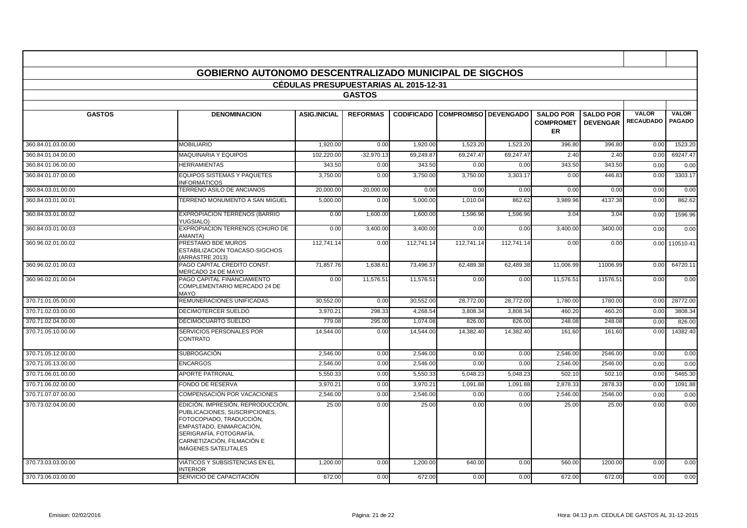# GOBIERNO AUTONOMO DESCENTRALIZADO MUNICIPAL DE SIGCHOS

## CÉDULAS PRESUPUESTARIAS AL 2015-12-31

### GASTOS

| GASTOS | DENOMINACION | ASIG.INICIAL | REFORMAS | CODIFICADO | COMPROMISO | DEVENGADO | SALDO POR COMPROMETER | SALDO POR DEVENGAR | VALOR RECAUDADO | VALOR PAGADO |
|---|---|---|---|---|---|---|---|---|---|---|
| 360.84.01.03.00.00 | MOBILIARIO | 1,920.00 | 0.00 | 1,920.00 | 1,523.20 | 1,523.20 | 396.80 | 396.80 | 0.00 | 1523.20 |
| 360.84.01.04.00.00 | MAQUINARIA Y EQUIPOS | 102,220.00 | -32,970.13 | 69,249.87 | 69,247.47 | 69,247.47 | 2.40 | 2.40 | 0.00 | 69247.47 |
| 360.84.01.06.00.00 | HERRAMIENTAS | 343.50 | 0.00 | 343.50 | 0.00 | 0.00 | 343.50 | 343.50 | 0.00 | 0.00 |
| 360.84.01.07.00.00 | EQUIPOS SISTEMAS Y PAQUETES INFORMÁTICOS | 3,750.00 | 0.00 | 3,750.00 | 3,750.00 | 3,303.17 | 0.00 | 446.83 | 0.00 | 3303.17 |
| 360.84.03.01.00.00 | TERRENO ASILO DE ANCIANOS | 20,000.00 | -20,000.00 | 0.00 | 0.00 | 0.00 | 0.00 | 0.00 | 0.00 | 0.00 |
| 360.84.03.01.00.01 | TERRENO MONUMENTO A SAN MIGUEL | 5,000.00 | 0.00 | 5,000.00 | 1,010.04 | 862.62 | 3,989.96 | 4137.38 | 0.00 | 862.62 |
| 360.84.03.01.00.02 | EXPROPIACION TERRENOS (BARRIO YUGSIALO) | 0.00 | 1,600.00 | 1,600.00 | 1,596.96 | 1,596.96 | 3.04 | 3.04 | 0.00 | 1596.96 |
| 360.84.03.01.00.03 | EXPROPIACION TERRENOS (CHURO DE AMANTA) | 0.00 | 3,400.00 | 3,400.00 | 0.00 | 0.00 | 3,400.00 | 3400.00 | 0.00 | 0.00 |
| 360.96.02.01.00.02 | PRESTAMO BDE MUROS ESTABILIZACION TOACASO-SIGCHOS (ARRASTRE 2013) | 112,741.14 | 0.00 | 112,741.14 | 112,741.14 | 112,741.14 | 0.00 | 0.00 | 0.00 | 110510.41 |
| 360.96.02.01.00.03 | PAGO CAPITAL CREDITO CONST. MERCADO 24 DE MAYO | 71,857.76 | 1,638.61 | 73,496.37 | 62,489.38 | 62,489.38 | 11,006.99 | 11006.99 | 0.00 | 64720.11 |
| 360.96.02.01.00.04 | PAGO CAPITAL FINANCIAMIENTO COMPLEMENTARIO MERCADO 24 DE MAYO | 0.00 | 11,576.51 | 11,576.51 | 0.00 | 0.00 | 11,576.51 | 11576.51 | 0.00 | 0.00 |
| 370.71.01.05.00.00 | REMUNERACIONES UNIFICADAS | 30,552.00 | 0.00 | 30,552.00 | 28,772.00 | 28,772.00 | 1,780.00 | 1780.00 | 0.00 | 28772.00 |
| 370.71.02.03.00.00 | DECIMOTERCER SUELDO | 3,970.21 | 298.33 | 4,268.54 | 3,808.34 | 3,808.34 | 460.20 | 460.20 | 0.00 | 3808.34 |
| 370.71.02.04.00.00 | DECIMOCUARTO SUELDO | 779.08 | 295.00 | 1,074.08 | 826.00 | 826.00 | 248.08 | 248.08 | 0.00 | 826.00 |
| 370.71.05.10.00.00 | SERVICIOS PERSONALES POR CONTRATO | 14,544.00 | 0.00 | 14,544.00 | 14,382.40 | 14,382.40 | 161.60 | 161.60 | 0.00 | 14382.40 |
| 370.71.05.12.00.00 | SUBROGACIÓN | 2,546.00 | 0.00 | 2,546.00 | 0.00 | 0.00 | 2,546.00 | 2546.00 | 0.00 | 0.00 |
| 370.71.05.13.00.00 | ENCARGOS | 2,546.00 | 0.00 | 2,546.00 | 0.00 | 0.00 | 2,546.00 | 2546.00 | 0.00 | 0.00 |
| 370.71.06.01.00.00 | APORTE PATRONAL | 5,550.33 | 0.00 | 5,550.33 | 5,048.23 | 5,048.23 | 502.10 | 502.10 | 0.00 | 5465.30 |
| 370.71.06.02.00.00 | FONDO DE RESERVA | 3,970.21 | 0.00 | 3,970.21 | 1,091.88 | 1,091.88 | 2,878.33 | 2878.33 | 0.00 | 1091.88 |
| 370.71.07.07.00.00 | COMPENSACIÓN POR VACACIONES | 2,546.00 | 0.00 | 2,546.00 | 0.00 | 0.00 | 2,546.00 | 2546.00 | 0.00 | 0.00 |
| 370.73.02.04.00.00 | EDICIÓN, IMPRESIÓN, REPRODUCCIÓN, PUBLICACIONES, SUSCRIPCIONES, FOTOCOPIADO, TRADUCCIÓN, EMPASTADO, ENMARCACIÓN, SERIGRAFÍA, FOTOGRAFÍA, CARNETIZACIÓN, FILMACIÓN E IMÁGENES SATELITALES | 25.00 | 0.00 | 25.00 | 0.00 | 0.00 | 25.00 | 25.00 | 0.00 | 0.00 |
| 370.73.03.03.00.00 | VIÁTICOS Y SUBSISTENCIAS EN EL INTERIOR | 1,200.00 | 0.00 | 1,200.00 | 640.00 | 0.00 | 560.00 | 1200.00 | 0.00 | 0.00 |
| 370.73.06.03.00.00 | SERVICIO DE CAPACITACIÓN | 672.00 | 0.00 | 672.00 | 0.00 | 0.00 | 672.00 | 672.00 | 0.00 | 0.00 |

Emision: 02/02/2016 — Hora: 04:13 p.m. CEDULA DE GASTOS AL 31-12-2015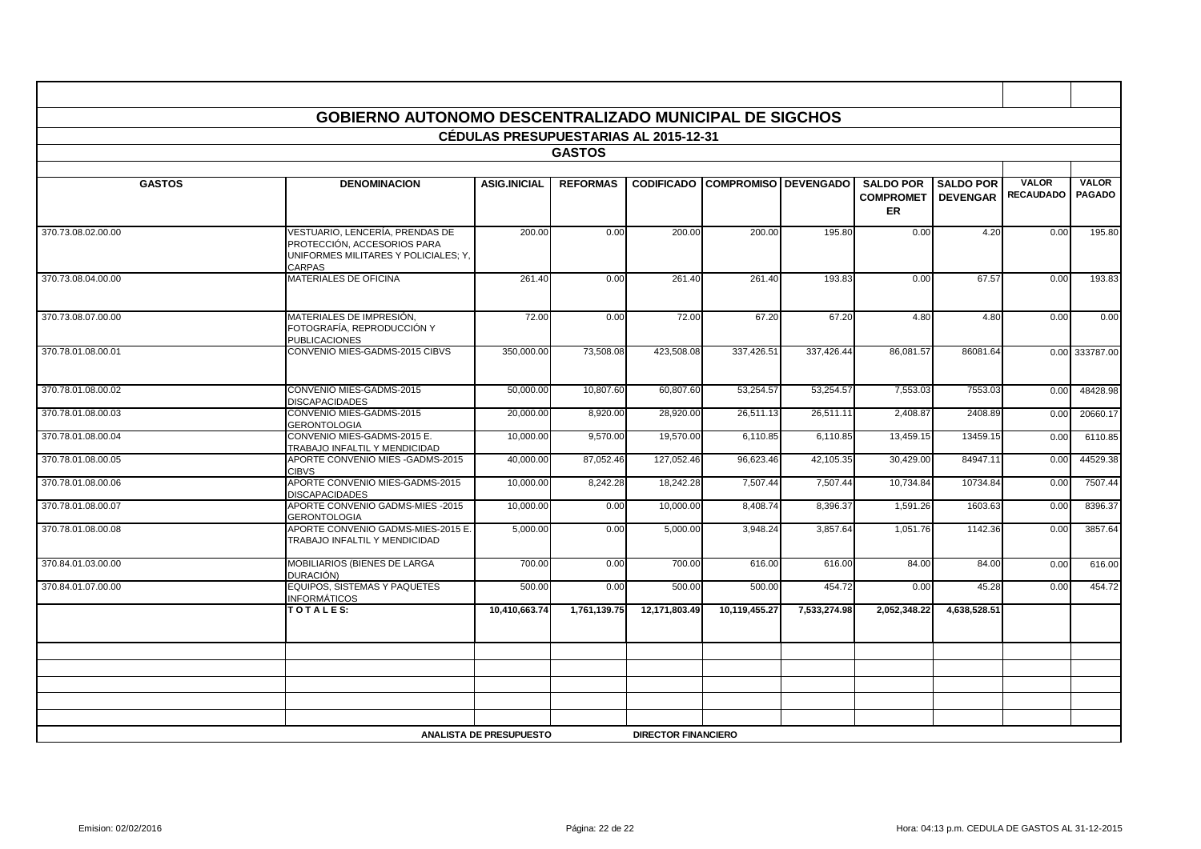# GOBIERNO AUTONOMO DESCENTRALIZADO MUNICIPAL DE SIGCHOS

## CÉDULAS PRESUPUESTARIAS AL 2015-12-31

### GASTOS

| GASTOS | DENOMINACION | ASIG.INICIAL | REFORMAS | CODIFICADO | COMPROMISO | DEVENGADO | SALDO POR COMPROMETER | SALDO POR DEVENGAR | VALOR RECAUDADO | VALOR PAGADO |
|---|---|---|---|---|---|---|---|---|---|---|
| 370.73.08.02.00.00 | VESTUARIO, LENCERÍA, PRENDAS DE PROTECCIÓN, ACCESORIOS PARA UNIFORMES MILITARES Y POLICIALES; Y, CARPAS | 200.00 | 0.00 | 200.00 | 200.00 | 195.80 | 0.00 | 4.20 | 0.00 | 195.80 |
| 370.73.08.04.00.00 | MATERIALES DE OFICINA | 261.40 | 0.00 | 261.40 | 261.40 | 193.83 | 0.00 | 67.57 | 0.00 | 193.83 |
| 370.73.08.07.00.00 | MATERIALES DE IMPRESIÓN, FOTOGRAFÍA, REPRODUCCIÓN Y PUBLICACIONES | 72.00 | 0.00 | 72.00 | 67.20 | 67.20 | 4.80 | 4.80 | 0.00 | 0.00 |
| 370.78.01.08.00.01 | CONVENIO MIES-GADMS-2015 CIBVS | 350,000.00 | 73,508.08 | 423,508.08 | 337,426.51 | 337,426.44 | 86,081.57 | 86081.64 | 0.00 | 333787.00 |
| 370.78.01.08.00.02 | CONVENIO MIES-GADMS-2015 DISCAPACIDADES | 50,000.00 | 10,807.60 | 60,807.60 | 53,254.57 | 53,254.57 | 7,553.03 | 7553.03 | 0.00 | 48428.98 |
| 370.78.01.08.00.03 | CONVENIO MIES-GADMS-2015 GERONTOLOGIA | 20,000.00 | 8,920.00 | 28,920.00 | 26,511.13 | 26,511.11 | 2,408.87 | 2408.89 | 0.00 | 20660.17 |
| 370.78.01.08.00.04 | CONVENIO MIES-GADMS-2015 E. TRABAJO INFALTIL Y MENDICIDAD | 10,000.00 | 9,570.00 | 19,570.00 | 6,110.85 | 6,110.85 | 13,459.15 | 13459.15 | 0.00 | 6110.85 |
| 370.78.01.08.00.05 | APORTE CONVENIO MIES -GADMS-2015 CIBVS | 40,000.00 | 87,052.46 | 127,052.46 | 96,623.46 | 42,105.35 | 30,429.00 | 84947.11 | 0.00 | 44529.38 |
| 370.78.01.08.00.06 | APORTE CONVENIO MIES-GADMS-2015 DISCAPACIDADES | 10,000.00 | 8,242.28 | 18,242.28 | 7,507.44 | 7,507.44 | 10,734.84 | 10734.84 | 0.00 | 7507.44 |
| 370.78.01.08.00.07 | APORTE CONVENIO GADMS-MIES -2015 GERONTOLOGIA | 10,000.00 | 0.00 | 10,000.00 | 8,408.74 | 8,396.37 | 1,591.26 | 1603.63 | 0.00 | 8396.37 |
| 370.78.01.08.00.08 | APORTE CONVENIO GADMS-MIES-2015 E. TRABAJO INFALTIL Y MENDICIDAD | 5,000.00 | 0.00 | 5,000.00 | 3,948.24 | 3,857.64 | 1,051.76 | 1142.36 | 0.00 | 3857.64 |
| 370.84.01.03.00.00 | MOBILIARIOS (BIENES DE LARGA DURACIÓN) | 700.00 | 0.00 | 700.00 | 616.00 | 616.00 | 84.00 | 84.00 | 0.00 | 616.00 |
| 370.84.01.07.00.00 | EQUIPOS, SISTEMAS Y PAQUETES INFORMÁTICOS | 500.00 | 0.00 | 500.00 | 500.00 | 454.72 | 0.00 | 45.28 | 0.00 | 454.72 |
| | **T O T A L E S:** | **10,410,663.74** | **1,761,139.75** | **12,171,803.49** | **10,119,455.27** | **7,533,274.98** | **2,052,348.22** | **4,638,528.51** | | |

**ANALISTA DE PRESUPUESTO** **DIRECTOR FINANCIERO**

Emision: 02/02/2016

Hora: 04:13 p.m. CEDULA DE GASTOS AL 31-12-2015